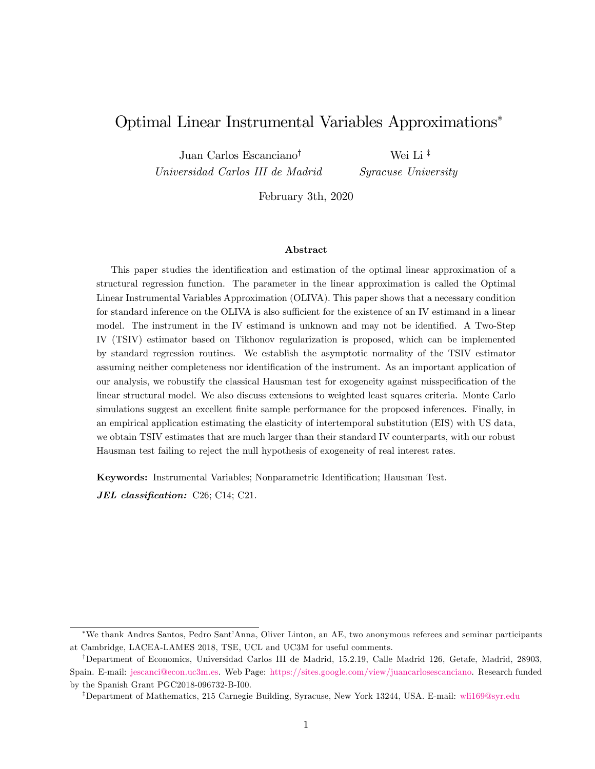# Optimal Linear Instrumental Variables Approximations[*]

Juan Carlos Escanciano[†]
*Universidad Carlos III de Madrid*

Wei Li [‡]
*Syracuse University*

February 3th, 2020

### Abstract

This paper studies the identification and estimation of the optimal linear approximation of a structural regression function. The parameter in the linear approximation is called the Optimal Linear Instrumental Variables Approximation (OLIVA). This paper shows that a necessary condition for standard inference on the OLIVA is also sufficient for the existence of an IV estimand in a linear model. The instrument in the IV estimand is unknown and may not be identified. A Two-Step IV (TSIV) estimator based on Tikhonov regularization is proposed, which can be implemented by standard regression routines. We establish the asymptotic normality of the TSIV estimator assuming neither completeness nor identification of the instrument. As an important application of our analysis, we robustify the classical Hausman test for exogeneity against misspecification of the linear structural model. We also discuss extensions to weighted least squares criteria. Monte Carlo simulations suggest an excellent finite sample performance for the proposed inferences. Finally, in an empirical application estimating the elasticity of intertemporal substitution (EIS) with US data, we obtain TSIV estimates that are much larger than their standard IV counterparts, with our robust Hausman test failing to reject the null hypothesis of exogeneity of real interest rates.

**Keywords:** Instrumental Variables; Nonparametric Identification; Hausman Test.

***JEL classification:*** C26; C14; C21.

---

[*] We thank Andres Santos, Pedro Sant'Anna, Oliver Linton, an AE, two anonymous referees and seminar participants at Cambridge, LACEA-LAMES 2018, TSE, UCL and UC3M for useful comments.

[†] Department of Economics, Universidad Carlos III de Madrid, 15.2.19, Calle Madrid 126, Getafe, Madrid, 28903, Spain. E-mail: jescanci@econ.uc3m.es. Web Page: https://sites.google.com/view/juancarlosescanciano. Research funded by the Spanish Grant PGC2018-096732-B-I00.

[‡] Department of Mathematics, 215 Carnegie Building, Syracuse, New York 13244, USA. E-mail: wli169@syr.edu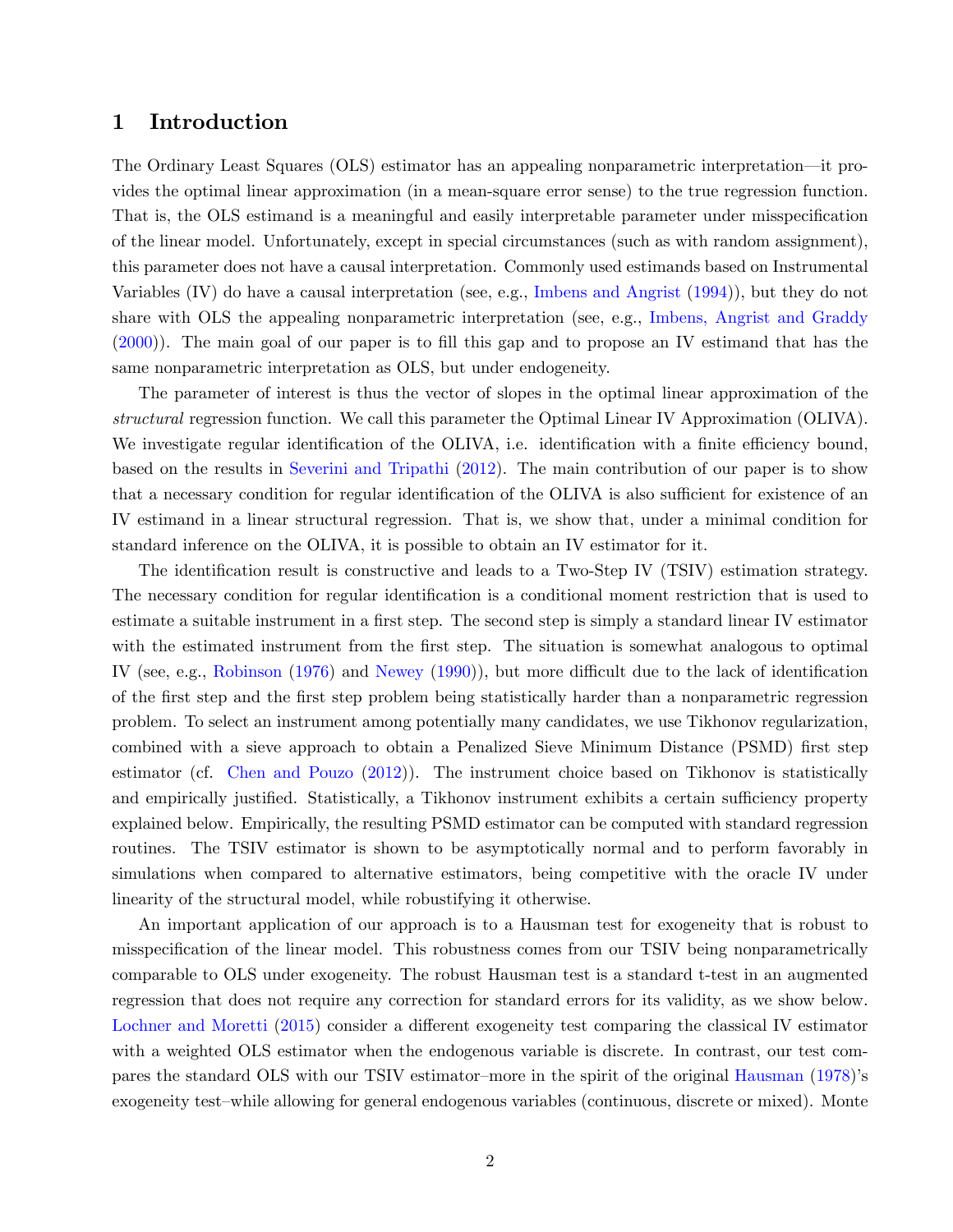## 1 Introduction

The Ordinary Least Squares (OLS) estimator has an appealing nonparametric interpretation—it provides the optimal linear approximation (in a mean-square error sense) to the true regression function. That is, the OLS estimand is a meaningful and easily interpretable parameter under misspecification of the linear model. Unfortunately, except in special circumstances (such as with random assignment), this parameter does not have a causal interpretation. Commonly used estimands based on Instrumental Variables (IV) do have a causal interpretation (see, e.g., Imbens and Angrist (1994)), but they do not share with OLS the appealing nonparametric interpretation (see, e.g., Imbens, Angrist and Graddy (2000)). The main goal of our paper is to fill this gap and to propose an IV estimand that has the same nonparametric interpretation as OLS, but under endogeneity.

The parameter of interest is thus the vector of slopes in the optimal linear approximation of the *structural* regression function. We call this parameter the Optimal Linear IV Approximation (OLIVA). We investigate regular identification of the OLIVA, i.e. identification with a finite efficiency bound, based on the results in Severini and Tripathi (2012). The main contribution of our paper is to show that a necessary condition for regular identification of the OLIVA is also sufficient for existence of an IV estimand in a linear structural regression. That is, we show that, under a minimal condition for standard inference on the OLIVA, it is possible to obtain an IV estimator for it.

The identification result is constructive and leads to a Two-Step IV (TSIV) estimation strategy. The necessary condition for regular identification is a conditional moment restriction that is used to estimate a suitable instrument in a first step. The second step is simply a standard linear IV estimator with the estimated instrument from the first step. The situation is somewhat analogous to optimal IV (see, e.g., Robinson (1976) and Newey (1990)), but more difficult due to the lack of identification of the first step and the first step problem being statistically harder than a nonparametric regression problem. To select an instrument among potentially many candidates, we use Tikhonov regularization, combined with a sieve approach to obtain a Penalized Sieve Minimum Distance (PSMD) first step estimator (cf. Chen and Pouzo (2012)). The instrument choice based on Tikhonov is statistically and empirically justified. Statistically, a Tikhonov instrument exhibits a certain sufficiency property explained below. Empirically, the resulting PSMD estimator can be computed with standard regression routines. The TSIV estimator is shown to be asymptotically normal and to perform favorably in simulations when compared to alternative estimators, being competitive with the oracle IV under linearity of the structural model, while robustifying it otherwise.

An important application of our approach is to a Hausman test for exogeneity that is robust to misspecification of the linear model. This robustness comes from our TSIV being nonparametrically comparable to OLS under exogeneity. The robust Hausman test is a standard t-test in an augmented regression that does not require any correction for standard errors for its validity, as we show below. Lochner and Moretti (2015) consider a different exogeneity test comparing the classical IV estimator with a weighted OLS estimator when the endogenous variable is discrete. In contrast, our test compares the standard OLS with our TSIV estimator–more in the spirit of the original Hausman (1978)'s exogeneity test–while allowing for general endogenous variables (continuous, discrete or mixed). Monte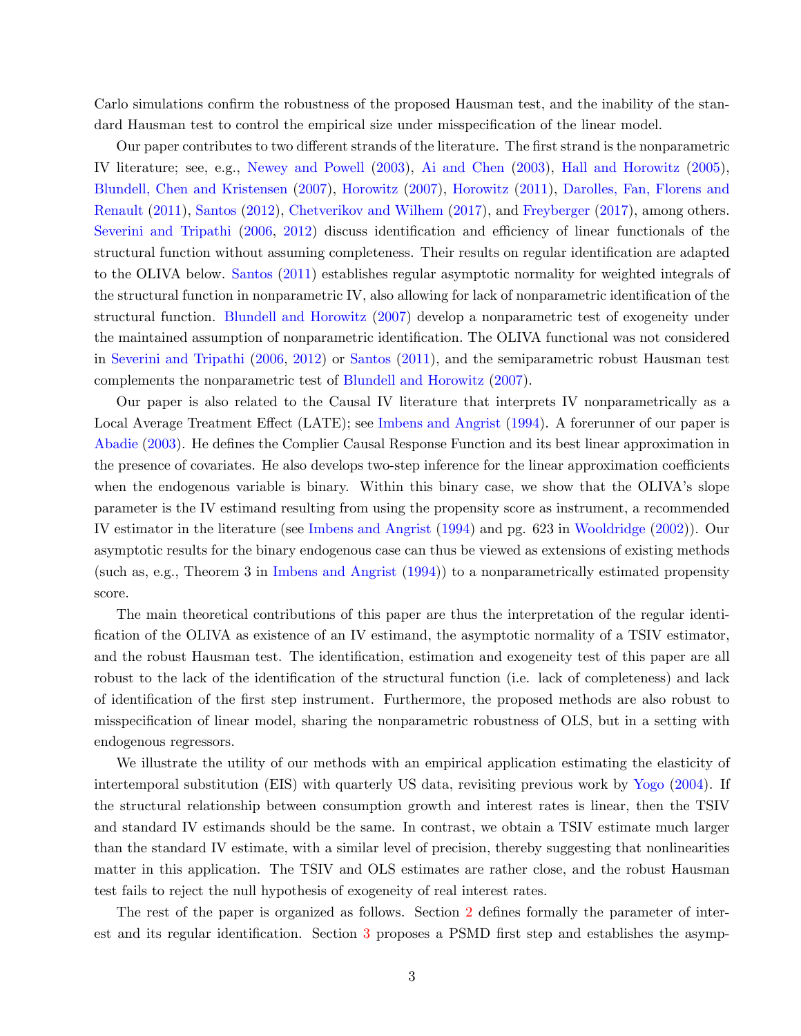Carlo simulations confirm the robustness of the proposed Hausman test, and the inability of the standard Hausman test to control the empirical size under misspecification of the linear model.

Our paper contributes to two different strands of the literature. The first strand is the nonparametric IV literature; see, e.g., Newey and Powell (2003), Ai and Chen (2003), Hall and Horowitz (2005), Blundell, Chen and Kristensen (2007), Horowitz (2007), Horowitz (2011), Darolles, Fan, Florens and Renault (2011), Santos (2012), Chetverikov and Wilhem (2017), and Freyberger (2017), among others. Severini and Tripathi (2006, 2012) discuss identification and efficiency of linear functionals of the structural function without assuming completeness. Their results on regular identification are adapted to the OLIVA below. Santos (2011) establishes regular asymptotic normality for weighted integrals of the structural function in nonparametric IV, also allowing for lack of nonparametric identification of the structural function. Blundell and Horowitz (2007) develop a nonparametric test of exogeneity under the maintained assumption of nonparametric identification. The OLIVA functional was not considered in Severini and Tripathi (2006, 2012) or Santos (2011), and the semiparametric robust Hausman test complements the nonparametric test of Blundell and Horowitz (2007).

Our paper is also related to the Causal IV literature that interprets IV nonparametrically as a Local Average Treatment Effect (LATE); see Imbens and Angrist (1994). A forerunner of our paper is Abadie (2003). He defines the Complier Causal Response Function and its best linear approximation in the presence of covariates. He also develops two-step inference for the linear approximation coefficients when the endogenous variable is binary. Within this binary case, we show that the OLIVA's slope parameter is the IV estimand resulting from using the propensity score as instrument, a recommended IV estimator in the literature (see Imbens and Angrist (1994) and pg. 623 in Wooldridge (2002)). Our asymptotic results for the binary endogenous case can thus be viewed as extensions of existing methods (such as, e.g., Theorem 3 in Imbens and Angrist (1994)) to a nonparametrically estimated propensity score.

The main theoretical contributions of this paper are thus the interpretation of the regular identification of the OLIVA as existence of an IV estimand, the asymptotic normality of a TSIV estimator, and the robust Hausman test. The identification, estimation and exogeneity test of this paper are all robust to the lack of the identification of the structural function (i.e. lack of completeness) and lack of identification of the first step instrument. Furthermore, the proposed methods are also robust to misspecification of linear model, sharing the nonparametric robustness of OLS, but in a setting with endogenous regressors.

We illustrate the utility of our methods with an empirical application estimating the elasticity of intertemporal substitution (EIS) with quarterly US data, revisiting previous work by Yogo (2004). If the structural relationship between consumption growth and interest rates is linear, then the TSIV and standard IV estimands should be the same. In contrast, we obtain a TSIV estimate much larger than the standard IV estimate, with a similar level of precision, thereby suggesting that nonlinearities matter in this application. The TSIV and OLS estimates are rather close, and the robust Hausman test fails to reject the null hypothesis of exogeneity of real interest rates.

The rest of the paper is organized as follows. Section 2 defines formally the parameter of interest and its regular identification. Section 3 proposes a PSMD first step and establishes the asymp-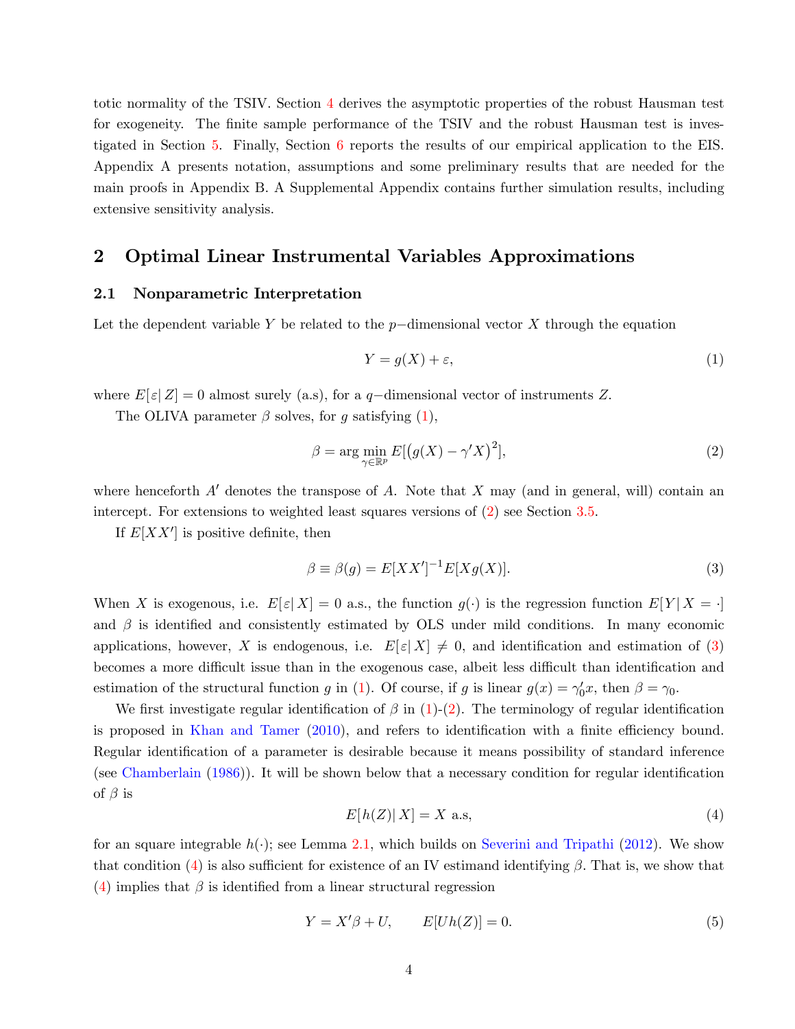totic normality of the TSIV. Section 4 derives the asymptotic properties of the robust Hausman test for exogeneity. The finite sample performance of the TSIV and the robust Hausman test is investigated in Section 5. Finally, Section 6 reports the results of our empirical application to the EIS. Appendix A presents notation, assumptions and some preliminary results that are needed for the main proofs in Appendix B. A Supplemental Appendix contains further simulation results, including extensive sensitivity analysis.

## 2 Optimal Linear Instrumental Variables Approximations

### 2.1 Nonparametric Interpretation

Let the dependent variable $Y$ be related to the $p-$dimensional vector $X$ through the equation

$$Y = g(X) + \varepsilon, \tag{1}$$

where $E[\varepsilon | Z] = 0$ almost surely (a.s), for a $q-$dimensional vector of instruments $Z$.

The OLIVA parameter $\beta$ solves, for $g$ satisfying (1),

$$\beta = \arg\min_{\gamma \in \mathbb{R}^p} E[\left(g(X) - \gamma' X\right)^2], \tag{2}$$

where henceforth $A'$ denotes the transpose of $A$. Note that $X$ may (and in general, will) contain an intercept. For extensions to weighted least squares versions of (2) see Section 3.5.

If $E[XX']$ is positive definite, then

$$\beta \equiv \beta(g) = E[XX']^{-1} E[Xg(X)]. \tag{3}$$

When $X$ is exogenous, i.e. $E[\varepsilon | X] = 0$ a.s., the function $g(\cdot)$ is the regression function $E[Y | X = \cdot]$ and $\beta$ is identified and consistently estimated by OLS under mild conditions. In many economic applications, however, $X$ is endogenous, i.e. $E[\varepsilon | X] \neq 0$, and identification and estimation of (3) becomes a more difficult issue than in the exogenous case, albeit less difficult than identification and estimation of the structural function $g$ in (1). Of course, if $g$ is linear $g(x) = \gamma_0' x$, then $\beta = \gamma_0$.

We first investigate regular identification of $\beta$ in (1)-(2). The terminology of regular identification is proposed in Khan and Tamer (2010), and refers to identification with a finite efficiency bound. Regular identification of a parameter is desirable because it means possibility of standard inference (see Chamberlain (1986)). It will be shown below that a necessary condition for regular identification of $\beta$ is

$$E[h(Z) | X] = X \text{ a.s}, \tag{4}$$

for an square integrable $h(\cdot)$; see Lemma 2.1, which builds on Severini and Tripathi (2012). We show that condition (4) is also sufficient for existence of an IV estimand identifying $\beta$. That is, we show that (4) implies that $\beta$ is identified from a linear structural regression

$$Y = X'\beta + U, \qquad E[Uh(Z)] = 0. \tag{5}$$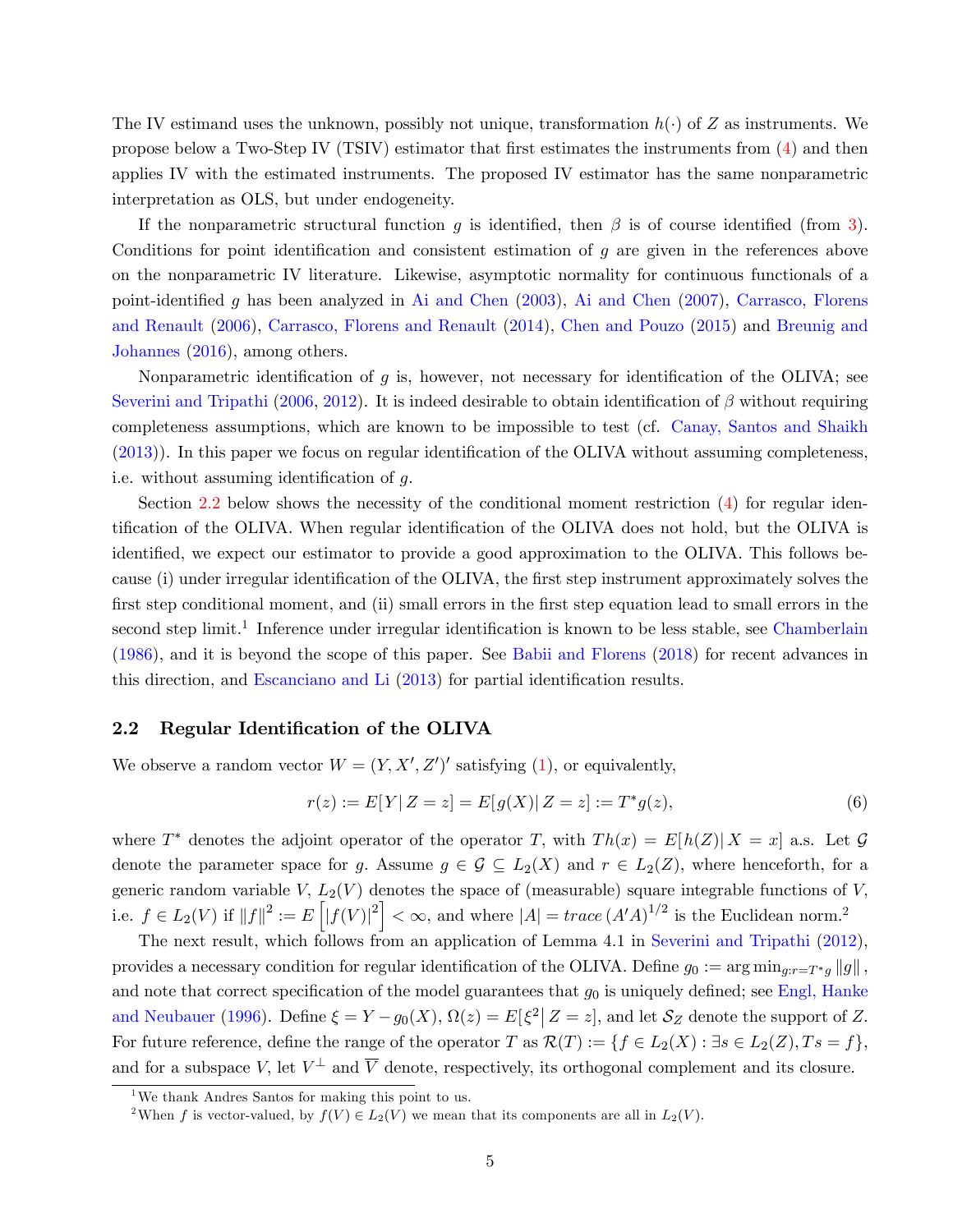The IV estimand uses the unknown, possibly not unique, transformation $h(\cdot)$ of $Z$ as instruments. We propose below a Two-Step IV (TSIV) estimator that first estimates the instruments from (4) and then applies IV with the estimated instruments. The proposed IV estimator has the same nonparametric interpretation as OLS, but under endogeneity.

If the nonparametric structural function $g$ is identified, then $\beta$ is of course identified (from 3). Conditions for point identification and consistent estimation of $g$ are given in the references above on the nonparametric IV literature. Likewise, asymptotic normality for continuous functionals of a point-identified $g$ has been analyzed in Ai and Chen (2003), Ai and Chen (2007), Carrasco, Florens and Renault (2006), Carrasco, Florens and Renault (2014), Chen and Pouzo (2015) and Breunig and Johannes (2016), among others.

Nonparametric identification of $g$ is, however, not necessary for identification of the OLIVA; see Severini and Tripathi (2006, 2012). It is indeed desirable to obtain identification of $\beta$ without requiring completeness assumptions, which are known to be impossible to test (cf. Canay, Santos and Shaikh (2013)). In this paper we focus on regular identification of the OLIVA without assuming completeness, i.e. without assuming identification of $g$.

Section 2.2 below shows the necessity of the conditional moment restriction (4) for regular identification of the OLIVA. When regular identification of the OLIVA does not hold, but the OLIVA is identified, we expect our estimator to provide a good approximation to the OLIVA. This follows because (i) under irregular identification of the OLIVA, the first step instrument approximately solves the first step conditional moment, and (ii) small errors in the first step equation lead to small errors in the second step limit.[1] Inference under irregular identification is known to be less stable, see Chamberlain (1986), and it is beyond the scope of this paper. See Babii and Florens (2018) for recent advances in this direction, and Escanciano and Li (2013) for partial identification results.

## 2.2 Regular Identification of the OLIVA

We observe a random vector $W = (Y, X', Z')'$ satisfying (1), or equivalently,

$$r(z) := E[Y|\, Z = z] = E[g(X)|\, Z = z] := T^* g(z), \tag{6}$$

where $T^*$ denotes the adjoint operator of the operator $T$, with $Th(x) = E[h(Z)|\, X = x]$ a.s. Let $\mathcal{G}$ denote the parameter space for $g$. Assume $g \in \mathcal{G} \subseteq L_2(X)$ and $r \in L_2(Z)$, where henceforth, for a generic random variable $V$, $L_2(V)$ denotes the space of (measurable) square integrable functions of $V$, i.e. $f \in L_2(V)$ if $\|f\|^2 := E\left[|f(V)|^2\right] < \infty$, and where $|A| = trace\,(A'A)^{1/2}$ is the Euclidean norm.[2]

The next result, which follows from an application of Lemma 4.1 in Severini and Tripathi (2012), provides a necessary condition for regular identification of the OLIVA. Define $g_0 := \arg\min_{g:r=T^*g} \|g\|$, and note that correct specification of the model guarantees that $g_0$ is uniquely defined; see Engl, Hanke and Neubauer (1996). Define $\xi = Y - g_0(X)$, $\Omega(z) = E[\xi^2|\, Z = z]$, and let $\mathcal{S}_Z$ denote the support of $Z$. For future reference, define the range of the operator $T$ as $\mathcal{R}(T) := \{f \in L_2(X) : \exists s \in L_2(Z), Ts = f\}$, and for a subspace $V$, let $V^{\perp}$ and $\overline{V}$ denote, respectively, its orthogonal complement and its closure.

[1] We thank Andres Santos for making this point to us.

[2] When $f$ is vector-valued, by $f(V) \in L_2(V)$ we mean that its components are all in $L_2(V)$.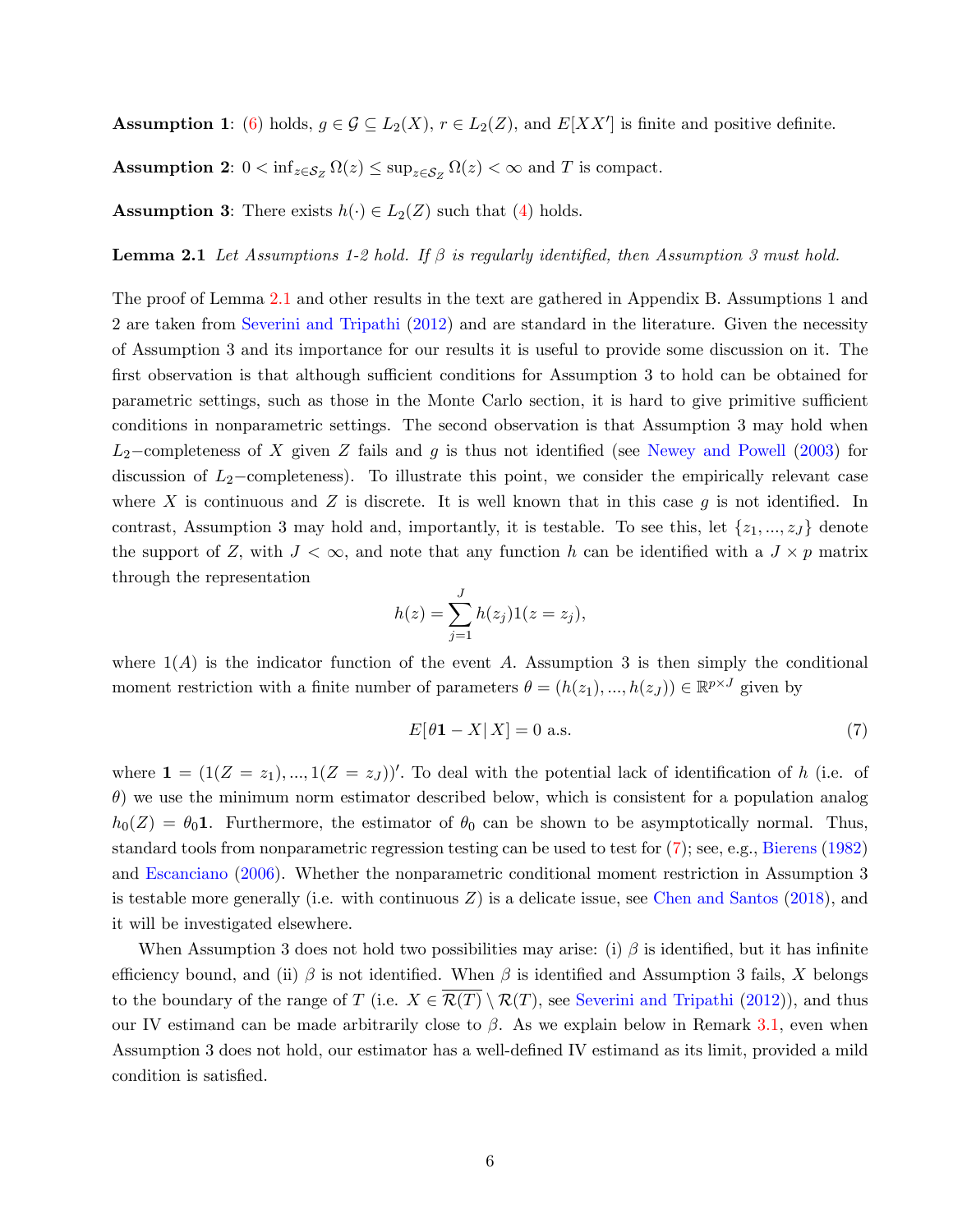**Assumption 1**: (6) holds, $g \in \mathcal{G} \subseteq L_2(X)$, $r \in L_2(Z)$, and $E[XX']$ is finite and positive definite.

**Assumption 2**: $0 < \inf_{z \in \mathcal{S}_Z} \Omega(z) \leq \sup_{z \in \mathcal{S}_Z} \Omega(z) < \infty$ and $T$ is compact.

**Assumption 3**: There exists $h(\cdot) \in L_2(Z)$ such that (4) holds.

**Lemma 2.1** *Let Assumptions 1-2 hold. If $\beta$ is regularly identified, then Assumption 3 must hold.*

The proof of Lemma 2.1 and other results in the text are gathered in Appendix B. Assumptions 1 and 2 are taken from Severini and Tripathi (2012) and are standard in the literature. Given the necessity of Assumption 3 and its importance for our results it is useful to provide some discussion on it. The first observation is that although sufficient conditions for Assumption 3 to hold can be obtained for parametric settings, such as those in the Monte Carlo section, it is hard to give primitive sufficient conditions in nonparametric settings. The second observation is that Assumption 3 may hold when $L_2-$completeness of $X$ given $Z$ fails and $g$ is thus not identified (see Newey and Powell (2003) for discussion of $L_2-$completeness). To illustrate this point, we consider the empirically relevant case where $X$ is continuous and $Z$ is discrete. It is well known that in this case $g$ is not identified. In contrast, Assumption 3 may hold and, importantly, it is testable. To see this, let $\{z_1, ..., z_J\}$ denote the support of $Z$, with $J < \infty$, and note that any function $h$ can be identified with a $J \times p$ matrix through the representation

$$h(z) = \sum_{j=1}^{J} h(z_j) 1(z = z_j),$$

where $1(A)$ is the indicator function of the event $A$. Assumption 3 is then simply the conditional moment restriction with a finite number of parameters $\theta = (h(z_1), ..., h(z_J)) \in \mathbb{R}^{p \times J}$ given by

$$E[\theta \mathbf{1} - X | X] = 0 \text{ a.s.} \tag{7}$$

where $\mathbf{1} = (1(Z = z_1), ..., 1(Z = z_J))'$. To deal with the potential lack of identification of $h$ (i.e. of $\theta$) we use the minimum norm estimator described below, which is consistent for a population analog $h_0(Z) = \theta_0 \mathbf{1}$. Furthermore, the estimator of $\theta_0$ can be shown to be asymptotically normal. Thus, standard tools from nonparametric regression testing can be used to test for (7); see, e.g., Bierens (1982) and Escanciano (2006). Whether the nonparametric conditional moment restriction in Assumption 3 is testable more generally (i.e. with continuous $Z$) is a delicate issue, see Chen and Santos (2018), and it will be investigated elsewhere.

When Assumption 3 does not hold two possibilities may arise: (i) $\beta$ is identified, but it has infinite efficiency bound, and (ii) $\beta$ is not identified. When $\beta$ is identified and Assumption 3 fails, $X$ belongs to the boundary of the range of $T$ (i.e. $X \in \overline{\mathcal{R}(T)} \setminus \mathcal{R}(T)$, see Severini and Tripathi (2012)), and thus our IV estimand can be made arbitrarily close to $\beta$. As we explain below in Remark 3.1, even when Assumption 3 does not hold, our estimator has a well-defined IV estimand as its limit, provided a mild condition is satisfied.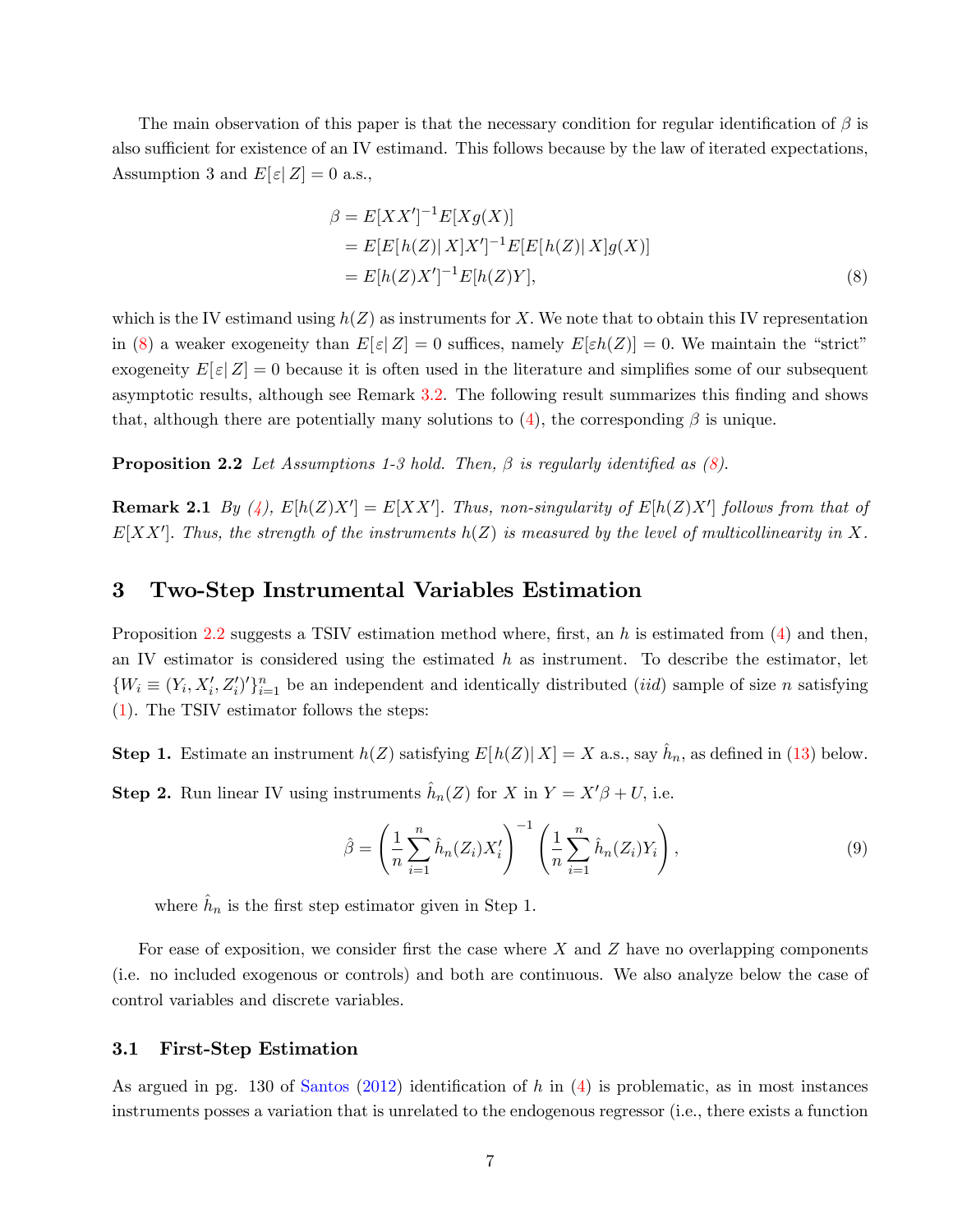The main observation of this paper is that the necessary condition for regular identification of $\beta$ is also sufficient for existence of an IV estimand. This follows because by the law of iterated expectations, Assumption 3 and $E[\varepsilon|Z] = 0$ a.s.,

$$
\begin{aligned}
\beta &= E[XX']^{-1}E[Xg(X)] \\
&= E[E[h(Z)|X]X']^{-1}E[E[h(Z)|X]g(X)] \\
&= E[h(Z)X']^{-1}E[h(Z)Y],
\end{aligned} \tag{8}
$$

which is the IV estimand using $h(Z)$ as instruments for $X$. We note that to obtain this IV representation in (8) a weaker exogeneity than $E[\varepsilon|Z] = 0$ suffices, namely $E[\varepsilon h(Z)] = 0$. We maintain the "strict" exogeneity $E[\varepsilon|Z] = 0$ because it is often used in the literature and simplifies some of our subsequent asymptotic results, although see Remark 3.2. The following result summarizes this finding and shows that, although there are potentially many solutions to (4), the corresponding $\beta$ is unique.

**Proposition 2.2** *Let Assumptions 1-3 hold. Then, $\beta$ is regularly identified as (8).*

**Remark 2.1** *By (4), $E[h(Z)X'] = E[XX']$. Thus, non-singularity of $E[h(Z)X']$ follows from that of $E[XX']$. Thus, the strength of the instruments $h(Z)$ is measured by the level of multicollinearity in $X$.*

## 3 Two-Step Instrumental Variables Estimation

Proposition 2.2 suggests a TSIV estimation method where, first, an $h$ is estimated from (4) and then, an IV estimator is considered using the estimated $h$ as instrument. To describe the estimator, let $\{W_i \equiv (Y_i, X_i', Z_i')'\}_{i=1}^n$ be an independent and identically distributed (*iid*) sample of size $n$ satisfying (1). The TSIV estimator follows the steps:

**Step 1.** Estimate an instrument $h(Z)$ satisfying $E[h(Z)|X] = X$ a.s., say $\hat{h}_n$, as defined in (13) below.

**Step 2.** Run linear IV using instruments $\hat{h}_n(Z)$ for $X$ in $Y = X'\beta + U$, i.e.

$$
\hat{\beta} = \left(\frac{1}{n}\sum_{i=1}^{n}\hat{h}_n(Z_i)X_i'\right)^{-1}\left(\frac{1}{n}\sum_{i=1}^{n}\hat{h}_n(Z_i)Y_i\right), \tag{9}
$$

where $\hat{h}_n$ is the first step estimator given in Step 1.

For ease of exposition, we consider first the case where $X$ and $Z$ have no overlapping components (i.e. no included exogenous or controls) and both are continuous. We also analyze below the case of control variables and discrete variables.

### 3.1 First-Step Estimation

As argued in pg. 130 of Santos (2012) identification of $h$ in (4) is problematic, as in most instances instruments posses a variation that is unrelated to the endogenous regressor (i.e., there exists a function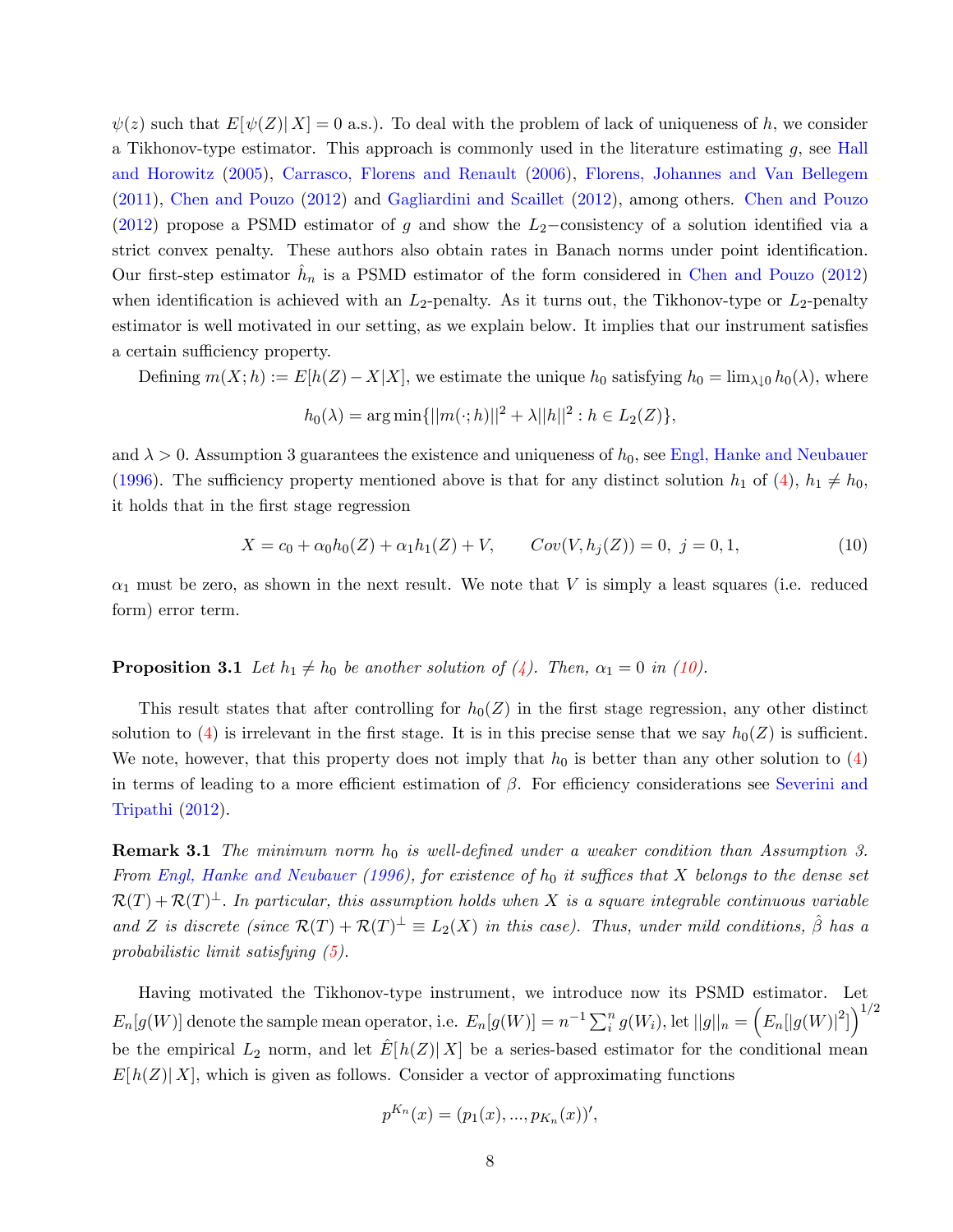$\psi(z)$ such that $E[\psi(Z)|X] = 0$ a.s.). To deal with the problem of lack of uniqueness of $h$, we consider a Tikhonov-type estimator. This approach is commonly used in the literature estimating $g$, see Hall and Horowitz (2005), Carrasco, Florens and Renault (2006), Florens, Johannes and Van Bellegem (2011), Chen and Pouzo (2012) and Gagliardini and Scaillet (2012), among others. Chen and Pouzo (2012) propose a PSMD estimator of $g$ and show the $L_2-$consistency of a solution identified via a strict convex penalty. These authors also obtain rates in Banach norms under point identification. Our first-step estimator $\hat{h}_n$ is a PSMD estimator of the form considered in Chen and Pouzo (2012) when identification is achieved with an $L_2$-penalty. As it turns out, the Tikhonov-type or $L_2$-penalty estimator is well motivated in our setting, as we explain below. It implies that our instrument satisfies a certain sufficiency property.

Defining $m(X;h) := E[h(Z) - X|X]$, we estimate the unique $h_0$ satisfying $h_0 = \lim_{\lambda\downarrow 0} h_0(\lambda)$, where

$$h_0(\lambda) = \arg\min\{||m(\cdot;h)||^2 + \lambda||h||^2 : h \in L_2(Z)\},$$

and $\lambda > 0$. Assumption 3 guarantees the existence and uniqueness of $h_0$, see Engl, Hanke and Neubauer (1996). The sufficiency property mentioned above is that for any distinct solution $h_1$ of (4), $h_1 \neq h_0$, it holds that in the first stage regression

$$X = c_0 + \alpha_0 h_0(Z) + \alpha_1 h_1(Z) + V, \qquad Cov(V, h_j(Z)) = 0,\ j = 0, 1, \tag{10}$$

$\alpha_1$ must be zero, as shown in the next result. We note that $V$ is simply a least squares (i.e. reduced form) error term.

**Proposition 3.1** *Let $h_1 \neq h_0$ be another solution of (4). Then, $\alpha_1 = 0$ in (10).*

This result states that after controlling for $h_0(Z)$ in the first stage regression, any other distinct solution to (4) is irrelevant in the first stage. It is in this precise sense that we say $h_0(Z)$ is sufficient. We note, however, that this property does not imply that $h_0$ is better than any other solution to (4) in terms of leading to a more efficient estimation of $\beta$. For efficiency considerations see Severini and Tripathi (2012).

**Remark 3.1** *The minimum norm $h_0$ is well-defined under a weaker condition than Assumption 3. From Engl, Hanke and Neubauer (1996), for existence of $h_0$ it suffices that $X$ belongs to the dense set $\mathcal{R}(T) + \mathcal{R}(T)^{\perp}$. In particular, this assumption holds when $X$ is a square integrable continuous variable and $Z$ is discrete (since $\mathcal{R}(T) + \mathcal{R}(T)^{\perp} \equiv L_2(X)$ in this case). Thus, under mild conditions, $\hat{\beta}$ has a probabilistic limit satisfying (5).*

Having motivated the Tikhonov-type instrument, we introduce now its PSMD estimator. Let $E_n[g(W)]$ denote the sample mean operator, i.e. $E_n[g(W)] = n^{-1}\sum_i^n g(W_i)$, let $||g||_n = \left(E_n[|g(W)|^2]\right)^{1/2}$ be the empirical $L_2$ norm, and let $\hat{E}[h(Z)|X]$ be a series-based estimator for the conditional mean $E[h(Z)|X]$, which is given as follows. Consider a vector of approximating functions

$$p^{K_n}(x) = (p_1(x), ..., p_{K_n}(x))',$$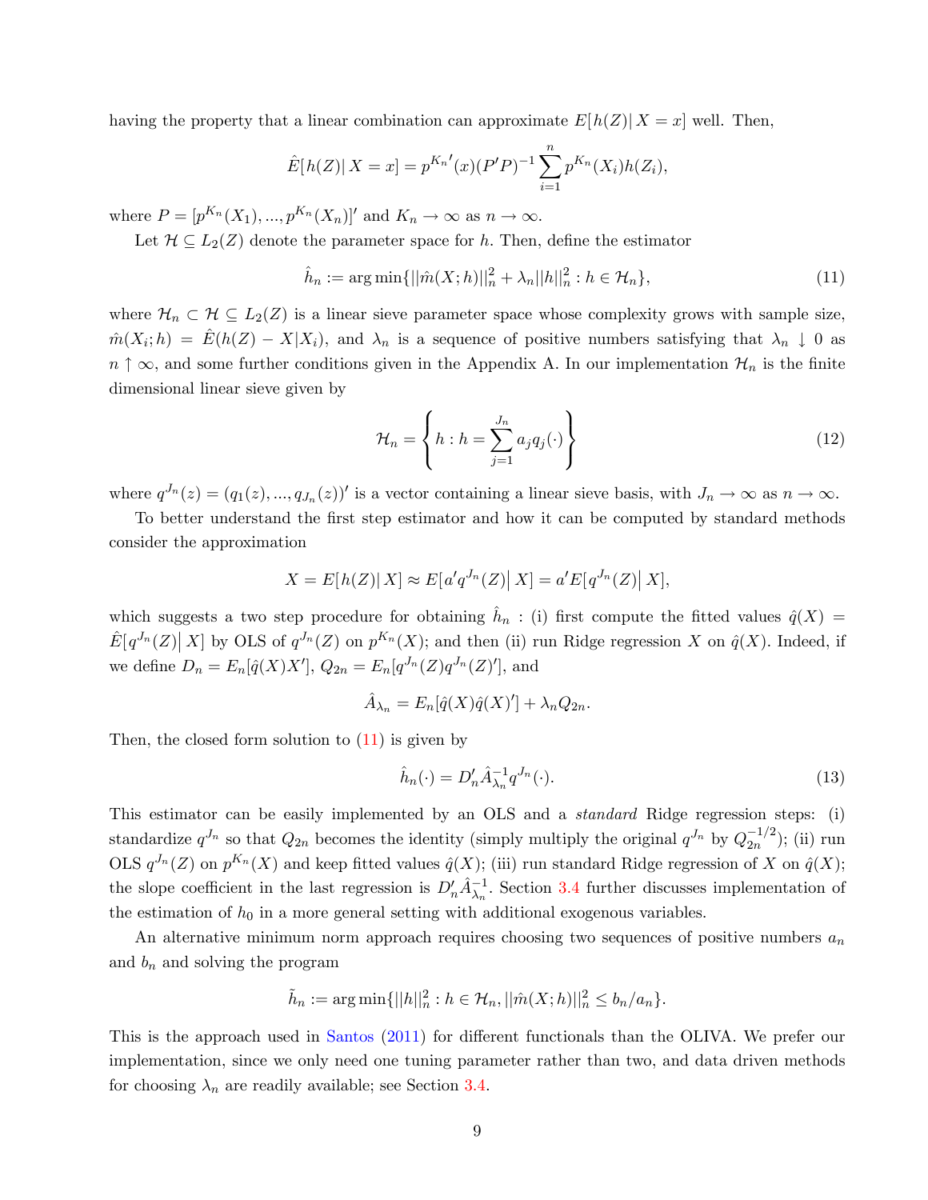having the property that a linear combination can approximate $E[h(Z)|\, X = x]$ well. Then,

$$\hat{E}[h(Z)|\, X = x] = p^{K_n\prime}(x)(P'P)^{-1}\sum_{i=1}^{n} p^{K_n}(X_i)h(Z_i),$$

where $P = [p^{K_n}(X_1), ..., p^{K_n}(X_n)]'$ and $K_n \to \infty$ as $n \to \infty$.

Let $\mathcal{H} \subseteq L_2(Z)$ denote the parameter space for $h$. Then, define the estimator

$$\hat{h}_n := \arg\min\{||\hat{m}(X; h)||_n^2 + \lambda_n ||h||_n^2 : h \in \mathcal{H}_n\}, \tag{11}$$

where $\mathcal{H}_n \subset \mathcal{H} \subseteq L_2(Z)$ is a linear sieve parameter space whose complexity grows with sample size, $\hat{m}(X_i; h) = \hat{E}(h(Z) - X|X_i)$, and $\lambda_n$ is a sequence of positive numbers satisfying that $\lambda_n \downarrow 0$ as $n \uparrow \infty$, and some further conditions given in the Appendix A. In our implementation $\mathcal{H}_n$ is the finite dimensional linear sieve given by

$$\mathcal{H}_n = \left\{ h : h = \sum_{j=1}^{J_n} a_j q_j(\cdot) \right\} \tag{12}$$

where $q^{J_n}(z) = (q_1(z), ..., q_{J_n}(z))'$ is a vector containing a linear sieve basis, with $J_n \to \infty$ as $n \to \infty$.

To better understand the first step estimator and how it can be computed by standard methods consider the approximation

$$X = E[h(Z)|\, X] \approx E[a'q^{J_n}(Z)\big|\, X] = a'E[q^{J_n}(Z)\big|\, X],$$

which suggests a two step procedure for obtaining $\hat{h}_n$ : (i) first compute the fitted values $\hat{q}(X) = \hat{E}[q^{J_n}(Z)\big|\, X]$ by OLS of $q^{J_n}(Z)$ on $p^{K_n}(X)$; and then (ii) run Ridge regression $X$ on $\hat{q}(X)$. Indeed, if we define $D_n = E_n[\hat{q}(X)X']$, $Q_{2n} = E_n[q^{J_n}(Z)q^{J_n}(Z)']$, and

$$\hat{A}_{\lambda_n} = E_n[\hat{q}(X)\hat{q}(X)'] + \lambda_n Q_{2n}.$$

Then, the closed form solution to (11) is given by

$$\hat{h}_n(\cdot) = D_n'\hat{A}_{\lambda_n}^{-1} q^{J_n}(\cdot). \tag{13}$$

This estimator can be easily implemented by an OLS and a *standard* Ridge regression steps: (i) standardize $q^{J_n}$ so that $Q_{2n}$ becomes the identity (simply multiply the original $q^{J_n}$ by $Q_{2n}^{-1/2}$); (ii) run OLS $q^{J_n}(Z)$ on $p^{K_n}(X)$ and keep fitted values $\hat{q}(X)$; (iii) run standard Ridge regression of $X$ on $\hat{q}(X)$; the slope coefficient in the last regression is $D_n'\hat{A}_{\lambda_n}^{-1}$. Section 3.4 further discusses implementation of the estimation of $h_0$ in a more general setting with additional exogenous variables.

An alternative minimum norm approach requires choosing two sequences of positive numbers $a_n$ and $b_n$ and solving the program

$$\tilde{h}_n := \arg\min\{||h||_n^2 : h \in \mathcal{H}_n, ||\hat{m}(X; h)||_n^2 \leq b_n/a_n\}.$$

This is the approach used in Santos (2011) for different functionals than the OLIVA. We prefer our implementation, since we only need one tuning parameter rather than two, and data driven methods for choosing $\lambda_n$ are readily available; see Section 3.4.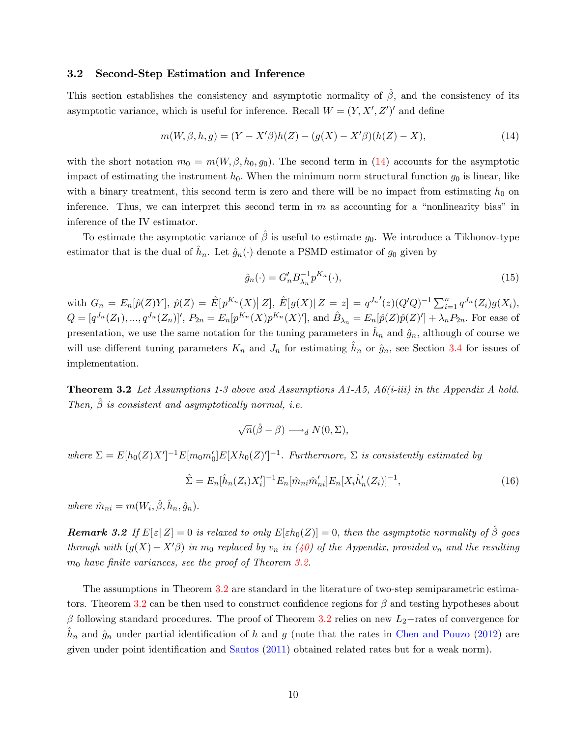### 3.2 Second-Step Estimation and Inference

This section establishes the consistency and asymptotic normality of $\hat{\beta}$, and the consistency of its asymptotic variance, which is useful for inference. Recall $W = (Y, X', Z')'$ and define

$$m(W, \beta, h, g) = (Y - X'\beta)h(Z) - (g(X) - X'\beta)(h(Z) - X), \tag{14}$$

with the short notation $m_0 = m(W, \beta, h_0, g_0)$. The second term in (14) accounts for the asymptotic impact of estimating the instrument $h_0$. When the minimum norm structural function $g_0$ is linear, like with a binary treatment, this second term is zero and there will be no impact from estimating $h_0$ on inference. Thus, we can interpret this second term in $m$ as accounting for a "nonlinearity bias" in inference of the IV estimator.

To estimate the asymptotic variance of $\hat{\beta}$ is useful to estimate $g_0$. We introduce a Tikhonov-type estimator that is the dual of $\hat{h}_n$. Let $\hat{g}_n(\cdot)$ denote a PSMD estimator of $g_0$ given by

$$\hat{g}_n(\cdot) = G_n' B_{\lambda_n}^{-1} p^{K_n}(\cdot), \tag{15}$$

with $G_n = E_n[\hat{p}(Z)Y]$, $\hat{p}(Z) = \hat{E}[p^{K_n}(X)|\, Z]$, $\hat{E}[g(X)|\, Z = z] = q^{J_n\prime}(z)(Q'Q)^{-1}\sum_{i=1}^{n} q^{J_n}(Z_i)g(X_i)$, $Q = [q^{J_n}(Z_1), ..., q^{J_n}(Z_n)]'$, $P_{2n} = E_n[p^{K_n}(X)p^{K_n}(X)']$, and $\hat{B}_{\lambda_n} = E_n[\hat{p}(Z)\hat{p}(Z)'] + \lambda_n P_{2n}$. For ease of presentation, we use the same notation for the tuning parameters in $\hat{h}_n$ and $\hat{g}_n$, although of course we will use different tuning parameters $K_n$ and $J_n$ for estimating $\hat{h}_n$ or $\hat{g}_n$, see Section 3.4 for issues of implementation.

**Theorem 3.2** *Let Assumptions 1-3 above and Assumptions A1-A5, A6(i-iii) in the Appendix A hold. Then, $\hat{\beta}$ is consistent and asymptotically normal, i.e.*

$$\sqrt{n}(\hat{\beta} - \beta) \longrightarrow_d N(0, \Sigma),$$

*where $\Sigma = E[h_0(Z)X']^{-1}E[m_0 m_0']E[Xh_0(Z)']^{-1}$. Furthermore, $\Sigma$ is consistently estimated by*

$$\hat{\Sigma} = E_n[\hat{h}_n(Z_i)X_i']^{-1}E_n[\hat{m}_{ni}\hat{m}_{ni}']E_n[X_i\hat{h}_n'(Z_i)]^{-1}, \tag{16}$$

*where $\hat{m}_{ni} = m(W_i, \hat{\beta}, \hat{h}_n, \hat{g}_n)$.*

***Remark 3.2*** *If $E[\varepsilon|\, Z] = 0$ is relaxed to only $E[\varepsilon h_0(Z)] = 0$, then the asymptotic normality of $\hat{\beta}$ goes through with $(g(X) - X'\beta)$ in $m_0$ replaced by $v_n$ in (40) of the Appendix, provided $v_n$ and the resulting $m_0$ have finite variances, see the proof of Theorem 3.2.*

The assumptions in Theorem 3.2 are standard in the literature of two-step semiparametric estimators. Theorem 3.2 can be then used to construct confidence regions for $\beta$ and testing hypotheses about $\beta$ following standard procedures. The proof of Theorem 3.2 relies on new $L_2-$rates of convergence for $\hat{h}_n$ and $\hat{g}_n$ under partial identification of $h$ and $g$ (note that the rates in Chen and Pouzo (2012) are given under point identification and Santos (2011) obtained related rates but for a weak norm).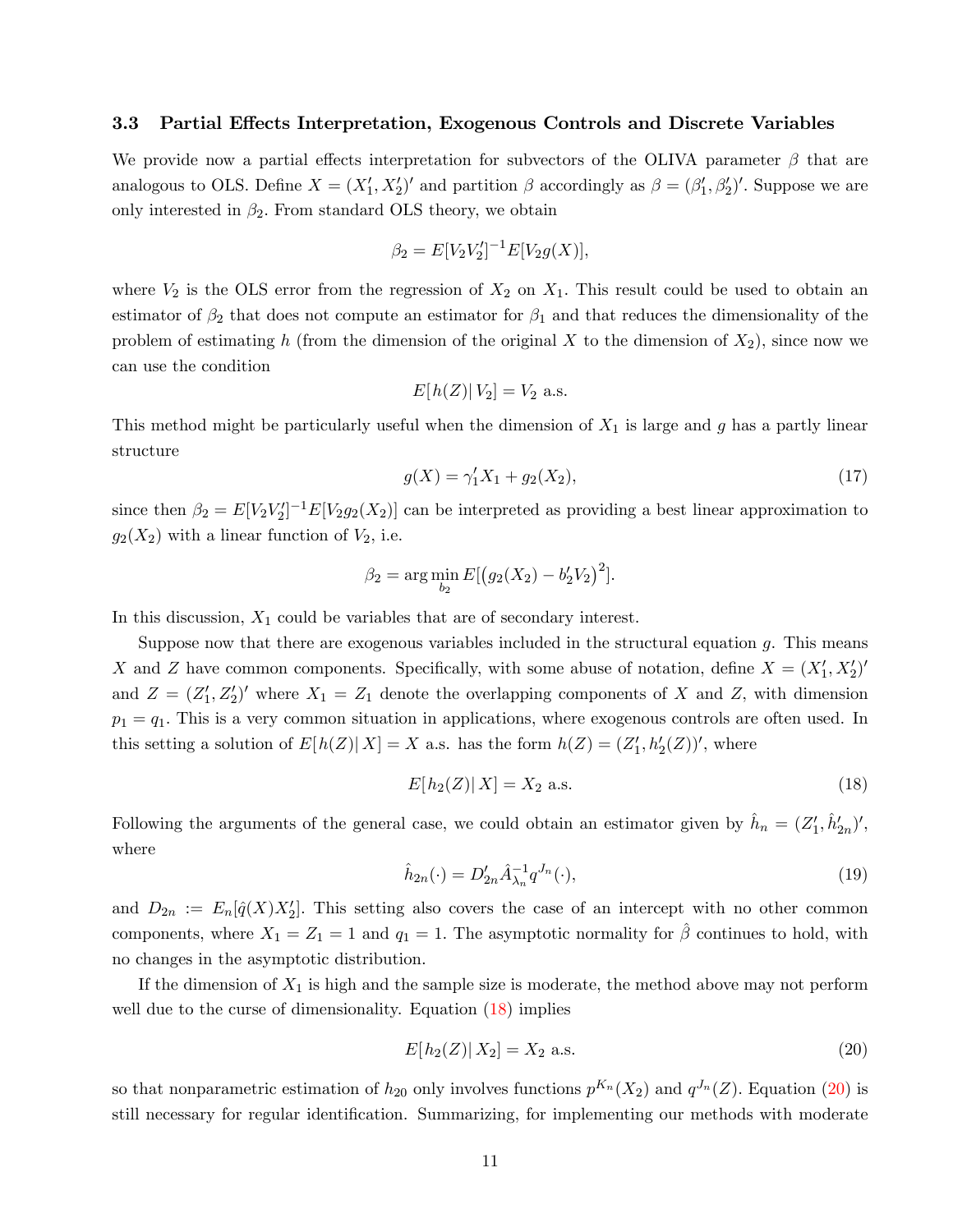### 3.3 Partial Effects Interpretation, Exogenous Controls and Discrete Variables

We provide now a partial effects interpretation for subvectors of the OLIVA parameter $\beta$ that are analogous to OLS. Define $X = (X_1', X_2')'$ and partition $\beta$ accordingly as $\beta = (\beta_1', \beta_2')'$. Suppose we are only interested in $\beta_2$. From standard OLS theory, we obtain

$$\beta_2 = E[V_2 V_2']^{-1} E[V_2 g(X)],$$

where $V_2$ is the OLS error from the regression of $X_2$ on $X_1$. This result could be used to obtain an estimator of $\beta_2$ that does not compute an estimator for $\beta_1$ and that reduces the dimensionality of the problem of estimating $h$ (from the dimension of the original $X$ to the dimension of $X_2$), since now we can use the condition

$$E[\,h(Z)|\,V_2] = V_2 \text{ a.s.}$$

This method might be particularly useful when the dimension of $X_1$ is large and $g$ has a partly linear structure

$$g(X) = \gamma_1' X_1 + g_2(X_2), \tag{17}$$

since then $\beta_2 = E[V_2 V_2']^{-1} E[V_2 g_2(X_2)]$ can be interpreted as providing a best linear approximation to $g_2(X_2)$ with a linear function of $V_2$, i.e.

$$\beta_2 = \arg\min_{b_2} E[\big(g_2(X_2) - b_2' V_2\big)^2].$$

In this discussion, $X_1$ could be variables that are of secondary interest.

Suppose now that there are exogenous variables included in the structural equation $g$. This means $X$ and $Z$ have common components. Specifically, with some abuse of notation, define $X = (X_1', X_2')'$ and $Z = (Z_1', Z_2')'$ where $X_1 = Z_1$ denote the overlapping components of $X$ and $Z$, with dimension $p_1 = q_1$. This is a very common situation in applications, where exogenous controls are often used. In this setting a solution of $E[\,h(Z)|\,X] = X$ a.s. has the form $h(Z) = (Z_1', h_2'(Z))'$, where

$$E[\,h_2(Z)|\,X] = X_2 \text{ a.s.} \tag{18}$$

Following the arguments of the general case, we could obtain an estimator given by $\hat{h}_n = (Z_1', \hat{h}_{2n}')'$, where

$$\hat{h}_{2n}(\cdot) = D_{2n}' \hat{A}_{\lambda_n}^{-1} q^{J_n}(\cdot), \tag{19}$$

and $D_{2n} := E_n[\hat{q}(X) X_2']$. This setting also covers the case of an intercept with no other common components, where $X_1 = Z_1 = 1$ and $q_1 = 1$. The asymptotic normality for $\hat{\beta}$ continues to hold, with no changes in the asymptotic distribution.

If the dimension of $X_1$ is high and the sample size is moderate, the method above may not perform well due to the curse of dimensionality. Equation (18) implies

$$E[\,h_2(Z)|\,X_2] = X_2 \text{ a.s.} \tag{20}$$

so that nonparametric estimation of $h_{20}$ only involves functions $p^{K_n}(X_2)$ and $q^{J_n}(Z)$. Equation (20) is still necessary for regular identification. Summarizing, for implementing our methods with moderate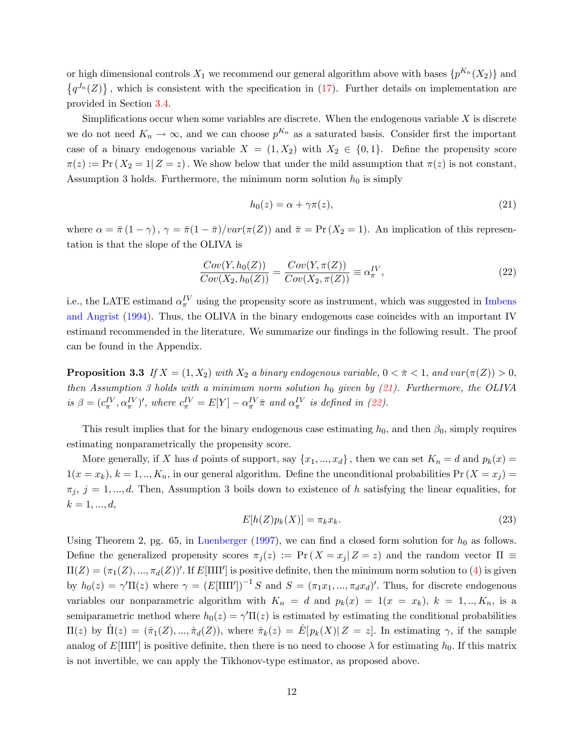or high dimensional controls $X_1$ we recommend our general algorithm above with bases $\{p^{K_n}(X_2)\}$ and $\{q^{J_n}(Z)\}$, which is consistent with the specification in (17). Further details on implementation are provided in Section 3.4.

Simplifications occur when some variables are discrete. When the endogenous variable $X$ is discrete we do not need $K_n \to \infty$, and we can choose $p^{K_n}$ as a saturated basis. Consider first the important case of a binary endogenous variable $X = (1, X_2)$ with $X_2 \in \{0, 1\}$. Define the propensity score $\pi(z) := \Pr(X_2 = 1 | Z = z)$. We show below that under the mild assumption that $\pi(z)$ is not constant, Assumption 3 holds. Furthermore, the minimum norm solution $h_0$ is simply

$$h_0(z) = \alpha + \gamma\pi(z), \tag{21}$$

where $\alpha = \bar{\pi}(1 - \gamma)$, $\gamma = \bar{\pi}(1 - \bar{\pi})/var(\pi(Z))$ and $\bar{\pi} = \Pr(X_2 = 1)$. An implication of this representation is that the slope of the OLIVA is

$$\frac{Cov(Y, h_0(Z))}{Cov(X_2, h_0(Z))} = \frac{Cov(Y, \pi(Z))}{Cov(X_2, \pi(Z))} \equiv \alpha_\pi^{IV}, \tag{22}$$

i.e., the LATE estimand $\alpha_\pi^{IV}$ using the propensity score as instrument, which was suggested in Imbens and Angrist (1994). Thus, the OLIVA in the binary endogenous case coincides with an important IV estimand recommended in the literature. We summarize our findings in the following result. The proof can be found in the Appendix.

**Proposition 3.3** *If $X = (1, X_2)$ with $X_2$ a binary endogenous variable, $0 < \bar{\pi} < 1$, and $var(\pi(Z)) > 0$, then Assumption 3 holds with a minimum norm solution $h_0$ given by (21). Furthermore, the OLIVA is $\beta = (c_\pi^{IV}, \alpha_\pi^{IV})'$, where $c_\pi^{IV} = E[Y] - \alpha_\pi^{IV}\bar{\pi}$ and $\alpha_\pi^{IV}$ is defined in (22).*

This result implies that for the binary endogenous case estimating $h_0$, and then $\beta_0$, simply requires estimating nonparametrically the propensity score.

More generally, if $X$ has $d$ points of support, say $\{x_1, ..., x_d\}$, then we can set $K_n = d$ and $p_k(x) = 1(x = x_k)$, $k = 1, .., K_n$, in our general algorithm. Define the unconditional probabilities $\Pr(X = x_j) = \pi_j$, $j = 1, ..., d$. Then, Assumption 3 boils down to existence of $h$ satisfying the linear equalities, for $k = 1, ..., d$,

$$E[h(Z)p_k(X)] = \pi_k x_k. \tag{23}$$

Using Theorem 2, pg. 65, in Luenberger (1997), we can find a closed form solution for $h_0$ as follows. Define the generalized propensity scores $\pi_j(z) := \Pr(X = x_j | Z = z)$ and the random vector $\Pi \equiv \Pi(Z) = (\pi_1(Z), ..., \pi_d(Z))'$. If $E[\Pi\Pi']$ is positive definite, then the minimum norm solution to (4) is given by $h_0(z) = \gamma'\Pi(z)$ where $\gamma = (E[\Pi\Pi'])^{-1} S$ and $S = (\pi_1 x_1, ..., \pi_d x_d)'$. Thus, for discrete endogenous variables our nonparametric algorithm with $K_n = d$ and $p_k(x) = 1(x = x_k)$, $k = 1, .., K_n$, is a semiparametric method where $h_0(z) = \gamma'\Pi(z)$ is estimated by estimating the conditional probabilities $\Pi(z)$ by $\hat{\Pi}(z) = (\hat{\pi}_1(Z), ..., \hat{\pi}_d(Z))$, where $\hat{\pi}_k(z) = \hat{E}[p_k(X) | Z = z]$. In estimating $\gamma$, if the sample analog of $E[\Pi\Pi']$ is positive definite, then there is no need to choose $\lambda$ for estimating $h_0$. If this matrix is not invertible, we can apply the Tikhonov-type estimator, as proposed above.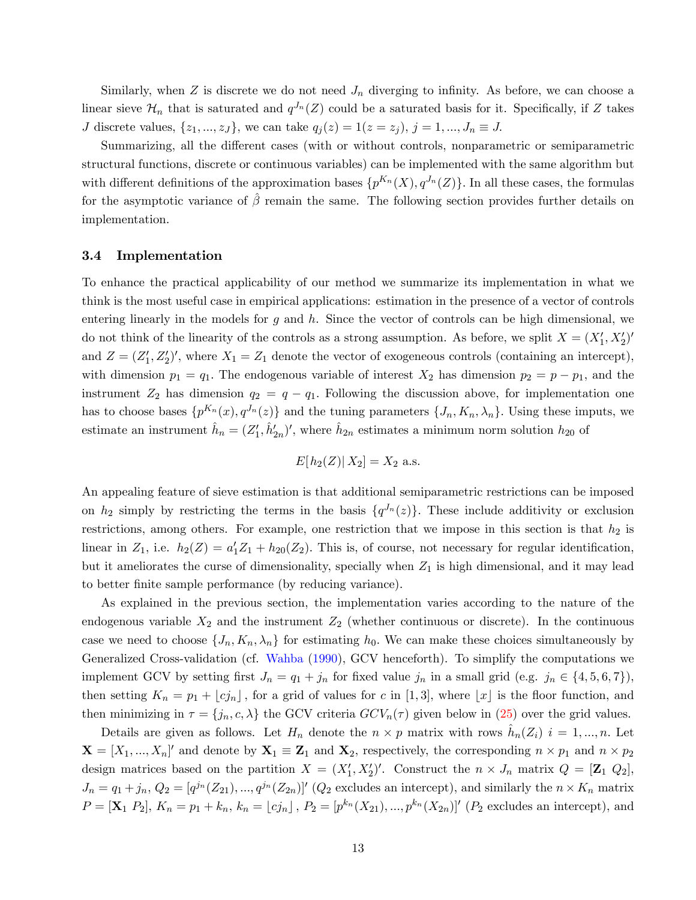Similarly, when $Z$ is discrete we do not need $J_n$ diverging to infinity. As before, we can choose a linear sieve $\mathcal{H}_n$ that is saturated and $q^{J_n}(Z)$ could be a saturated basis for it. Specifically, if $Z$ takes $J$ discrete values, $\{z_1, ..., z_J\}$, we can take $q_j(z) = 1(z = z_j)$, $j = 1, ..., J_n \equiv J$.

Summarizing, all the different cases (with or without controls, nonparametric or semiparametric structural functions, discrete or continuous variables) can be implemented with the same algorithm but with different definitions of the approximation bases $\{p^{K_n}(X), q^{J_n}(Z)\}$. In all these cases, the formulas for the asymptotic variance of $\hat{\beta}$ remain the same. The following section provides further details on implementation.

### 3.4 Implementation

To enhance the practical applicability of our method we summarize its implementation in what we think is the most useful case in empirical applications: estimation in the presence of a vector of controls entering linearly in the models for $g$ and $h$. Since the vector of controls can be high dimensional, we do not think of the linearity of the controls as a strong assumption. As before, we split $X = (X_1', X_2')'$ and $Z = (Z_1', Z_2')'$, where $X_1 = Z_1$ denote the vector of exogeneous controls (containing an intercept), with dimension $p_1 = q_1$. The endogenous variable of interest $X_2$ has dimension $p_2 = p - p_1$, and the instrument $Z_2$ has dimension $q_2 = q - q_1$. Following the discussion above, for implementation one has to choose bases $\{p^{K_n}(x), q^{J_n}(z)\}$ and the tuning parameters $\{J_n, K_n, \lambda_n\}$. Using these imputs, we estimate an instrument $\hat{h}_n = (Z_1', \hat{h}_{2n}')'$, where $\hat{h}_{2n}$ estimates a minimum norm solution $h_{20}$ of

$$E[\, h_2(Z)|\, X_2] = X_2 \text{ a.s.}$$

An appealing feature of sieve estimation is that additional semiparametric restrictions can be imposed on $h_2$ simply by restricting the terms in the basis $\{q^{J_n}(z)\}$. These include additivity or exclusion restrictions, among others. For example, one restriction that we impose in this section is that $h_2$ is linear in $Z_1$, i.e. $h_2(Z) = a_1' Z_1 + h_{20}(Z_2)$. This is, of course, not necessary for regular identification, but it ameliorates the curse of dimensionality, specially when $Z_1$ is high dimensional, and it may lead to better finite sample performance (by reducing variance).

As explained in the previous section, the implementation varies according to the nature of the endogenous variable $X_2$ and the instrument $Z_2$ (whether continuous or discrete). In the continuous case we need to choose $\{J_n, K_n, \lambda_n\}$ for estimating $h_0$. We can make these choices simultaneously by Generalized Cross-validation (cf. Wahba (1990), GCV henceforth). To simplify the computations we implement GCV by setting first $J_n = q_1 + j_n$ for fixed value $j_n$ in a small grid (e.g. $j_n \in \{4, 5, 6, 7\}$), then setting $K_n = p_1 + \lfloor cj_n \rfloor$, for a grid of values for $c$ in $[1, 3]$, where $\lfloor x \rfloor$ is the floor function, and then minimizing in $\tau = \{j_n, c, \lambda\}$ the GCV criteria $GCV_n(\tau)$ given below in (25) over the grid values.

Details are given as follows. Let $H_n$ denote the $n \times p$ matrix with rows $\hat{h}_n(Z_i)$ $i = 1, ..., n$. Let $\mathbf{X} = [X_1, ..., X_n]'$ and denote by $\mathbf{X}_1 \equiv \mathbf{Z}_1$ and $\mathbf{X}_2$, respectively, the corresponding $n \times p_1$ and $n \times p_2$ design matrices based on the partition $X = (X_1', X_2')'$. Construct the $n \times J_n$ matrix $Q = [\mathbf{Z}_1 \; Q_2]$, $J_n = q_1 + j_n$, $Q_2 = [q^{j_n}(Z_{21}), ..., q^{j_n}(Z_{2n})]'$ ($Q_2$ excludes an intercept), and similarly the $n \times K_n$ matrix $P = [\mathbf{X}_1 \; P_2]$, $K_n = p_1 + k_n$, $k_n = \lfloor cj_n \rfloor$, $P_2 = [p^{k_n}(X_{21}), ..., p^{k_n}(X_{2n})]'$ ($P_2$ excludes an intercept), and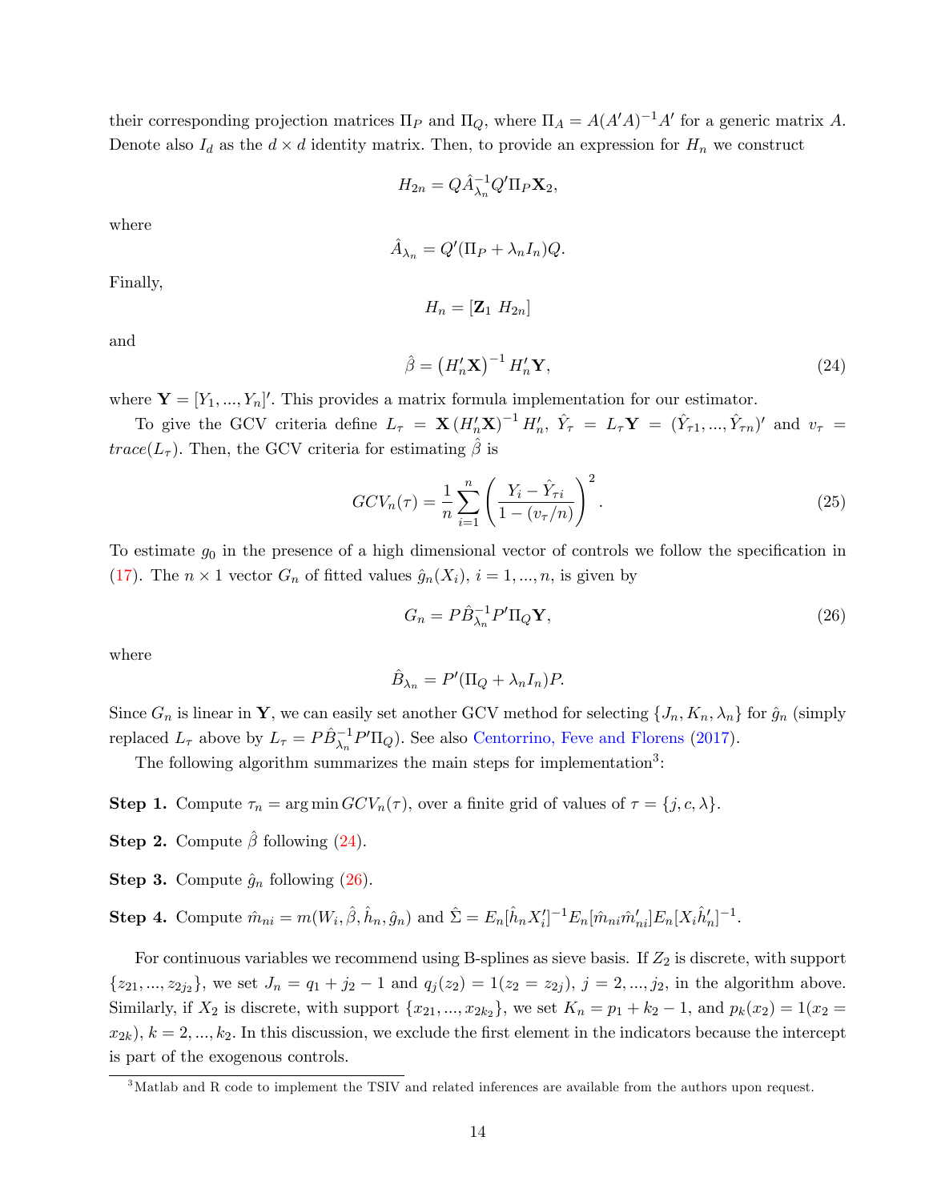their corresponding projection matrices $\Pi_P$ and $\Pi_Q$, where $\Pi_A = A(A'A)^{-1}A'$ for a generic matrix $A$. Denote also $I_d$ as the $d \times d$ identity matrix. Then, to provide an expression for $H_n$ we construct

$$H_{2n} = Q\hat{A}_{\lambda_n}^{-1}Q'\Pi_P \mathbf{X}_2,$$

where

$$\hat{A}_{\lambda_n} = Q'(\Pi_P + \lambda_n I_n)Q.$$

Finally,

$$H_n = [\mathbf{Z}_1 \; H_{2n}]$$

and

$$\hat{\beta} = \left(H_n'\mathbf{X}\right)^{-1} H_n'\mathbf{Y}, \tag{24}$$

where $\mathbf{Y} = [Y_1, ..., Y_n]'$. This provides a matrix formula implementation for our estimator.

To give the GCV criteria define $L_\tau = \mathbf{X}\left(H_n'\mathbf{X}\right)^{-1} H_n'$, $\hat{Y}_\tau = L_\tau \mathbf{Y} = (\hat{Y}_{\tau 1}, ..., \hat{Y}_{\tau n})'$ and $v_\tau = trace(L_\tau)$. Then, the GCV criteria for estimating $\hat{\beta}$ is

$$GCV_n(\tau) = \frac{1}{n}\sum_{i=1}^{n}\left(\frac{Y_i - \hat{Y}_{\tau i}}{1-(v_\tau/n)}\right)^2. \tag{25}$$

To estimate $g_0$ in the presence of a high dimensional vector of controls we follow the specification in (17). The $n \times 1$ vector $G_n$ of fitted values $\hat{g}_n(X_i)$, $i = 1, ..., n$, is given by

$$G_n = P\hat{B}_{\lambda_n}^{-1}P'\Pi_Q \mathbf{Y}, \tag{26}$$

where

$$\hat{B}_{\lambda_n} = P'(\Pi_Q + \lambda_n I_n)P.$$

Since $G_n$ is linear in $\mathbf{Y}$, we can easily set another GCV method for selecting $\{J_n, K_n, \lambda_n\}$ for $\hat{g}_n$ (simply replaced $L_\tau$ above by $L_\tau = P\hat{B}_{\lambda_n}^{-1}P'\Pi_Q$). See also Centorrino, Feve and Florens (2017).

The following algorithm summarizes the main steps for implementation[3]:

**Step 1.** Compute $\tau_n = \arg\min GCV_n(\tau)$, over a finite grid of values of $\tau = \{j, c, \lambda\}$.

**Step 2.** Compute $\hat{\beta}$ following (24).

**Step 3.** Compute $\hat{g}_n$ following (26).

**Step 4.** Compute $\hat{m}_{ni} = m(W_i, \hat{\beta}, \hat{h}_n, \hat{g}_n)$ and $\hat{\Sigma} = E_n[\hat{h}_n X_i']^{-1} E_n[\hat{m}_{ni}\hat{m}_{ni}'] E_n[X_i \hat{h}_n']^{-1}$.

For continuous variables we recommend using B-splines as sieve basis. If $Z_2$ is discrete, with support $\{z_{21}, ..., z_{2j_2}\}$, we set $J_n = q_1 + j_2 - 1$ and $q_j(z_2) = 1(z_2 = z_{2j})$, $j = 2, ..., j_2$, in the algorithm above. Similarly, if $X_2$ is discrete, with support $\{x_{21}, ..., x_{2k_2}\}$, we set $K_n = p_1 + k_2 - 1$, and $p_k(x_2) = 1(x_2 = x_{2k})$, $k = 2, ..., k_2$. In this discussion, we exclude the first element in the indicators because the intercept is part of the exogenous controls.

[3] Matlab and R code to implement the TSIV and related inferences are available from the authors upon request.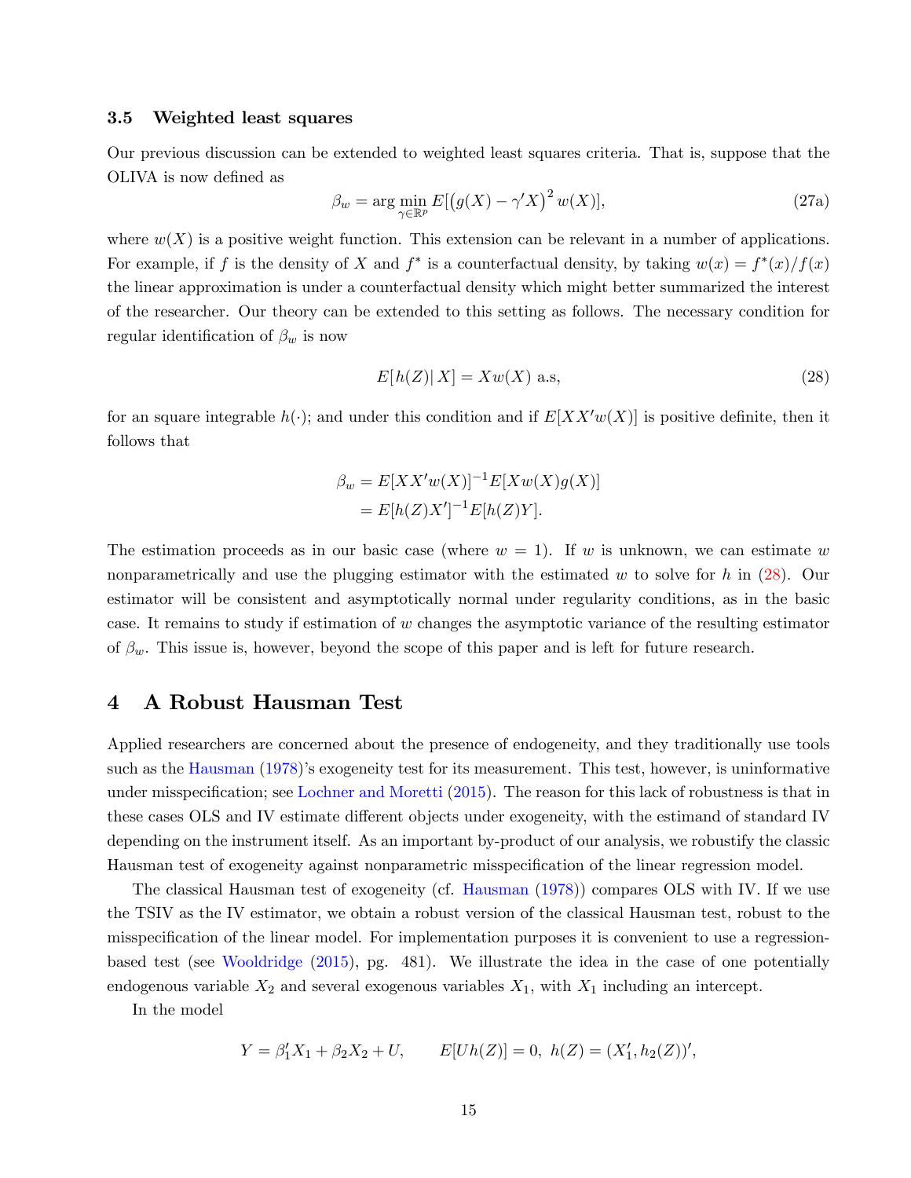### 3.5 Weighted least squares

Our previous discussion can be extended to weighted least squares criteria. That is, suppose that the OLIVA is now defined as

$$\beta_w = \arg\min_{\gamma \in \mathbb{R}^p} E[\left(g(X) - \gamma' X\right)^2 w(X)], \tag{27a}$$

where $w(X)$ is a positive weight function. This extension can be relevant in a number of applications. For example, if $f$ is the density of $X$ and $f^*$ is a counterfactual density, by taking $w(x) = f^*(x)/f(x)$ the linear approximation is under a counterfactual density which might better summarized the interest of the researcher. Our theory can be extended to this setting as follows. The necessary condition for regular identification of $\beta_w$ is now

$$E[h(Z)|\, X] = Xw(X) \text{ a.s}, \tag{28}$$

for an square integrable $h(\cdot)$; and under this condition and if $E[XX'w(X)]$ is positive definite, then it follows that

$$\begin{aligned}
\beta_w &= E[XX'w(X)]^{-1} E[Xw(X)g(X)] \\
&= E[h(Z)X']^{-1} E[h(Z)Y].
\end{aligned}$$

The estimation proceeds as in our basic case (where $w = 1$). If $w$ is unknown, we can estimate $w$ nonparametrically and use the plugging estimator with the estimated $w$ to solve for $h$ in (28). Our estimator will be consistent and asymptotically normal under regularity conditions, as in the basic case. It remains to study if estimation of $w$ changes the asymptotic variance of the resulting estimator of $\beta_w$. This issue is, however, beyond the scope of this paper and is left for future research.

## 4 A Robust Hausman Test

Applied researchers are concerned about the presence of endogeneity, and they traditionally use tools such as the Hausman (1978)'s exogeneity test for its measurement. This test, however, is uninformative under misspecification; see Lochner and Moretti (2015). The reason for this lack of robustness is that in these cases OLS and IV estimate different objects under exogeneity, with the estimand of standard IV depending on the instrument itself. As an important by-product of our analysis, we robustify the classic Hausman test of exogeneity against nonparametric misspecification of the linear regression model.

The classical Hausman test of exogeneity (cf. Hausman (1978)) compares OLS with IV. If we use the TSIV as the IV estimator, we obtain a robust version of the classical Hausman test, robust to the misspecification of the linear model. For implementation purposes it is convenient to use a regression-based test (see Wooldridge (2015), pg. 481). We illustrate the idea in the case of one potentially endogenous variable $X_2$ and several exogenous variables $X_1$, with $X_1$ including an intercept.

In the model

$$Y = \beta_1' X_1 + \beta_2 X_2 + U, \qquad E[Uh(Z)] = 0, \; h(Z) = (X_1', h_2(Z))',$$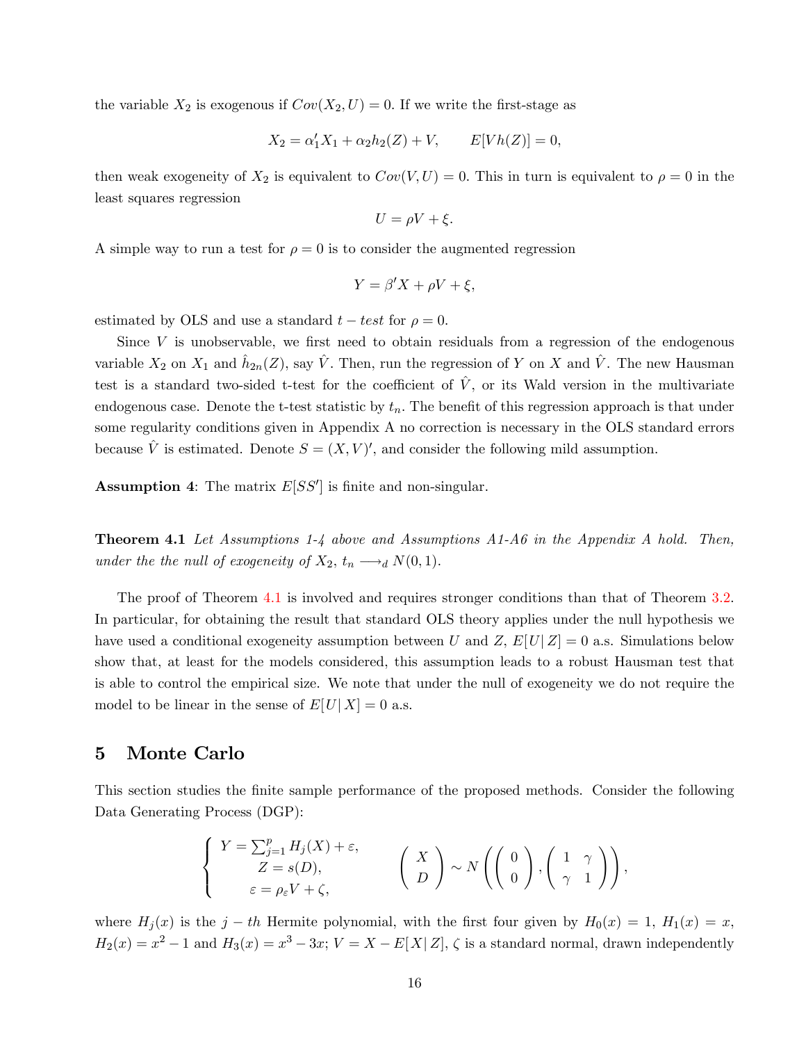the variable $X_2$ is exogenous if $Cov(X_2, U) = 0$. If we write the first-stage as

$$X_2 = \alpha_1' X_1 + \alpha_2 h_2(Z) + V, \qquad E[Vh(Z)] = 0,$$

then weak exogeneity of $X_2$ is equivalent to $Cov(V, U) = 0$. This in turn is equivalent to $\rho = 0$ in the least squares regression

$$U = \rho V + \xi.$$

A simple way to run a test for $\rho = 0$ is to consider the augmented regression

$$Y = \beta' X + \rho V + \xi,$$

estimated by OLS and use a standard $t-test$ for $\rho = 0$.

Since $V$ is unobservable, we first need to obtain residuals from a regression of the endogenous variable $X_2$ on $X_1$ and $\hat{h}_{2n}(Z)$, say $\hat{V}$. Then, run the regression of $Y$ on $X$ and $\hat{V}$. The new Hausman test is a standard two-sided t-test for the coefficient of $\hat{V}$, or its Wald version in the multivariate endogenous case. Denote the t-test statistic by $t_n$. The benefit of this regression approach is that under some regularity conditions given in Appendix A no correction is necessary in the OLS standard errors because $\hat{V}$ is estimated. Denote $S = (X, V)'$, and consider the following mild assumption.

**Assumption 4**: The matrix $E[SS']$ is finite and non-singular.

**Theorem 4.1** *Let Assumptions 1-4 above and Assumptions A1-A6 in the Appendix A hold. Then, under the the null of exogeneity of* $X_2$, $t_n \longrightarrow_d N(0, 1)$.

The proof of Theorem 4.1 is involved and requires stronger conditions than that of Theorem 3.2. In particular, for obtaining the result that standard OLS theory applies under the null hypothesis we have used a conditional exogeneity assumption between $U$ and $Z$, $E[U|\, Z] = 0$ a.s. Simulations below show that, at least for the models considered, this assumption leads to a robust Hausman test that is able to control the empirical size. We note that under the null of exogeneity we do not require the model to be linear in the sense of $E[U|\, X] = 0$ a.s.

## 5 Monte Carlo

This section studies the finite sample performance of the proposed methods. Consider the following Data Generating Process (DGP):

$$\begin{cases} Y = \sum_{j=1}^{p} H_j(X) + \varepsilon, \\ Z = s(D), \\ \varepsilon = \rho_\varepsilon V + \zeta, \end{cases} \qquad \begin{pmatrix} X \\ D \end{pmatrix} \sim N\left( \begin{pmatrix} 0 \\ 0 \end{pmatrix}, \begin{pmatrix} 1 & \gamma \\ \gamma & 1 \end{pmatrix} \right),$$

where $H_j(x)$ is the $j-th$ Hermite polynomial, with the first four given by $H_0(x) = 1$, $H_1(x) = x$, $H_2(x) = x^2 - 1$ and $H_3(x) = x^3 - 3x$; $V = X - E[X|\, Z]$, $\zeta$ is a standard normal, drawn independently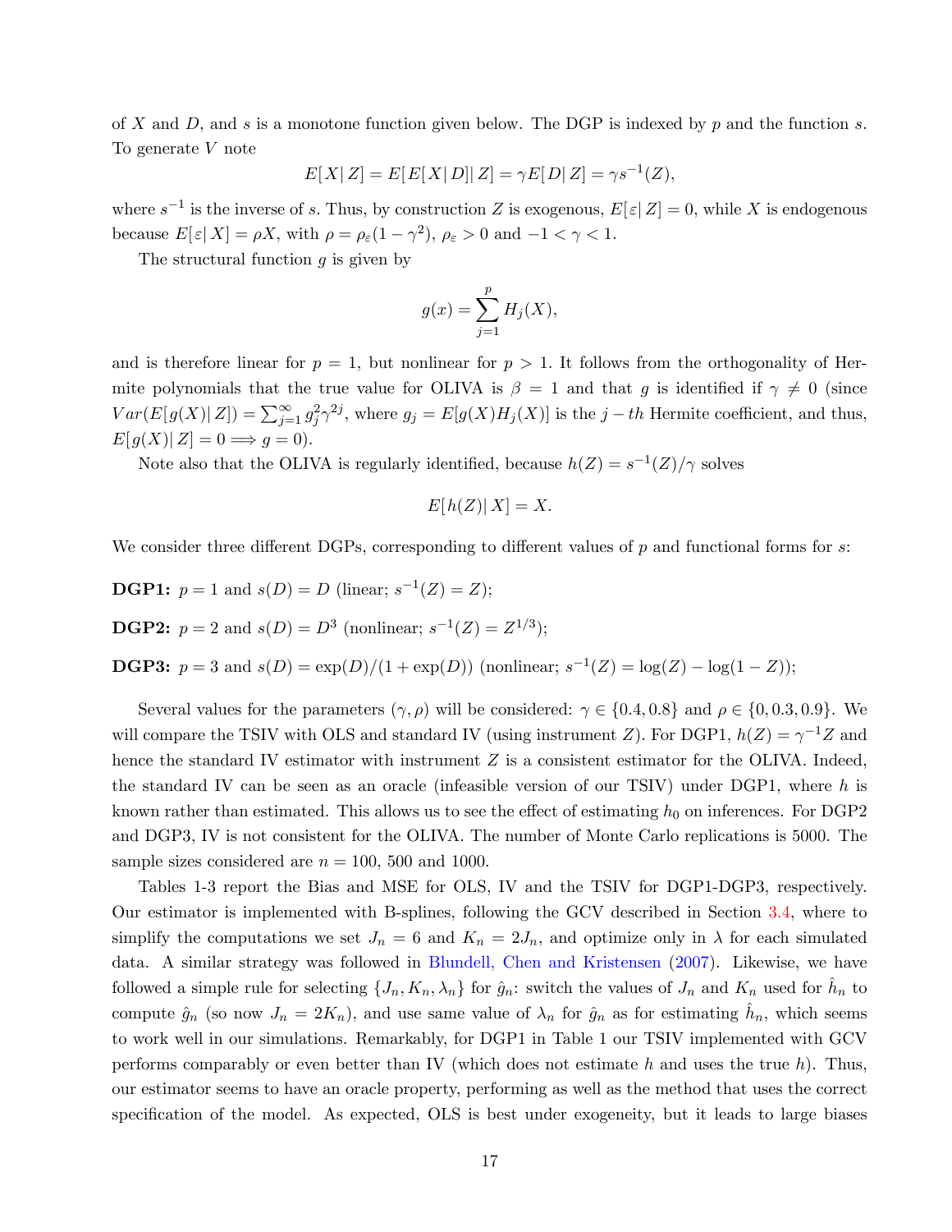of $X$ and $D$, and $s$ is a monotone function given below. The DGP is indexed by $p$ and the function $s$. To generate $V$ note

$$E[X|Z] = E[E[X|D]|Z] = \gamma E[D|Z] = \gamma s^{-1}(Z),$$

where $s^{-1}$ is the inverse of $s$. Thus, by construction $Z$ is exogenous, $E[\varepsilon|Z] = 0$, while $X$ is endogenous because $E[\varepsilon|X] = \rho X$, with $\rho = \rho_\varepsilon(1-\gamma^2)$, $\rho_\varepsilon > 0$ and $-1 < \gamma < 1$.

The structural function $g$ is given by

$$g(x) = \sum_{j=1}^{p} H_j(X),$$

and is therefore linear for $p = 1$, but nonlinear for $p > 1$. It follows from the orthogonality of Hermite polynomials that the true value for OLIVA is $\beta = 1$ and that $g$ is identified if $\gamma \neq 0$ (since $Var(E[g(X)|Z]) = \sum_{j=1}^{\infty} g_j^2 \gamma^{2j}$, where $g_j = E[g(X)H_j(X)]$ is the $j-th$ Hermite coefficient, and thus, $E[g(X)|Z] = 0 \Longrightarrow g = 0$).

Note also that the OLIVA is regularly identified, because $h(Z) = s^{-1}(Z)/\gamma$ solves

$$E[h(Z)|X] = X.$$

We consider three different DGPs, corresponding to different values of $p$ and functional forms for $s$:

**DGP1:** $p = 1$ and $s(D) = D$ (linear; $s^{-1}(Z) = Z$);

**DGP2:** $p = 2$ and $s(D) = D^3$ (nonlinear; $s^{-1}(Z) = Z^{1/3}$);

**DGP3:** $p = 3$ and $s(D) = \exp(D)/(1 + \exp(D))$ (nonlinear; $s^{-1}(Z) = \log(Z) - \log(1 - Z)$);

Several values for the parameters $(\gamma, \rho)$ will be considered: $\gamma \in \{0.4, 0.8\}$ and $\rho \in \{0, 0.3, 0.9\}$. We will compare the TSIV with OLS and standard IV (using instrument $Z$). For DGP1, $h(Z) = \gamma^{-1}Z$ and hence the standard IV estimator with instrument $Z$ is a consistent estimator for the OLIVA. Indeed, the standard IV can be seen as an oracle (infeasible version of our TSIV) under DGP1, where $h$ is known rather than estimated. This allows us to see the effect of estimating $h_0$ on inferences. For DGP2 and DGP3, IV is not consistent for the OLIVA. The number of Monte Carlo replications is 5000. The sample sizes considered are $n = 100$, 500 and 1000.

Tables 1-3 report the Bias and MSE for OLS, IV and the TSIV for DGP1-DGP3, respectively. Our estimator is implemented with B-splines, following the GCV described in Section 3.4, where to simplify the computations we set $J_n = 6$ and $K_n = 2J_n$, and optimize only in $\lambda$ for each simulated data. A similar strategy was followed in Blundell, Chen and Kristensen (2007). Likewise, we have followed a simple rule for selecting $\{J_n, K_n, \lambda_n\}$ for $\hat{g}_n$: switch the values of $J_n$ and $K_n$ used for $\hat{h}_n$ to compute $\hat{g}_n$ (so now $J_n = 2K_n$), and use same value of $\lambda_n$ for $\hat{g}_n$ as for estimating $\hat{h}_n$, which seems to work well in our simulations. Remarkably, for DGP1 in Table 1 our TSIV implemented with GCV performs comparably or even better than IV (which does not estimate $h$ and uses the true $h$). Thus, our estimator seems to have an oracle property, performing as well as the method that uses the correct specification of the model. As expected, OLS is best under exogeneity, but it leads to large biases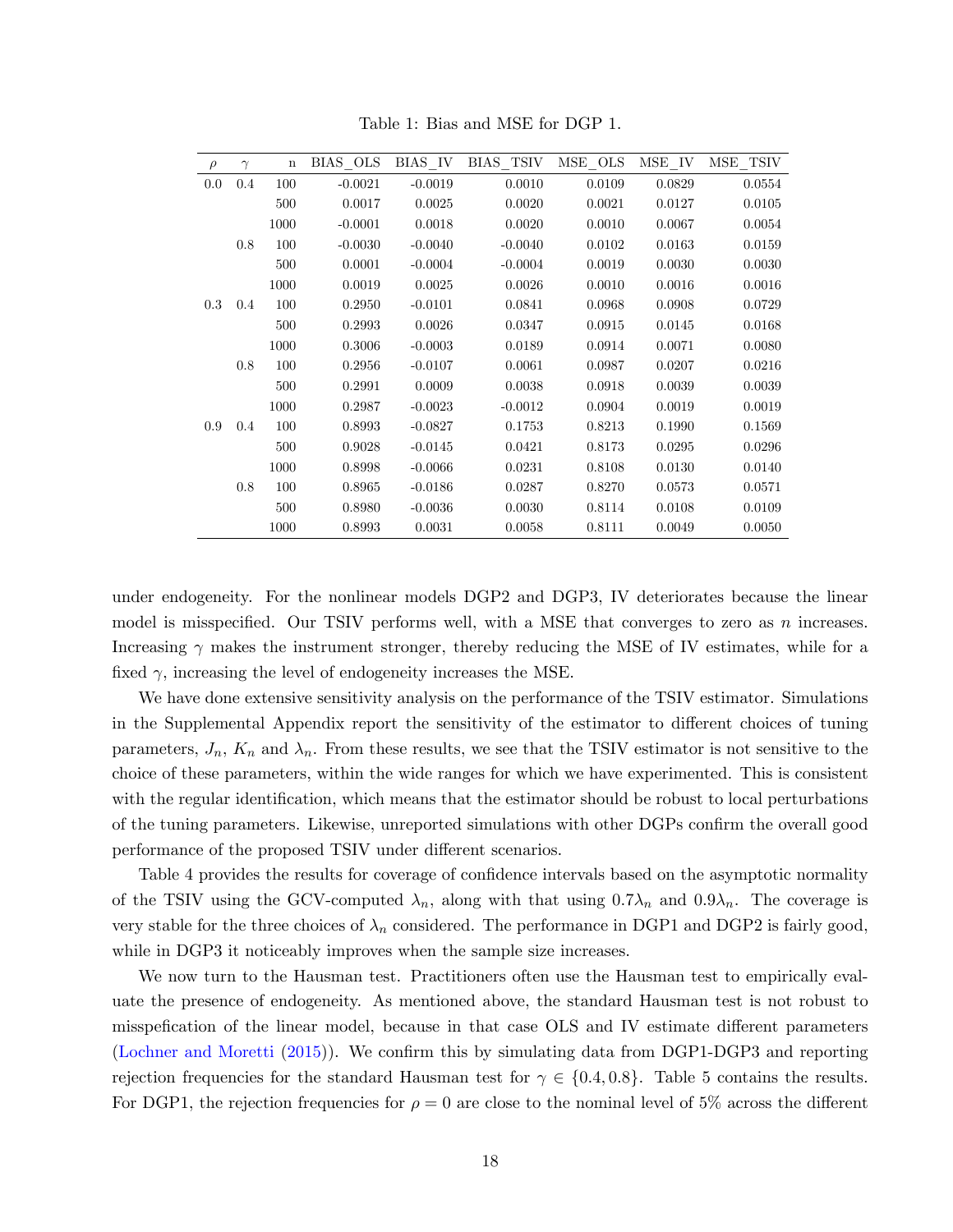Table 1: Bias and MSE for DGP 1.

| $\rho$ | $\gamma$ | n | BIAS_OLS | BIAS_IV | BIAS_TSIV | MSE_OLS | MSE_IV | MSE_TSIV |
|---|---|---|---|---|---|---|---|---|
| 0.0 | 0.4 | 100 | -0.0021 | -0.0019 | 0.0010 | 0.0109 | 0.0829 | 0.0554 |
| | | 500 | 0.0017 | 0.0025 | 0.0020 | 0.0021 | 0.0127 | 0.0105 |
| | | 1000 | -0.0001 | 0.0018 | 0.0020 | 0.0010 | 0.0067 | 0.0054 |
| | 0.8 | 100 | -0.0030 | -0.0040 | -0.0040 | 0.0102 | 0.0163 | 0.0159 |
| | | 500 | 0.0001 | -0.0004 | -0.0004 | 0.0019 | 0.0030 | 0.0030 |
| | | 1000 | 0.0019 | 0.0025 | 0.0026 | 0.0010 | 0.0016 | 0.0016 |
| 0.3 | 0.4 | 100 | 0.2950 | -0.0101 | 0.0841 | 0.0968 | 0.0908 | 0.0729 |
| | | 500 | 0.2993 | 0.0026 | 0.0347 | 0.0915 | 0.0145 | 0.0168 |
| | | 1000 | 0.3006 | -0.0003 | 0.0189 | 0.0914 | 0.0071 | 0.0080 |
| | 0.8 | 100 | 0.2956 | -0.0107 | 0.0061 | 0.0987 | 0.0207 | 0.0216 |
| | | 500 | 0.2991 | 0.0009 | 0.0038 | 0.0918 | 0.0039 | 0.0039 |
| | | 1000 | 0.2987 | -0.0023 | -0.0012 | 0.0904 | 0.0019 | 0.0019 |
| 0.9 | 0.4 | 100 | 0.8993 | -0.0827 | 0.1753 | 0.8213 | 0.1990 | 0.1569 |
| | | 500 | 0.9028 | -0.0145 | 0.0421 | 0.8173 | 0.0295 | 0.0296 |
| | | 1000 | 0.8998 | -0.0066 | 0.0231 | 0.8108 | 0.0130 | 0.0140 |
| | 0.8 | 100 | 0.8965 | -0.0186 | 0.0287 | 0.8270 | 0.0573 | 0.0571 |
| | | 500 | 0.8980 | -0.0036 | 0.0030 | 0.8114 | 0.0108 | 0.0109 |
| | | 1000 | 0.8993 | 0.0031 | 0.0058 | 0.8111 | 0.0049 | 0.0050 |

under endogeneity. For the nonlinear models DGP2 and DGP3, IV deteriorates because the linear model is misspecified. Our TSIV performs well, with a MSE that converges to zero as $n$ increases. Increasing $\gamma$ makes the instrument stronger, thereby reducing the MSE of IV estimates, while for a fixed $\gamma$, increasing the level of endogeneity increases the MSE.

We have done extensive sensitivity analysis on the performance of the TSIV estimator. Simulations in the Supplemental Appendix report the sensitivity of the estimator to different choices of tuning parameters, $J_n$, $K_n$ and $\lambda_n$. From these results, we see that the TSIV estimator is not sensitive to the choice of these parameters, within the wide ranges for which we have experimented. This is consistent with the regular identification, which means that the estimator should be robust to local perturbations of the tuning parameters. Likewise, unreported simulations with other DGPs confirm the overall good performance of the proposed TSIV under different scenarios.

Table 4 provides the results for coverage of confidence intervals based on the asymptotic normality of the TSIV using the GCV-computed $\lambda_n$, along with that using $0.7\lambda_n$ and $0.9\lambda_n$. The coverage is very stable for the three choices of $\lambda_n$ considered. The performance in DGP1 and DGP2 is fairly good, while in DGP3 it noticeably improves when the sample size increases.

We now turn to the Hausman test. Practitioners often use the Hausman test to empirically evaluate the presence of endogeneity. As mentioned above, the standard Hausman test is not robust to misspefication of the linear model, because in that case OLS and IV estimate different parameters (Lochner and Moretti (2015)). We confirm this by simulating data from DGP1-DGP3 and reporting rejection frequencies for the standard Hausman test for $\gamma \in \{0.4, 0.8\}$. Table 5 contains the results. For DGP1, the rejection frequencies for $\rho = 0$ are close to the nominal level of 5% across the different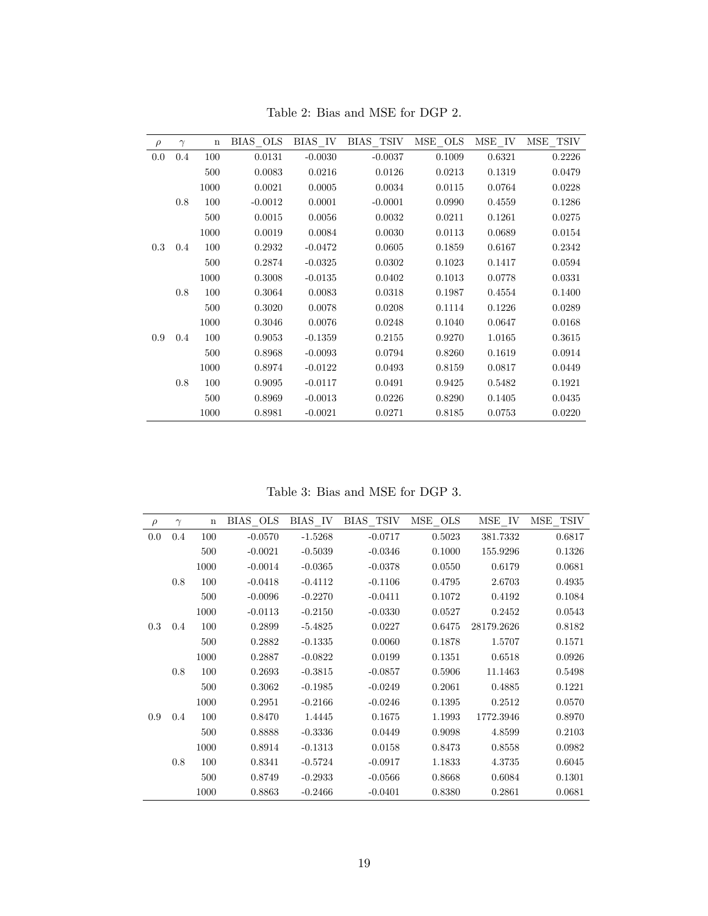Table 2: Bias and MSE for DGP 2.

| $\rho$ | $\gamma$ | n | BIAS_OLS | BIAS_IV | BIAS_TSIV | MSE_OLS | MSE_IV | MSE_TSIV |
|---|---|---|---|---|---|---|---|---|
| 0.0 | 0.4 | 100 | 0.0131 | -0.0030 | -0.0037 | 0.1009 | 0.6321 | 0.2226 |
| | | 500 | 0.0083 | 0.0216 | 0.0126 | 0.0213 | 0.1319 | 0.0479 |
| | | 1000 | 0.0021 | 0.0005 | 0.0034 | 0.0115 | 0.0764 | 0.0228 |
| | 0.8 | 100 | -0.0012 | 0.0001 | -0.0001 | 0.0990 | 0.4559 | 0.1286 |
| | | 500 | 0.0015 | 0.0056 | 0.0032 | 0.0211 | 0.1261 | 0.0275 |
| | | 1000 | 0.0019 | 0.0084 | 0.0030 | 0.0113 | 0.0689 | 0.0154 |
| 0.3 | 0.4 | 100 | 0.2932 | -0.0472 | 0.0605 | 0.1859 | 0.6167 | 0.2342 |
| | | 500 | 0.2874 | -0.0325 | 0.0302 | 0.1023 | 0.1417 | 0.0594 |
| | | 1000 | 0.3008 | -0.0135 | 0.0402 | 0.1013 | 0.0778 | 0.0331 |
| | 0.8 | 100 | 0.3064 | 0.0083 | 0.0318 | 0.1987 | 0.4554 | 0.1400 |
| | | 500 | 0.3020 | 0.0078 | 0.0208 | 0.1114 | 0.1226 | 0.0289 |
| | | 1000 | 0.3046 | 0.0076 | 0.0248 | 0.1040 | 0.0647 | 0.0168 |
| 0.9 | 0.4 | 100 | 0.9053 | -0.1359 | 0.2155 | 0.9270 | 1.0165 | 0.3615 |
| | | 500 | 0.8968 | -0.0093 | 0.0794 | 0.8260 | 0.1619 | 0.0914 |
| | | 1000 | 0.8974 | -0.0122 | 0.0493 | 0.8159 | 0.0817 | 0.0449 |
| | 0.8 | 100 | 0.9095 | -0.0117 | 0.0491 | 0.9425 | 0.5482 | 0.1921 |
| | | 500 | 0.8969 | -0.0013 | 0.0226 | 0.8290 | 0.1405 | 0.0435 |
| | | 1000 | 0.8981 | -0.0021 | 0.0271 | 0.8185 | 0.0753 | 0.0220 |

Table 3: Bias and MSE for DGP 3.

| $\rho$ | $\gamma$ | n | BIAS_OLS | BIAS_IV | BIAS_TSIV | MSE_OLS | MSE_IV | MSE_TSIV |
|---|---|---|---|---|---|---|---|---|
| 0.0 | 0.4 | 100 | -0.0570 | -1.5268 | -0.0717 | 0.5023 | 381.7332 | 0.6817 |
| | | 500 | -0.0021 | -0.5039 | -0.0346 | 0.1000 | 155.9296 | 0.1326 |
| | | 1000 | -0.0014 | -0.0365 | -0.0378 | 0.0550 | 0.6179 | 0.0681 |
| | 0.8 | 100 | -0.0418 | -0.4112 | -0.1106 | 0.4795 | 2.6703 | 0.4935 |
| | | 500 | -0.0096 | -0.2270 | -0.0411 | 0.1072 | 0.4192 | 0.1084 |
| | | 1000 | -0.0113 | -0.2150 | -0.0330 | 0.0527 | 0.2452 | 0.0543 |
| 0.3 | 0.4 | 100 | 0.2899 | -5.4825 | 0.0227 | 0.6475 | 28179.2626 | 0.8182 |
| | | 500 | 0.2882 | -0.1335 | 0.0060 | 0.1878 | 1.5707 | 0.1571 |
| | | 1000 | 0.2887 | -0.0822 | 0.0199 | 0.1351 | 0.6518 | 0.0926 |
| | 0.8 | 100 | 0.2693 | -0.3815 | -0.0857 | 0.5906 | 11.1463 | 0.5498 |
| | | 500 | 0.3062 | -0.1985 | -0.0249 | 0.2061 | 0.4885 | 0.1221 |
| | | 1000 | 0.2951 | -0.2166 | -0.0246 | 0.1395 | 0.2512 | 0.0570 |
| 0.9 | 0.4 | 100 | 0.8470 | 1.4445 | 0.1675 | 1.1993 | 1772.3946 | 0.8970 |
| | | 500 | 0.8888 | -0.3336 | 0.0449 | 0.9098 | 4.8599 | 0.2103 |
| | | 1000 | 0.8914 | -0.1313 | 0.0158 | 0.8473 | 0.8558 | 0.0982 |
| | 0.8 | 100 | 0.8341 | -0.5724 | -0.0917 | 1.1833 | 4.3735 | 0.6045 |
| | | 500 | 0.8749 | -0.2933 | -0.0566 | 0.8668 | 0.6084 | 0.1301 |
| | | 1000 | 0.8863 | -0.2466 | -0.0401 | 0.8380 | 0.2861 | 0.0681 |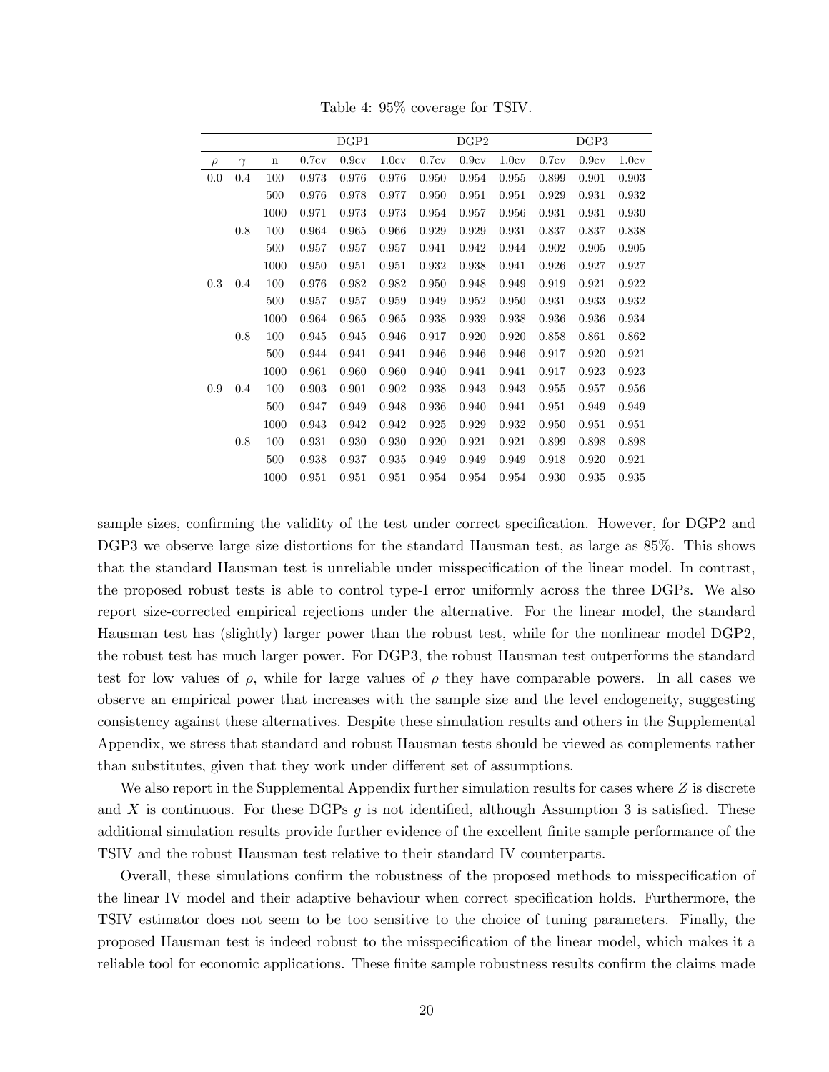Table 4: 95% coverage for TSIV.

| | | | DGP1 | | | DGP2 | | | DGP3 | | |
|---|---|---|---|---|---|---|---|---|---|---|---|
| $\rho$ | $\gamma$ | n | 0.7cv | 0.9cv | 1.0cv | 0.7cv | 0.9cv | 1.0cv | 0.7cv | 0.9cv | 1.0cv |
| 0.0 | 0.4 | 100 | 0.973 | 0.976 | 0.976 | 0.950 | 0.954 | 0.955 | 0.899 | 0.901 | 0.903 |
| | | 500 | 0.976 | 0.978 | 0.977 | 0.950 | 0.951 | 0.951 | 0.929 | 0.931 | 0.932 |
| | | 1000 | 0.971 | 0.973 | 0.973 | 0.954 | 0.957 | 0.956 | 0.931 | 0.931 | 0.930 |
| | 0.8 | 100 | 0.964 | 0.965 | 0.966 | 0.929 | 0.929 | 0.931 | 0.837 | 0.837 | 0.838 |
| | | 500 | 0.957 | 0.957 | 0.957 | 0.941 | 0.942 | 0.944 | 0.902 | 0.905 | 0.905 |
| | | 1000 | 0.950 | 0.951 | 0.951 | 0.932 | 0.938 | 0.941 | 0.926 | 0.927 | 0.927 |
| 0.3 | 0.4 | 100 | 0.976 | 0.982 | 0.982 | 0.950 | 0.948 | 0.949 | 0.919 | 0.921 | 0.922 |
| | | 500 | 0.957 | 0.957 | 0.959 | 0.949 | 0.952 | 0.950 | 0.931 | 0.933 | 0.932 |
| | | 1000 | 0.964 | 0.965 | 0.965 | 0.938 | 0.939 | 0.938 | 0.936 | 0.936 | 0.934 |
| | 0.8 | 100 | 0.945 | 0.945 | 0.946 | 0.917 | 0.920 | 0.920 | 0.858 | 0.861 | 0.862 |
| | | 500 | 0.944 | 0.941 | 0.941 | 0.946 | 0.946 | 0.946 | 0.917 | 0.920 | 0.921 |
| | | 1000 | 0.961 | 0.960 | 0.960 | 0.940 | 0.941 | 0.941 | 0.917 | 0.923 | 0.923 |
| 0.9 | 0.4 | 100 | 0.903 | 0.901 | 0.902 | 0.938 | 0.943 | 0.943 | 0.955 | 0.957 | 0.956 |
| | | 500 | 0.947 | 0.949 | 0.948 | 0.936 | 0.940 | 0.941 | 0.951 | 0.949 | 0.949 |
| | | 1000 | 0.943 | 0.942 | 0.942 | 0.925 | 0.929 | 0.932 | 0.950 | 0.951 | 0.951 |
| | 0.8 | 100 | 0.931 | 0.930 | 0.930 | 0.920 | 0.921 | 0.921 | 0.899 | 0.898 | 0.898 |
| | | 500 | 0.938 | 0.937 | 0.935 | 0.949 | 0.949 | 0.949 | 0.918 | 0.920 | 0.921 |
| | | 1000 | 0.951 | 0.951 | 0.951 | 0.954 | 0.954 | 0.954 | 0.930 | 0.935 | 0.935 |

sample sizes, confirming the validity of the test under correct specification. However, for DGP2 and DGP3 we observe large size distortions for the standard Hausman test, as large as 85%. This shows that the standard Hausman test is unreliable under misspecification of the linear model. In contrast, the proposed robust tests is able to control type-I error uniformly across the three DGPs. We also report size-corrected empirical rejections under the alternative. For the linear model, the standard Hausman test has (slightly) larger power than the robust test, while for the nonlinear model DGP2, the robust test has much larger power. For DGP3, the robust Hausman test outperforms the standard test for low values of $\rho$, while for large values of $\rho$ they have comparable powers. In all cases we observe an empirical power that increases with the sample size and the level endogeneity, suggesting consistency against these alternatives. Despite these simulation results and others in the Supplemental Appendix, we stress that standard and robust Hausman tests should be viewed as complements rather than substitutes, given that they work under different set of assumptions.

We also report in the Supplemental Appendix further simulation results for cases where $Z$ is discrete and $X$ is continuous. For these DGPs $g$ is not identified, although Assumption 3 is satisfied. These additional simulation results provide further evidence of the excellent finite sample performance of the TSIV and the robust Hausman test relative to their standard IV counterparts.

Overall, these simulations confirm the robustness of the proposed methods to misspecification of the linear IV model and their adaptive behaviour when correct specification holds. Furthermore, the TSIV estimator does not seem to be too sensitive to the choice of tuning parameters. Finally, the proposed Hausman test is indeed robust to the misspecification of the linear model, which makes it a reliable tool for economic applications. These finite sample robustness results confirm the claims made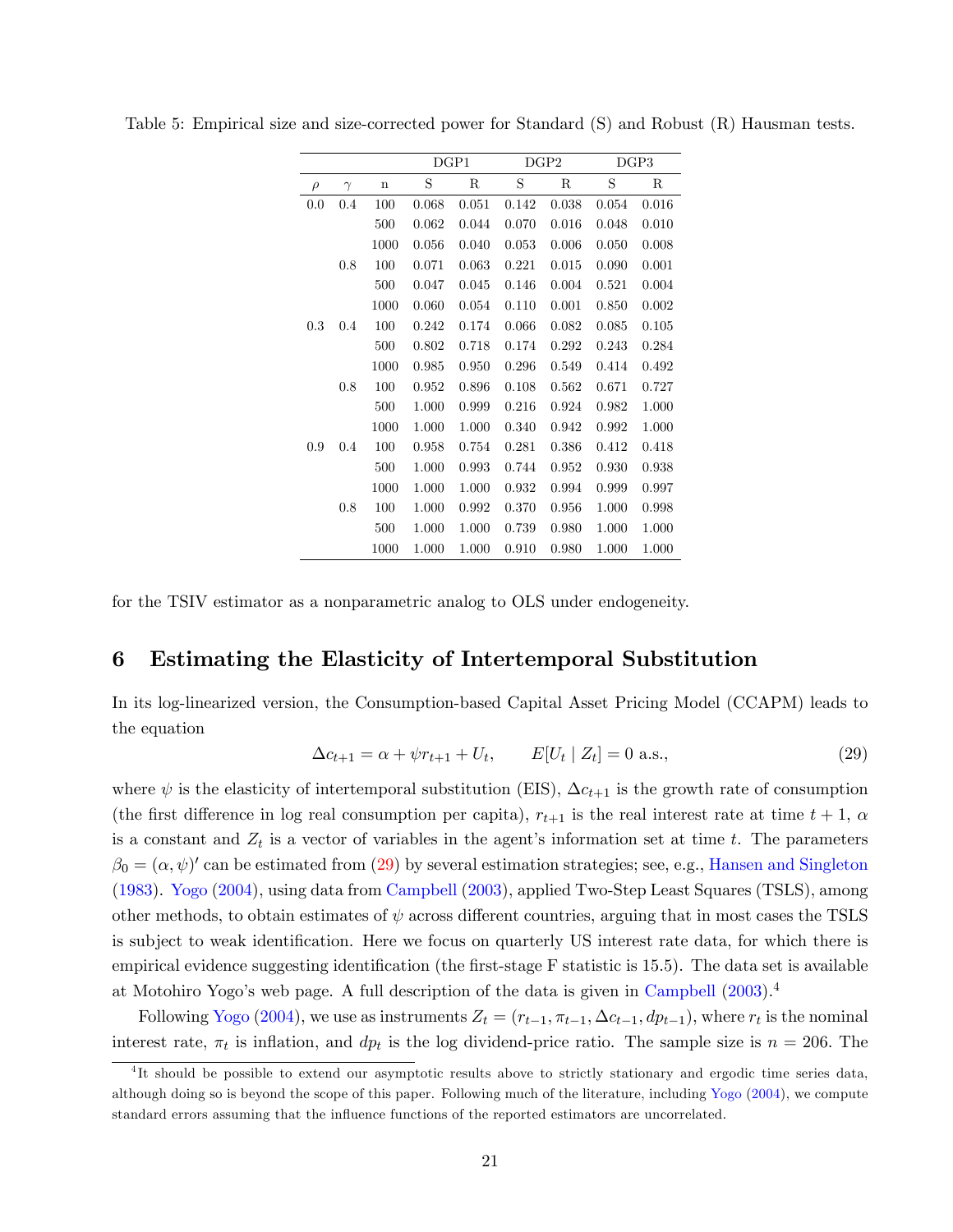Table 5: Empirical size and size-corrected power for Standard (S) and Robust (R) Hausman tests.

| | | | DGP1 | | DGP2 | | DGP3 | |
|---|---|---|---|---|---|---|---|---|
| $\rho$ | $\gamma$ | n | S | R | S | R | S | R |
| 0.0 | 0.4 | 100 | 0.068 | 0.051 | 0.142 | 0.038 | 0.054 | 0.016 |
| | | 500 | 0.062 | 0.044 | 0.070 | 0.016 | 0.048 | 0.010 |
| | | 1000 | 0.056 | 0.040 | 0.053 | 0.006 | 0.050 | 0.008 |
| | 0.8 | 100 | 0.071 | 0.063 | 0.221 | 0.015 | 0.090 | 0.001 |
| | | 500 | 0.047 | 0.045 | 0.146 | 0.004 | 0.521 | 0.004 |
| | | 1000 | 0.060 | 0.054 | 0.110 | 0.001 | 0.850 | 0.002 |
| 0.3 | 0.4 | 100 | 0.242 | 0.174 | 0.066 | 0.082 | 0.085 | 0.105 |
| | | 500 | 0.802 | 0.718 | 0.174 | 0.292 | 0.243 | 0.284 |
| | | 1000 | 0.985 | 0.950 | 0.296 | 0.549 | 0.414 | 0.492 |
| | 0.8 | 100 | 0.952 | 0.896 | 0.108 | 0.562 | 0.671 | 0.727 |
| | | 500 | 1.000 | 0.999 | 0.216 | 0.924 | 0.982 | 1.000 |
| | | 1000 | 1.000 | 1.000 | 0.340 | 0.942 | 0.992 | 1.000 |
| 0.9 | 0.4 | 100 | 0.958 | 0.754 | 0.281 | 0.386 | 0.412 | 0.418 |
| | | 500 | 1.000 | 0.993 | 0.744 | 0.952 | 0.930 | 0.938 |
| | | 1000 | 1.000 | 1.000 | 0.932 | 0.994 | 0.999 | 0.997 |
| | 0.8 | 100 | 1.000 | 0.992 | 0.370 | 0.956 | 1.000 | 0.998 |
| | | 500 | 1.000 | 1.000 | 0.739 | 0.980 | 1.000 | 1.000 |
| | | 1000 | 1.000 | 1.000 | 0.910 | 0.980 | 1.000 | 1.000 |

for the TSIV estimator as a nonparametric analog to OLS under endogeneity.

## 6 Estimating the Elasticity of Intertemporal Substitution

In its log-linearized version, the Consumption-based Capital Asset Pricing Model (CCAPM) leads to the equation

$$\Delta c_{t+1} = \alpha + \psi r_{t+1} + U_t, \qquad E[U_t \mid Z_t] = 0 \text{ a.s.}, \tag{29}$$

where $\psi$ is the elasticity of intertemporal substitution (EIS), $\Delta c_{t+1}$ is the growth rate of consumption (the first difference in log real consumption per capita), $r_{t+1}$ is the real interest rate at time $t+1$, $\alpha$ is a constant and $Z_t$ is a vector of variables in the agent's information set at time $t$. The parameters $\beta_0 = (\alpha, \psi)'$ can be estimated from (29) by several estimation strategies; see, e.g., Hansen and Singleton (1983). Yogo (2004), using data from Campbell (2003), applied Two-Step Least Squares (TSLS), among other methods, to obtain estimates of $\psi$ across different countries, arguing that in most cases the TSLS is subject to weak identification. Here we focus on quarterly US interest rate data, for which there is empirical evidence suggesting identification (the first-stage F statistic is 15.5). The data set is available at Motohiro Yogo's web page. A full description of the data is given in Campbell (2003).[4]

Following Yogo (2004), we use as instruments $Z_t = (r_{t-1}, \pi_{t-1}, \Delta c_{t-1}, dp_{t-1})$, where $r_t$ is the nominal interest rate, $\pi_t$ is inflation, and $dp_t$ is the log dividend-price ratio. The sample size is $n = 206$. The

[4]It should be possible to extend our asymptotic results above to strictly stationary and ergodic time series data, although doing so is beyond the scope of this paper. Following much of the literature, including Yogo (2004), we compute standard errors assuming that the influence functions of the reported estimators are uncorrelated.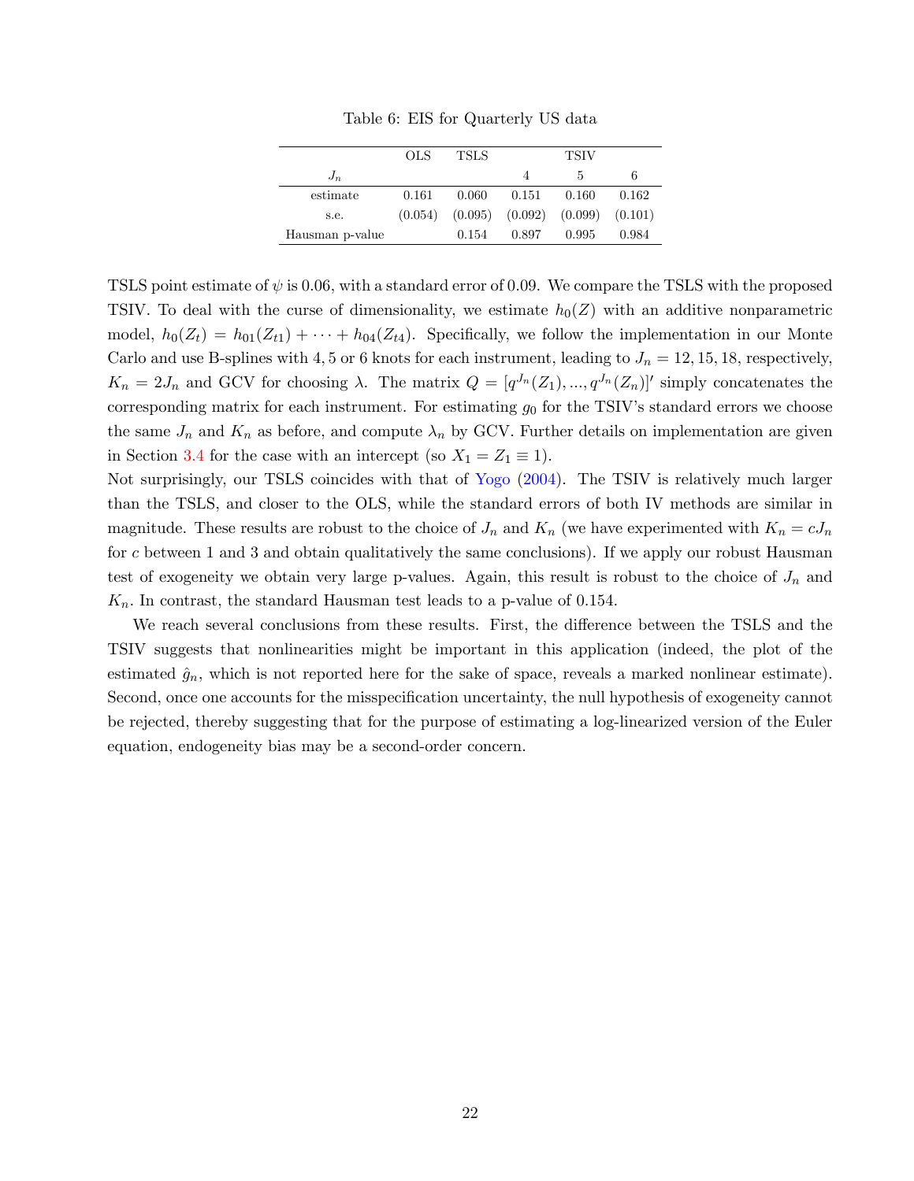Table 6: EIS for Quarterly US data

| | OLS | TSLS | TSIV | | |
|---|---|---|---|---|---|
| $J_n$ | | | 4 | 5 | 6 |
| estimate | 0.161 | 0.060 | 0.151 | 0.160 | 0.162 |
| s.e. | (0.054) | (0.095) | (0.092) | (0.099) | (0.101) |
| Hausman p-value | | 0.154 | 0.897 | 0.995 | 0.984 |

TSLS point estimate of $\psi$ is 0.06, with a standard error of 0.09. We compare the TSLS with the proposed TSIV. To deal with the curse of dimensionality, we estimate $h_0(Z)$ with an additive nonparametric model, $h_0(Z_t) = h_{01}(Z_{t1}) + \cdots + h_{04}(Z_{t4})$. Specifically, we follow the implementation in our Monte Carlo and use B-splines with 4, 5 or 6 knots for each instrument, leading to $J_n = 12, 15, 18$, respectively, $K_n = 2J_n$ and GCV for choosing $\lambda$. The matrix $Q = [q^{J_n}(Z_1), ..., q^{J_n}(Z_n)]'$ simply concatenates the corresponding matrix for each instrument. For estimating $g_0$ for the TSIV's standard errors we choose the same $J_n$ and $K_n$ as before, and compute $\lambda_n$ by GCV. Further details on implementation are given in Section 3.4 for the case with an intercept (so $X_1 = Z_1 \equiv 1$).

Not surprisingly, our TSLS coincides with that of Yogo (2004). The TSIV is relatively much larger than the TSLS, and closer to the OLS, while the standard errors of both IV methods are similar in magnitude. These results are robust to the choice of $J_n$ and $K_n$ (we have experimented with $K_n = cJ_n$ for $c$ between 1 and 3 and obtain qualitatively the same conclusions). If we apply our robust Hausman test of exogeneity we obtain very large p-values. Again, this result is robust to the choice of $J_n$ and $K_n$. In contrast, the standard Hausman test leads to a p-value of 0.154.

We reach several conclusions from these results. First, the difference between the TSLS and the TSIV suggests that nonlinearities might be important in this application (indeed, the plot of the estimated $\hat{g}_n$, which is not reported here for the sake of space, reveals a marked nonlinear estimate). Second, once one accounts for the misspecification uncertainty, the null hypothesis of exogeneity cannot be rejected, thereby suggesting that for the purpose of estimating a log-linearized version of the Euler equation, endogeneity bias may be a second-order concern.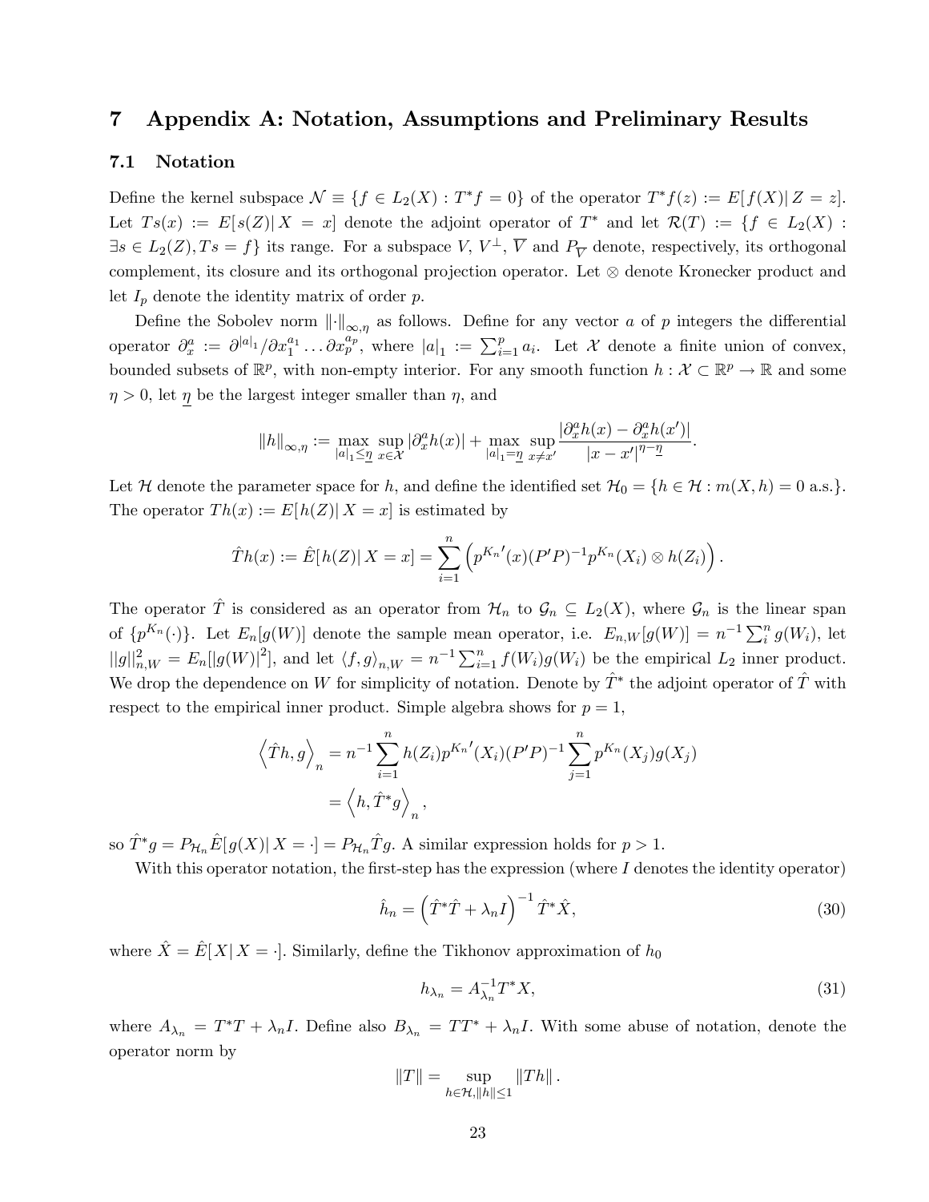# 7 Appendix A: Notation, Assumptions and Preliminary Results

## 7.1 Notation

Define the kernel subspace $\mathcal{N} \equiv \{f \in L_2(X) : T^*f = 0\}$ of the operator $T^*f(z) := E[f(X)|\, Z = z]$. Let $Ts(x) := E[s(Z)|\, X = x]$ denote the adjoint operator of $T^*$ and let $\mathcal{R}(T) := \{f \in L_2(X) : \exists s \in L_2(Z), Ts = f\}$ its range. For a subspace $V$, $V^{\perp}$, $\overline{V}$ and $P_{\overline{V}}$ denote, respectively, its orthogonal complement, its closure and its orthogonal projection operator. Let $\otimes$ denote Kronecker product and let $I_p$ denote the identity matrix of order $p$.

Define the Sobolev norm $\|\cdot\|_{\infty,\eta}$ as follows. Define for any vector $a$ of $p$ integers the differential operator $\partial_x^a := \partial^{|a|_1}/\partial x_1^{a_1} \ldots \partial x_p^{a_p}$, where $|a|_1 := \sum_{i=1}^p a_i$. Let $\mathcal{X}$ denote a finite union of convex, bounded subsets of $\mathbb{R}^p$, with non-empty interior. For any smooth function $h : \mathcal{X} \subset \mathbb{R}^p \to \mathbb{R}$ and some $\eta > 0$, let $\underline{\eta}$ be the largest integer smaller than $\eta$, and

$$\|h\|_{\infty,\eta} := \max_{|a|_1 \leq \underline{\eta}} \sup_{x \in \mathcal{X}} |\partial_x^a h(x)| + \max_{|a|_1 = \underline{\eta}} \sup_{x \neq x'} \frac{|\partial_x^a h(x) - \partial_x^a h(x')|}{|x - x'|^{\eta - \underline{\eta}}}.$$

Let $\mathcal{H}$ denote the parameter space for $h$, and define the identified set $\mathcal{H}_0 = \{h \in \mathcal{H} : m(X, h) = 0 \text{ a.s.}\}$. The operator $Th(x) := E[h(Z)|\, X = x]$ is estimated by

$$\hat{T}h(x) := \hat{E}[h(Z)|\, X = x] = \sum_{i=1}^n \left( p^{K_n\prime}(x)(P'P)^{-1} p^{K_n}(X_i) \otimes h(Z_i) \right).$$

The operator $\hat{T}$ is considered as an operator from $\mathcal{H}_n$ to $\mathcal{G}_n \subseteq L_2(X)$, where $\mathcal{G}_n$ is the linear span of $\{p^{K_n}(\cdot)\}$. Let $E_n[g(W)]$ denote the sample mean operator, i.e. $E_{n,W}[g(W)] = n^{-1} \sum_i^n g(W_i)$, let $||g||_{n,W}^2 = E_n[|g(W)|^2]$, and let $\langle f, g \rangle_{n,W} = n^{-1} \sum_{i=1}^n f(W_i) g(W_i)$ be the empirical $L_2$ inner product. We drop the dependence on $W$ for simplicity of notation. Denote by $\hat{T}^*$ the adjoint operator of $\hat{T}$ with respect to the empirical inner product. Simple algebra shows for $p = 1$,

$$\begin{aligned}
\left\langle \hat{T}h, g \right\rangle_n &= n^{-1} \sum_{i=1}^n h(Z_i) p^{K_n\prime}(X_i)(P'P)^{-1} \sum_{j=1}^n p^{K_n}(X_j) g(X_j) \\
&= \left\langle h, \hat{T}^* g \right\rangle_n,
\end{aligned}$$

so $\hat{T}^* g = P_{\mathcal{H}_n} \hat{E}[g(X)|\, X = \cdot] = P_{\mathcal{H}_n} \hat{T} g$. A similar expression holds for $p > 1$.

With this operator notation, the first-step has the expression (where $I$ denotes the identity operator)

$$\hat{h}_n = \left( \hat{T}^* \hat{T} + \lambda_n I \right)^{-1} \hat{T}^* \hat{X}, \tag{30}$$

where $\hat{X} = \hat{E}[X|\, X = \cdot]$. Similarly, define the Tikhonov approximation of $h_0$

$$h_{\lambda_n} = A_{\lambda_n}^{-1} T^* X, \tag{31}$$

where $A_{\lambda_n} = T^*T + \lambda_n I$. Define also $B_{\lambda_n} = TT^* + \lambda_n I$. With some abuse of notation, denote the operator norm by

$$\|T\| = \sup_{h \in \mathcal{H}, \|h\| \leq 1} \|Th\|.$$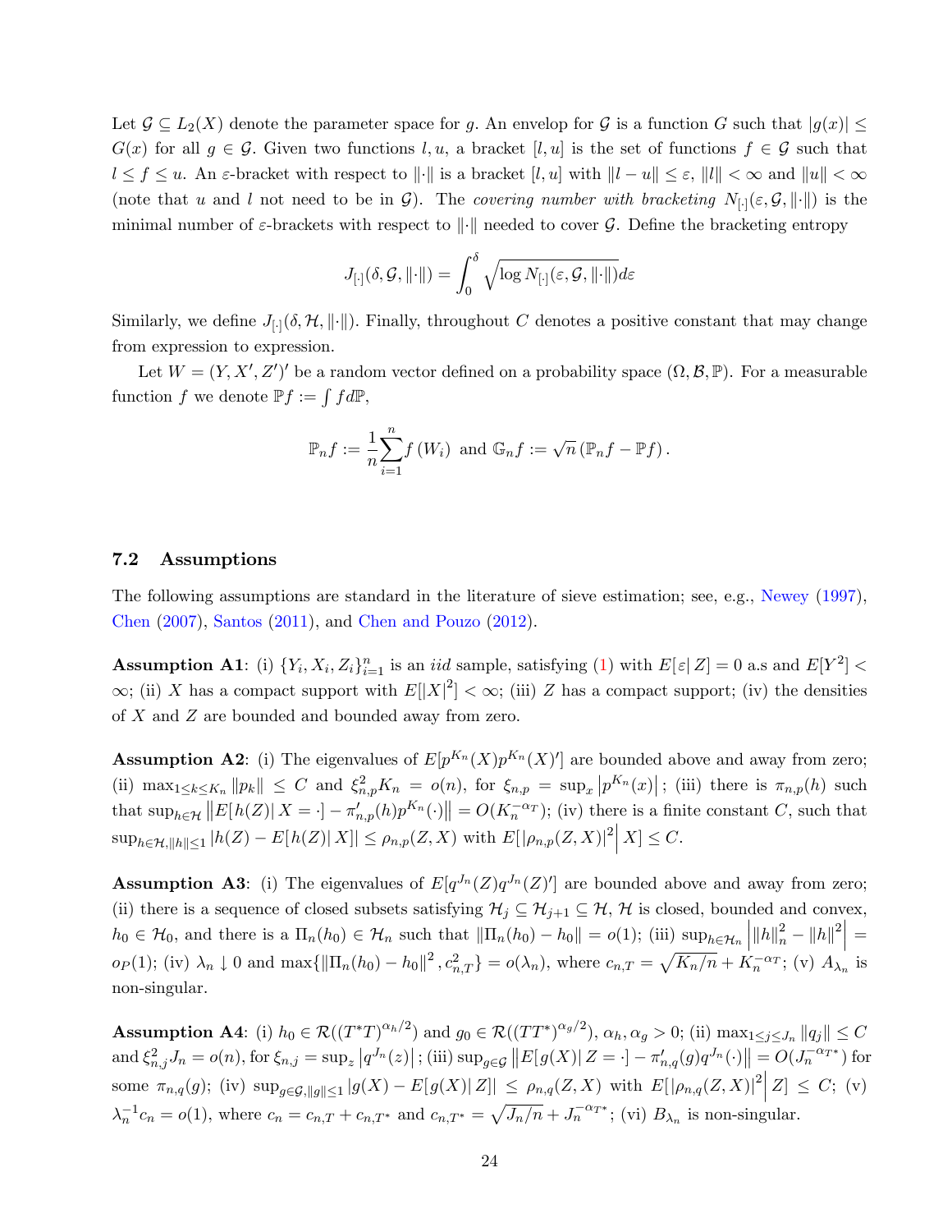Let $\mathcal{G} \subseteq L_2(X)$ denote the parameter space for $g$. An envelop for $\mathcal{G}$ is a function $G$ such that $|g(x)| \leq G(x)$ for all $g \in \mathcal{G}$. Given two functions $l, u$, a bracket $[l, u]$ is the set of functions $f \in \mathcal{G}$ such that $l \leq f \leq u$. An $\varepsilon$-bracket with respect to $\|\cdot\|$ is a bracket $[l, u]$ with $\|l - u\| \leq \varepsilon$, $\|l\| < \infty$ and $\|u\| < \infty$ (note that $u$ and $l$ not need to be in $\mathcal{G}$). The *covering number with bracketing* $N_{[\cdot]}(\varepsilon, \mathcal{G}, \|\cdot\|)$ is the minimal number of $\varepsilon$-brackets with respect to $\|\cdot\|$ needed to cover $\mathcal{G}$. Define the bracketing entropy

$$J_{[\cdot]}(\delta, \mathcal{G}, \|\cdot\|) = \int_0^\delta \sqrt{\log N_{[\cdot]}(\varepsilon, \mathcal{G}, \|\cdot\|)}d\varepsilon$$

Similarly, we define $J_{[\cdot]}(\delta, \mathcal{H}, \|\cdot\|)$. Finally, throughout $C$ denotes a positive constant that may change from expression to expression.

Let $W = (Y, X', Z')'$ be a random vector defined on a probability space $(\Omega, \mathcal{B}, \mathbb{P})$. For a measurable function $f$ we denote $\mathbb{P}f := \int f d\mathbb{P}$,

$$\mathbb{P}_n f := \frac{1}{n}\sum_{i=1}^{n} f(W_i) \text{ and } \mathbb{G}_n f := \sqrt{n}\left(\mathbb{P}_n f - \mathbb{P}f\right).$$

## 7.2 Assumptions

The following assumptions are standard in the literature of sieve estimation; see, e.g., Newey (1997), Chen (2007), Santos (2011), and Chen and Pouzo (2012).

**Assumption A1**: (i) $\{Y_i, X_i, Z_i\}_{i=1}^n$ is an *iid* sample, satisfying (1) with $E[\varepsilon| Z] = 0$ a.s and $E[Y^2] < \infty$; (ii) $X$ has a compact support with $E[|X|^2] < \infty$; (iii) $Z$ has a compact support; (iv) the densities of $X$ and $Z$ are bounded and bounded away from zero.

**Assumption A2**: (i) The eigenvalues of $E[p^{K_n}(X)p^{K_n}(X)']$ are bounded above and away from zero; (ii) $\max_{1\leq k \leq K_n} \|p_k\| \leq C$ and $\xi_{n,p}^2 K_n = o(n)$, for $\xi_{n,p} = \sup_x \left|p^{K_n}(x)\right|$; (iii) there is $\pi_{n,p}(h)$ such that $\sup_{h\in\mathcal{H}} \left\|E[h(Z)| X = \cdot] - \pi_{n,p}'(h)p^{K_n}(\cdot)\right\| = O(K_n^{-\alpha_T})$; (iv) there is a finite constant $C$, such that $\sup_{h\in\mathcal{H}, \|h\|\leq 1} |h(Z) - E[h(Z)| X]| \leq \rho_{n,p}(Z, X)$ with $E[|\rho_{n,p}(Z, X)|^2 \big| X] \leq C$.

**Assumption A3**: (i) The eigenvalues of $E[q^{J_n}(Z)q^{J_n}(Z)']$ are bounded above and away from zero; (ii) there is a sequence of closed subsets satisfying $\mathcal{H}_j \subseteq \mathcal{H}_{j+1} \subseteq \mathcal{H}$, $\mathcal{H}$ is closed, bounded and convex, $h_0 \in \mathcal{H}_0$, and there is a $\Pi_n(h_0) \in \mathcal{H}_n$ such that $\|\Pi_n(h_0) - h_0\| = o(1)$; (iii) $\sup_{h\in\mathcal{H}_n} \left|\|h\|_n^2 - \|h\|^2\right| = o_P(1)$; (iv) $\lambda_n \downarrow 0$ and $\max\{\|\Pi_n(h_0) - h_0\|^2, c_{n,T}^2\} = o(\lambda_n)$, where $c_{n,T} = \sqrt{K_n/n} + K_n^{-\alpha_T}$; (v) $A_{\lambda_n}$ is non-singular.

**Assumption A4**: (i) $h_0 \in \mathcal{R}((T^*T)^{\alpha_h/2})$ and $g_0 \in \mathcal{R}((TT^*)^{\alpha_g/2})$, $\alpha_h, \alpha_g > 0$; (ii) $\max_{1\leq j\leq J_n} \|q_j\| \leq C$ and $\xi_{n,j}^2 J_n = o(n)$, for $\xi_{n,j} = \sup_z \left|q^{J_n}(z)\right|$; (iii) $\sup_{g\in\mathcal{G}} \left\|E[g(X)| Z = \cdot] - \pi_{n,q}'(g)q^{J_n}(\cdot)\right\| = O(J_n^{-\alpha_{T^*}})$ for some $\pi_{n,q}(g)$; (iv) $\sup_{g\in\mathcal{G}, \|g\|\leq 1} |g(X) - E[g(X)| Z]| \leq \rho_{n,q}(Z, X)$ with $E[|\rho_{n,q}(Z, X)|^2 \big| Z] \leq C$; (v) $\lambda_n^{-1}c_n = o(1)$, where $c_n = c_{n,T} + c_{n,T^*}$ and $c_{n,T^*} = \sqrt{J_n/n} + J_n^{-\alpha_{T^*}}$; (vi) $B_{\lambda_n}$ is non-singular.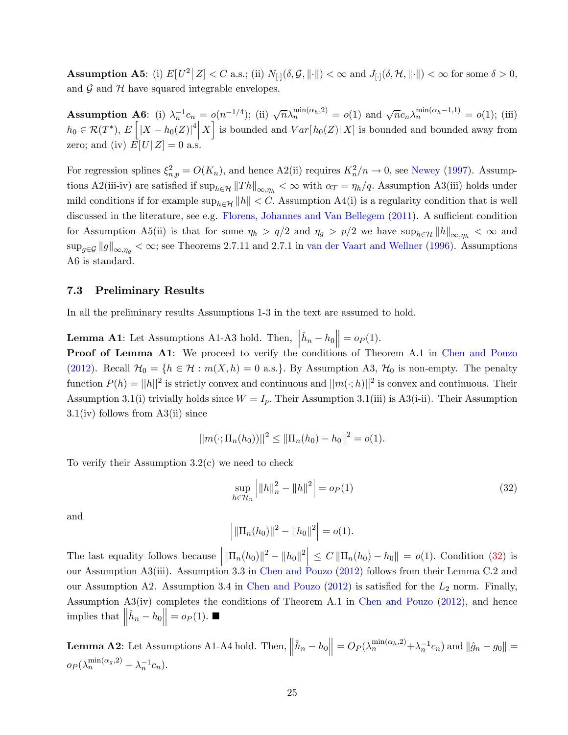**Assumption A5**: (i) $E[U^2 | Z] < C$ a.s.; (ii) $N_{[\cdot]}(\delta, \mathcal{G}, \|\cdot\|) < \infty$ and $J_{[\cdot]}(\delta, \mathcal{H}, \|\cdot\|) < \infty$ for some $\delta > 0$, and $\mathcal{G}$ and $\mathcal{H}$ have squared integrable envelopes.

**Assumption A6**: (i) $\lambda_n^{-1} c_n = o(n^{-1/4})$; (ii) $\sqrt{n}\lambda_n^{\min(\alpha_h,2)} = o(1)$ and $\sqrt{n} c_n \lambda_n^{\min(\alpha_h - 1,1)} = o(1)$; (iii) $h_0 \in \mathcal{R}(T^*)$, $E\left[ |X - h_0(Z)|^4 \middle| X \right]$ is bounded and $Var[h_0(Z)| X]$ is bounded and bounded away from zero; and (iv) $E[U|Z] = 0$ a.s.

For regression splines $\xi_{n,p}^2 = O(K_n)$, and hence A2(ii) requires $K_n^2/n \to 0$, see Newey (1997). Assumptions A2(iii-iv) are satisfied if $\sup_{h \in \mathcal{H}} \|Th\|_{\infty,\eta_h} < \infty$ with $\alpha_T = \eta_h/q$. Assumption A3(iii) holds under mild conditions if for example $\sup_{h \in \mathcal{H}} \|h\| < C$. Assumption A4(i) is a regularity condition that is well discussed in the literature, see e.g. Florens, Johannes and Van Bellegem (2011). A sufficient condition for Assumption A5(ii) is that for some $\eta_h > q/2$ and $\eta_g > p/2$ we have $\sup_{h \in \mathcal{H}} \|h\|_{\infty,\eta_h} < \infty$ and $\sup_{g \in \mathcal{G}} \|g\|_{\infty,\eta_g} < \infty$; see Theorems 2.7.11 and 2.7.1 in van der Vaart and Wellner (1996). Assumptions A6 is standard.

### 7.3 Preliminary Results

In all the preliminary results Assumptions 1-3 in the text are assumed to hold.

**Lemma A1**: Let Assumptions A1-A3 hold. Then, $\left\|\hat{h}_n - h_0\right\| = o_P(1)$.

**Proof of Lemma A1**: We proceed to verify the conditions of Theorem A.1 in Chen and Pouzo (2012). Recall $\mathcal{H}_0 = \{h \in \mathcal{H} : m(X, h) = 0 \text{ a.s.}\}$. By Assumption A3, $\mathcal{H}_0$ is non-empty. The penalty function $P(h) = ||h||^2$ is strictly convex and continuous and $||m(\cdot; h)||^2$ is convex and continuous. Their Assumption 3.1(i) trivially holds since $W = I_p$. Their Assumption 3.1(iii) is A3(i-ii). Their Assumption 3.1(iv) follows from A3(ii) since

$$||m(\cdot; \Pi_n(h_0))||^2 \leq \|\Pi_n(h_0) - h_0\|^2 = o(1).$$

To verify their Assumption 3.2(c) we need to check

$$\sup_{h \in \mathcal{H}_n} \left| \|h\|_n^2 - \|h\|^2 \right| = o_P(1) \tag{32}$$

and

$$\left| \|\Pi_n(h_0)\|^2 - \|h_0\|^2 \right| = o(1).$$

The last equality follows because $\left| \|\Pi_n(h_0)\|^2 - \|h_0\|^2 \right| \leq C \|\Pi_n(h_0) - h_0\| = o(1)$. Condition (32) is our Assumption A3(iii). Assumption 3.3 in Chen and Pouzo (2012) follows from their Lemma C.2 and our Assumption A2. Assumption 3.4 in Chen and Pouzo (2012) is satisfied for the $L_2$ norm. Finally, Assumption A3(iv) completes the conditions of Theorem A.1 in Chen and Pouzo (2012), and hence implies that $\left\|\hat{h}_n - h_0\right\| = o_P(1)$. ■

**Lemma A2**: Let Assumptions A1-A4 hold. Then, $\left\|\hat{h}_n - h_0\right\| = O_P(\lambda_n^{\min(\alpha_h,2)} + \lambda_n^{-1} c_n)$ and $\|\hat{g}_n - g_0\| = o_P(\lambda_n^{\min(\alpha_g,2)} + \lambda_n^{-1} c_n)$.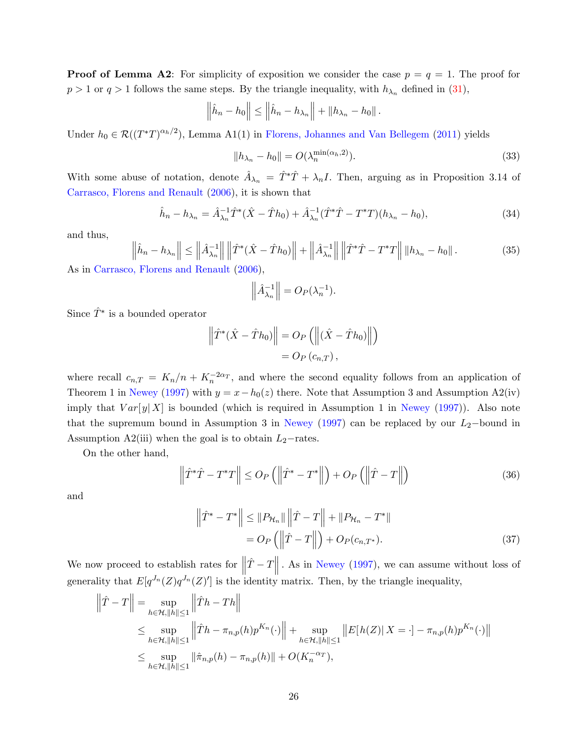**Proof of Lemma A2**: For simplicity of exposition we consider the case $p = q = 1$. The proof for $p > 1$ or $q > 1$ follows the same steps. By the triangle inequality, with $h_{\lambda_n}$ defined in (31),

$$\left\|\hat{h}_n - h_0\right\| \leq \left\|\hat{h}_n - h_{\lambda_n}\right\| + \|h_{\lambda_n} - h_0\|.$$

Under $h_0 \in \mathcal{R}((T^*T)^{\alpha_h/2})$, Lemma A1(1) in Florens, Johannes and Van Bellegem (2011) yields

$$\|h_{\lambda_n} - h_0\| = O(\lambda_n^{\min(\alpha_h,2)}). \tag{33}$$

With some abuse of notation, denote $\hat{A}_{\lambda_n} = \hat{T}^*\hat{T} + \lambda_n I$. Then, arguing as in Proposition 3.14 of Carrasco, Florens and Renault (2006), it is shown that

$$\hat{h}_n - h_{\lambda_n} = \hat{A}_{\lambda_n}^{-1}\hat{T}^*(\hat{X} - \hat{T}h_0) + \hat{A}_{\lambda_n}^{-1}(\hat{T}^*\hat{T} - T^*T)(h_{\lambda_n} - h_0), \tag{34}$$

and thus,

$$\left\|\hat{h}_n - h_{\lambda_n}\right\| \leq \left\|\hat{A}_{\lambda_n}^{-1}\right\| \left\|\hat{T}^*(\hat{X} - \hat{T}h_0)\right\| + \left\|\hat{A}_{\lambda_n}^{-1}\right\| \left\|\hat{T}^*\hat{T} - T^*T\right\| \|h_{\lambda_n} - h_0\|. \tag{35}$$

As in Carrasco, Florens and Renault (2006),

$$\left\|\hat{A}_{\lambda_n}^{-1}\right\| = O_P(\lambda_n^{-1}).$$

Since $\hat{T}^*$ is a bounded operator

$$\begin{aligned}
\left\|\hat{T}^*(\hat{X} - \hat{T}h_0)\right\| &= O_P\left(\left\|(\hat{X} - \hat{T}h_0)\right\|\right) \\
&= O_P\left(c_{n,T}\right),
\end{aligned}$$

where recall $c_{n,T} = K_n/n + K_n^{-2\alpha_T}$, and where the second equality follows from an application of Theorem 1 in Newey (1997) with $y = x - h_0(z)$ there. Note that Assumption 3 and Assumption A2(iv) imply that $Var[y|\,X]$ is bounded (which is required in Assumption 1 in Newey (1997)). Also note that the supremum bound in Assumption 3 in Newey (1997) can be replaced by our $L_2-$bound in Assumption A2(iii) when the goal is to obtain $L_2-$rates.

On the other hand,

$$\left\|\hat{T}^*\hat{T} - T^*T\right\| \leq O_P\left(\left\|\hat{T}^* - T^*\right\|\right) + O_P\left(\left\|\hat{T} - T\right\|\right) \tag{36}$$

and

$$\begin{aligned}
\left\|\hat{T}^* - T^*\right\| &\leq \|P_{\mathcal{H}_n}\| \left\|\hat{T} - T\right\| + \|P_{\mathcal{H}_n} - T^*\| \\
&= O_P\left(\left\|\hat{T} - T\right\|\right) + O_P(c_{n,T^*}).
\end{aligned} \tag{37}$$

We now proceed to establish rates for $\left\|\hat{T} - T\right\|$. As in Newey (1997), we can assume without loss of generality that $E[q^{J_n}(Z)q^{J_n}(Z)']$ is the identity matrix. Then, by the triangle inequality,

$$\begin{aligned}
\left\|\hat{T} - T\right\| &= \sup_{h\in\mathcal{H},\|h\|\leq 1} \left\|\hat{T}h - Th\right\| \\
&\leq \sup_{h\in\mathcal{H},\|h\|\leq 1} \left\|\hat{T}h - \pi_{n,p}(h)p^{K_n}(\cdot)\right\| + \sup_{h\in\mathcal{H},\|h\|\leq 1} \left\|E[h(Z)|\,X = \cdot] - \pi_{n,p}(h)p^{K_n}(\cdot)\right\| \\
&\leq \sup_{h\in\mathcal{H},\|h\|\leq 1} \|\hat{\pi}_{n,p}(h) - \pi_{n,p}(h)\| + O(K_n^{-\alpha_T}),
\end{aligned}$$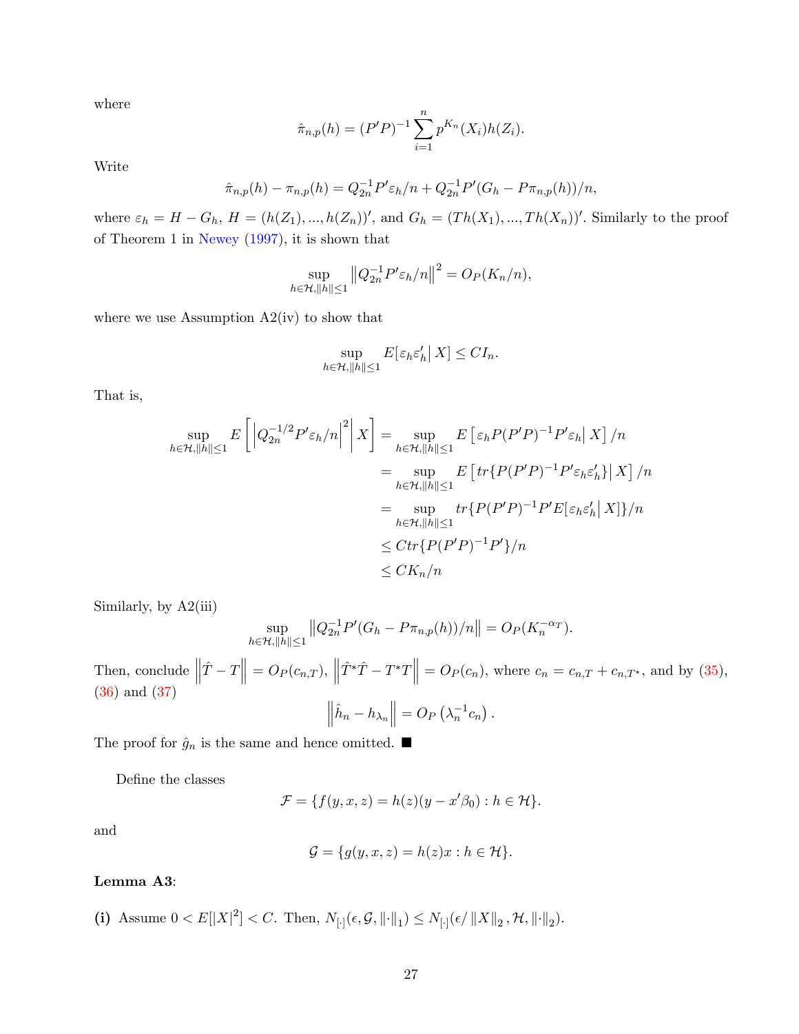where

$$\hat{\pi}_{n,p}(h) = (P'P)^{-1} \sum_{i=1}^{n} p^{K_n}(X_i) h(Z_i).$$

Write

$$\hat{\pi}_{n,p}(h) - \pi_{n,p}(h) = Q_{2n}^{-1} P' \varepsilon_h / n + Q_{2n}^{-1} P'(G_h - P\pi_{n,p}(h))/n,$$

where $\varepsilon_h = H - G_h$, $H = (h(Z_1), ..., h(Z_n))'$, and $G_h = (Th(X_1), ..., Th(X_n))'$. Similarly to the proof of Theorem 1 in Newey (1997), it is shown that

$$\sup_{h \in \mathcal{H}, \|h\| \leq 1} \left\| Q_{2n}^{-1} P' \varepsilon_h / n \right\|^2 = O_P(K_n/n),$$

where we use Assumption A2(iv) to show that

$$\sup_{h \in \mathcal{H}, \|h\| \leq 1} E[\varepsilon_h \varepsilon_h' | X] \leq C I_n.$$

That is,

$$\begin{aligned}
\sup_{h \in \mathcal{H}, \|h\| \leq 1} E\left[ \left| Q_{2n}^{-1/2} P' \varepsilon_h / n \right|^2 \middle| X \right] &= \sup_{h \in \mathcal{H}, \|h\| \leq 1} E\left[ \varepsilon_h P(P'P)^{-1} P' \varepsilon_h \middle| X \right] / n \\
&= \sup_{h \in \mathcal{H}, \|h\| \leq 1} E\left[ tr\{P(P'P)^{-1} P' \varepsilon_h \varepsilon_h'\} \middle| X \right] / n \\
&= \sup_{h \in \mathcal{H}, \|h\| \leq 1} tr\{P(P'P)^{-1} P' E[\varepsilon_h \varepsilon_h' | X]\} / n \\
&\leq C tr\{P(P'P)^{-1} P'\} / n \\
&\leq C K_n / n
\end{aligned}$$

Similarly, by A2(iii)

$$\sup_{h \in \mathcal{H}, \|h\| \leq 1} \left\| Q_{2n}^{-1} P'(G_h - P\pi_{n,p}(h))/n \right\| = O_P(K_n^{-\alpha_T}).$$

Then, conclude $\left\| \hat{T} - T \right\| = O_P(c_{n,T})$, $\left\| \hat{T}^* \hat{T} - T^* T \right\| = O_P(c_n)$, where $c_n = c_{n,T} + c_{n,T^*}$, and by (35), (36) and (37)

$$\left\| \hat{h}_n - h_{\lambda_n} \right\| = O_P\left( \lambda_n^{-1} c_n \right).$$

The proof for $\hat{g}_n$ is the same and hence omitted. ■

Define the classes

$$\mathcal{F} = \{ f(y, x, z) = h(z)(y - x'\beta_0) : h \in \mathcal{H} \}.$$

and

$$\mathcal{G} = \{ g(y, x, z) = h(z)x : h \in \mathcal{H} \}.$$

**Lemma A3**:

**(i)** Assume $0 < E[|X|^2] < C$. Then, $N_{[\cdot]}(\epsilon, \mathcal{G}, \|\cdot\|_1) \leq N_{[\cdot]}(\epsilon / \|X\|_2, \mathcal{H}, \|\cdot\|_2)$.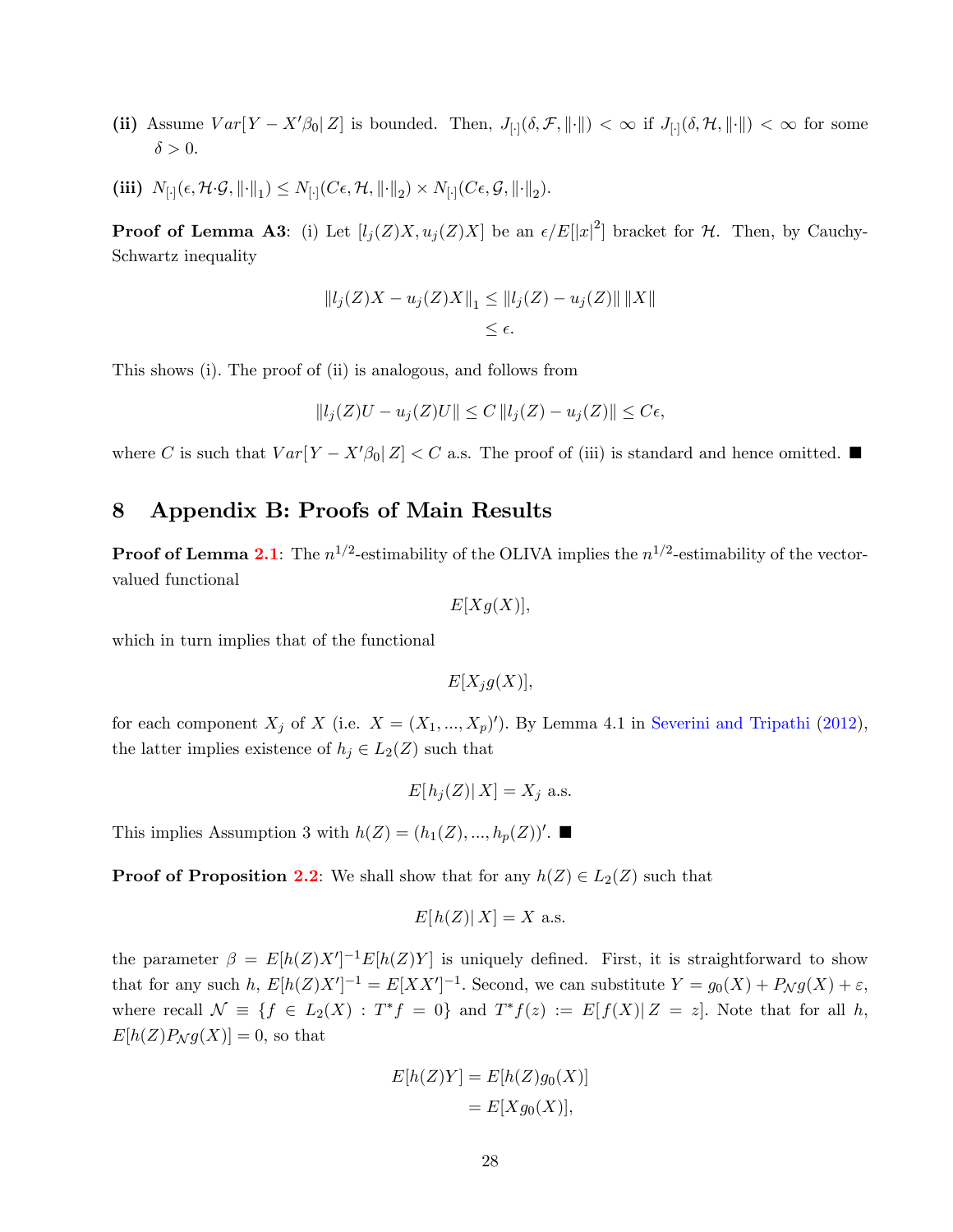**(ii)** Assume $Var[Y - X'\beta_0 | Z]$ is bounded. Then, $J_{[\cdot]}(\delta, \mathcal{F}, \|\cdot\|) < \infty$ if $J_{[\cdot]}(\delta, \mathcal{H}, \|\cdot\|) < \infty$ for some $\delta > 0$.

**(iii)** $N_{[\cdot]}(\epsilon, \mathcal{H}\cdot\mathcal{G}, \|\cdot\|_1) \leq N_{[\cdot]}(C\epsilon, \mathcal{H}, \|\cdot\|_2) \times N_{[\cdot]}(C\epsilon, \mathcal{G}, \|\cdot\|_2)$.

**Proof of Lemma A3**: (i) Let $[l_j(Z)X, u_j(Z)X]$ be an $\epsilon/E[|x|^2]$ bracket for $\mathcal{H}$. Then, by Cauchy-Schwartz inequality

$$
\begin{aligned}
\|l_j(Z)X - u_j(Z)X\|_1 &\leq \|l_j(Z) - u_j(Z)\| \, \|X\| \\
&\leq \epsilon.
\end{aligned}
$$

This shows (i). The proof of (ii) is analogous, and follows from

$$
\|l_j(Z)U - u_j(Z)U\| \leq C \, \|l_j(Z) - u_j(Z)\| \leq C\epsilon,
$$

where $C$ is such that $Var[Y - X'\beta_0 | Z] < C$ a.s. The proof of (iii) is standard and hence omitted. ■

# 8 Appendix B: Proofs of Main Results

**Proof of Lemma 2.1**: The $n^{1/2}$-estimability of the OLIVA implies the $n^{1/2}$-estimability of the vector-valued functional

$$
E[Xg(X)],
$$

which in turn implies that of the functional

$$
E[X_j g(X)],
$$

for each component $X_j$ of $X$ (i.e. $X = (X_1, ..., X_p)'$). By Lemma 4.1 in Severini and Tripathi (2012), the latter implies existence of $h_j \in L_2(Z)$ such that

$$
E[h_j(Z)| X] = X_j \text{ a.s.}
$$

This implies Assumption 3 with $h(Z) = (h_1(Z), ..., h_p(Z))'$. ■

**Proof of Proposition 2.2**: We shall show that for any $h(Z) \in L_2(Z)$ such that

$$
E[h(Z)| X] = X \text{ a.s.}
$$

the parameter $\beta = E[h(Z)X']^{-1}E[h(Z)Y]$ is uniquely defined. First, it is straightforward to show that for any such $h$, $E[h(Z)X']^{-1} = E[XX']^{-1}$. Second, we can substitute $Y = g_0(X) + P_{\mathcal{N}}g(X) + \varepsilon$, where recall $\mathcal{N} \equiv \{f \in L_2(X) : T^*f = 0\}$ and $T^*f(z) := E[f(X)| Z = z]$. Note that for all $h$, $E[h(Z)P_{\mathcal{N}}g(X)] = 0$, so that

$$
\begin{aligned}
E[h(Z)Y] &= E[h(Z)g_0(X)] \\
&= E[Xg_0(X)],
\end{aligned}
$$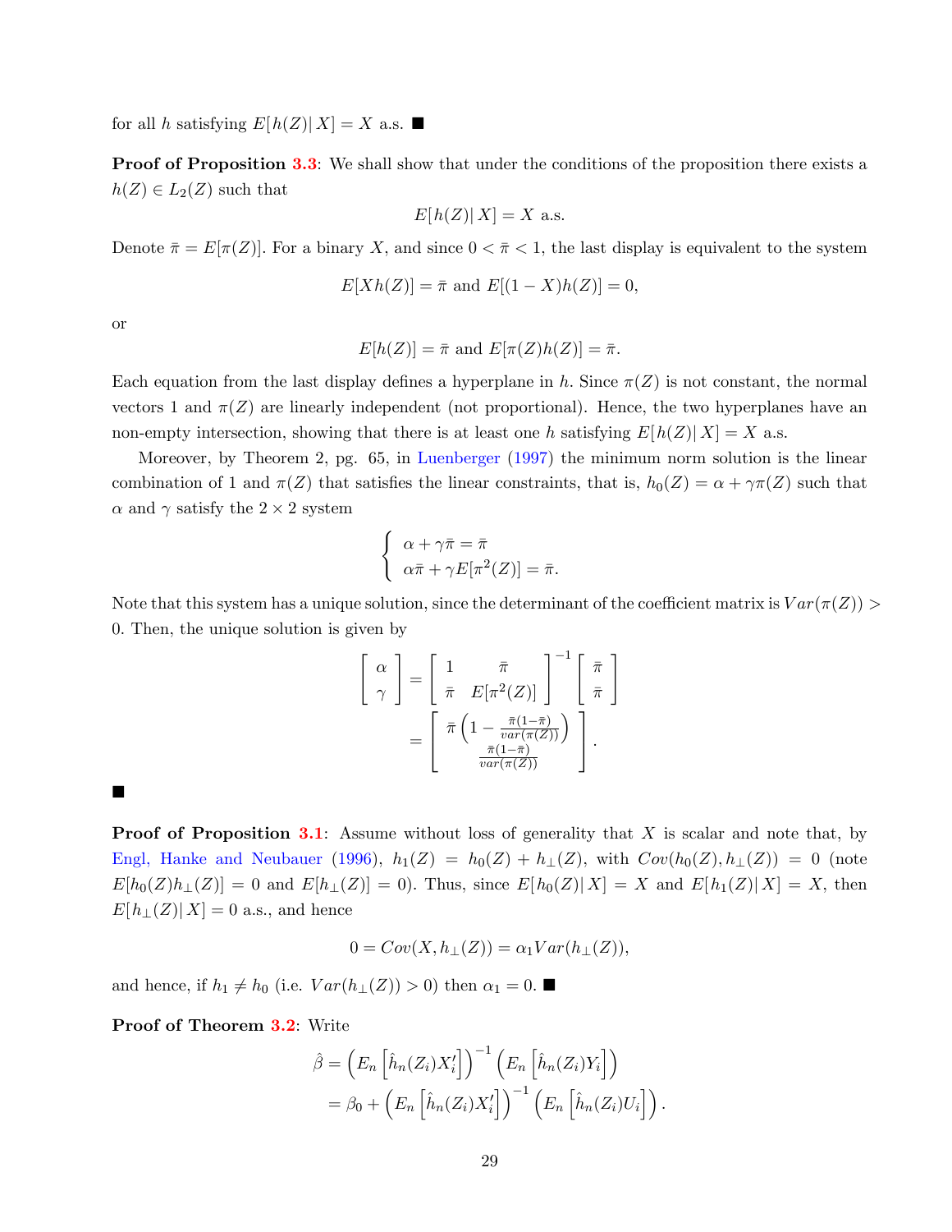for all $h$ satisfying $E[h(Z)|X] = X$ a.s. ■

**Proof of Proposition 3.3**: We shall show that under the conditions of the proposition there exists a $h(Z) \in L_2(Z)$ such that

$$E[h(Z)|X] = X \text{ a.s.}$$

Denote $\bar{\pi} = E[\pi(Z)]$. For a binary $X$, and since $0 < \bar{\pi} < 1$, the last display is equivalent to the system

$$E[Xh(Z)] = \bar{\pi} \text{ and } E[(1-X)h(Z)] = 0,$$

or

$$E[h(Z)] = \bar{\pi} \text{ and } E[\pi(Z)h(Z)] = \bar{\pi}.$$

Each equation from the last display defines a hyperplane in $h$. Since $\pi(Z)$ is not constant, the normal vectors 1 and $\pi(Z)$ are linearly independent (not proportional). Hence, the two hyperplanes have an non-empty intersection, showing that there is at least one $h$ satisfying $E[h(Z)|X] = X$ a.s.

Moreover, by Theorem 2, pg. 65, in Luenberger (1997) the minimum norm solution is the linear combination of 1 and $\pi(Z)$ that satisfies the linear constraints, that is, $h_0(Z) = \alpha + \gamma\pi(Z)$ such that $\alpha$ and $\gamma$ satisfy the $2 \times 2$ system

$$\begin{cases} \alpha + \gamma\bar{\pi} = \bar{\pi} \\ \alpha\bar{\pi} + \gamma E[\pi^2(Z)] = \bar{\pi}. \end{cases}$$

Note that this system has a unique solution, since the determinant of the coefficient matrix is $Var(\pi(Z)) > 0$. Then, the unique solution is given by

$$\begin{bmatrix} \alpha \\ \gamma \end{bmatrix} = \begin{bmatrix} 1 & \bar{\pi} \\ \bar{\pi} & E[\pi^2(Z)] \end{bmatrix}^{-1} \begin{bmatrix} \bar{\pi} \\ \bar{\pi} \end{bmatrix} = \begin{bmatrix} \bar{\pi}\left(1 - \frac{\bar{\pi}(1-\bar{\pi})}{var(\pi(Z))}\right) \\ \frac{\bar{\pi}(1-\bar{\pi})}{var(\pi(Z))} \end{bmatrix}.$$

■

**Proof of Proposition 3.1**: Assume without loss of generality that $X$ is scalar and note that, by Engl, Hanke and Neubauer (1996), $h_1(Z) = h_0(Z) + h_\perp(Z)$, with $Cov(h_0(Z), h_\perp(Z)) = 0$ (note $E[h_0(Z)h_\perp(Z)] = 0$ and $E[h_\perp(Z)] = 0$). Thus, since $E[h_0(Z)|X] = X$ and $E[h_1(Z)|X] = X$, then $E[h_\perp(Z)|X] = 0$ a.s., and hence

$$0 = Cov(X, h_\perp(Z)) = \alpha_1 Var(h_\perp(Z)),$$

and hence, if $h_1 \neq h_0$ (i.e. $Var(h_\perp(Z)) > 0$) then $\alpha_1 = 0$. ■

**Proof of Theorem 3.2**: Write

$$\hat{\beta} = \left(E_n\left[\hat{h}_n(Z_i)X_i'\right]\right)^{-1}\left(E_n\left[\hat{h}_n(Z_i)Y_i\right]\right)$$
$$= \beta_0 + \left(E_n\left[\hat{h}_n(Z_i)X_i'\right]\right)^{-1}\left(E_n\left[\hat{h}_n(Z_i)U_i\right]\right).$$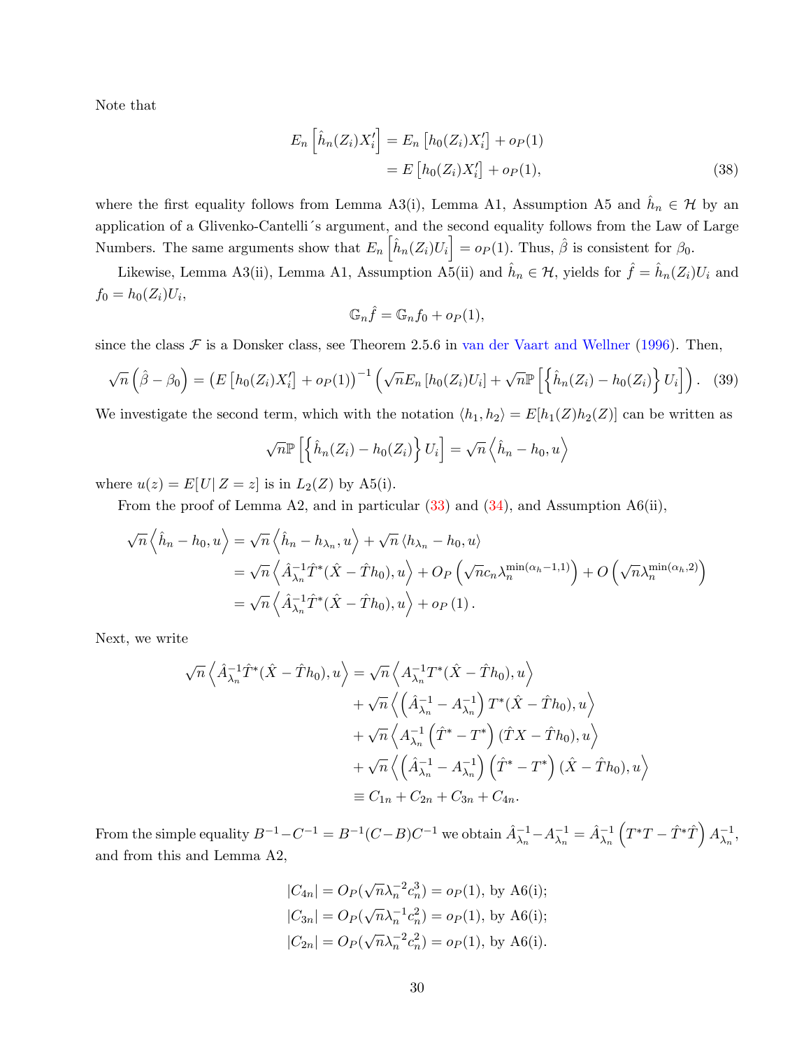Note that

$$
\begin{aligned}
E_n\left[\hat{h}_n(Z_i)X_i'\right] &= E_n\left[h_0(Z_i)X_i'\right] + o_P(1) \\
&= E\left[h_0(Z_i)X_i'\right] + o_P(1),
\end{aligned}
\tag{38}
$$

where the first equality follows from Lemma A3(i), Lemma A1, Assumption A5 and $\hat{h}_n \in \mathcal{H}$ by an application of a Glivenko-Cantelli´s argument, and the second equality follows from the Law of Large Numbers. The same arguments show that $E_n\left[\hat{h}_n(Z_i)U_i\right] = o_P(1)$. Thus, $\hat{\beta}$ is consistent for $\beta_0$.

Likewise, Lemma A3(ii), Lemma A1, Assumption A5(ii) and $\hat{h}_n \in \mathcal{H}$, yields for $\hat{f} = \hat{h}_n(Z_i)U_i$ and $f_0 = h_0(Z_i)U_i$,

$$
\mathbb{G}_n\hat{f} = \mathbb{G}_n f_0 + o_P(1),
$$

since the class $\mathcal{F}$ is a Donsker class, see Theorem 2.5.6 in van der Vaart and Wellner (1996). Then,

$$
\sqrt{n}\left(\hat{\beta} - \beta_0\right) = \left(E\left[h_0(Z_i)X_i'\right] + o_P(1)\right)^{-1}\left(\sqrt{n}E_n\left[h_0(Z_i)U_i\right] + \sqrt{n}\mathbb{P}\left[\left\{\hat{h}_n(Z_i) - h_0(Z_i)\right\}U_i\right]\right). \tag{39}
$$

We investigate the second term, which with the notation $\langle h_1, h_2\rangle = E[h_1(Z)h_2(Z)]$ can be written as

$$
\sqrt{n}\mathbb{P}\left[\left\{\hat{h}_n(Z_i) - h_0(Z_i)\right\}U_i\right] = \sqrt{n}\left\langle \hat{h}_n - h_0, u\right\rangle
$$

where $u(z) = E[U|\, Z = z]$ is in $L_2(Z)$ by A5(i).

From the proof of Lemma A2, and in particular (33) and (34), and Assumption A6(ii),

$$
\begin{aligned}
\sqrt{n}\left\langle \hat{h}_n - h_0, u\right\rangle &= \sqrt{n}\left\langle \hat{h}_n - h_{\lambda_n}, u\right\rangle + \sqrt{n}\left\langle h_{\lambda_n} - h_0, u\right\rangle \\
&= \sqrt{n}\left\langle \hat{A}_{\lambda_n}^{-1}\hat{T}^*(\hat{X} - \hat{T}h_0), u\right\rangle + O_P\left(\sqrt{n}c_n\lambda_n^{\min(\alpha_h - 1, 1)}\right) + O\left(\sqrt{n}\lambda_n^{\min(\alpha_h, 2)}\right) \\
&= \sqrt{n}\left\langle \hat{A}_{\lambda_n}^{-1}\hat{T}^*(\hat{X} - \hat{T}h_0), u\right\rangle + o_P\left(1\right).
\end{aligned}
$$

Next, we write

$$
\begin{aligned}
\sqrt{n}\left\langle \hat{A}_{\lambda_n}^{-1}\hat{T}^*(\hat{X} - \hat{T}h_0), u\right\rangle &= \sqrt{n}\left\langle A_{\lambda_n}^{-1}T^*(\hat{X} - \hat{T}h_0), u\right\rangle \\
&\quad + \sqrt{n}\left\langle \left(\hat{A}_{\lambda_n}^{-1} - A_{\lambda_n}^{-1}\right)T^*(\hat{X} - \hat{T}h_0), u\right\rangle \\
&\quad + \sqrt{n}\left\langle A_{\lambda_n}^{-1}\left(\hat{T}^* - T^*\right)(\hat{T}X - \hat{T}h_0), u\right\rangle \\
&\quad + \sqrt{n}\left\langle \left(\hat{A}_{\lambda_n}^{-1} - A_{\lambda_n}^{-1}\right)\left(\hat{T}^* - T^*\right)(\hat{X} - \hat{T}h_0), u\right\rangle \\
&\equiv C_{1n} + C_{2n} + C_{3n} + C_{4n}.
\end{aligned}
$$

From the simple equality $B^{-1} - C^{-1} = B^{-1}(C - B)C^{-1}$ we obtain $\hat{A}_{\lambda_n}^{-1} - A_{\lambda_n}^{-1} = \hat{A}_{\lambda_n}^{-1}\left(T^*T - \hat{T}^*\hat{T}\right)A_{\lambda_n}^{-1}$, and from this and Lemma A2,

$$
\begin{aligned}
|C_{4n}| &= O_P(\sqrt{n}\lambda_n^{-2}c_n^3) = o_P(1), \text{ by A6(i)}; \\
|C_{3n}| &= O_P(\sqrt{n}\lambda_n^{-1}c_n^2) = o_P(1), \text{ by A6(i)}; \\
|C_{2n}| &= O_P(\sqrt{n}\lambda_n^{-2}c_n^2) = o_P(1), \text{ by A6(i)}.
\end{aligned}
$$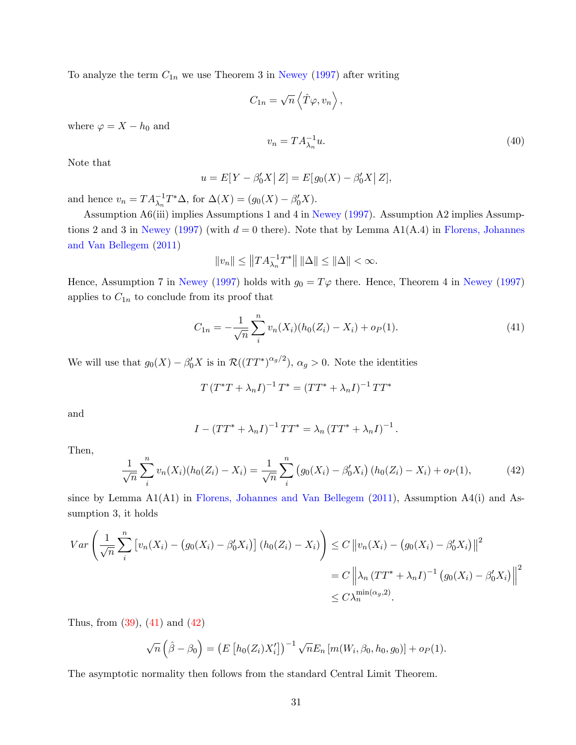To analyze the term $C_{1n}$ we use Theorem 3 in Newey (1997) after writing

$$C_{1n} = \sqrt{n} \left\langle \hat{T}\varphi, v_n \right\rangle,$$

where $\varphi = X - h_0$ and

$$v_n = TA_{\lambda_n}^{-1} u. \tag{40}$$

Note that

$$u = E[Y - \beta_0' X \big| Z] = E[g_0(X) - \beta_0' X \big| Z],$$

and hence $v_n = TA_{\lambda_n}^{-1} T^* \Delta$, for $\Delta(X) = (g_0(X) - \beta_0' X)$.

Assumption A6(iii) implies Assumptions 1 and 4 in Newey (1997). Assumption A2 implies Assumptions 2 and 3 in Newey (1997) (with $d = 0$ there). Note that by Lemma A1(A.4) in Florens, Johannes and Van Bellegem (2011)

$$\|v_n\| \leq \left\| TA_{\lambda_n}^{-1} T^* \right\| \|\Delta\| \leq \|\Delta\| < \infty.$$

Hence, Assumption 7 in Newey (1997) holds with $g_0 = T\varphi$ there. Hence, Theorem 4 in Newey (1997) applies to $C_{1n}$ to conclude from its proof that

$$C_{1n} = -\frac{1}{\sqrt{n}} \sum_{i}^{n} v_n(X_i)(h_0(Z_i) - X_i) + o_P(1). \tag{41}$$

We will use that $g_0(X) - \beta_0' X$ is in $\mathcal{R}((TT^*)^{\alpha_g/2})$, $\alpha_g > 0$. Note the identities

$$T\left(T^*T + \lambda_n I\right)^{-1} T^* = \left(TT^* + \lambda_n I\right)^{-1} TT^*$$

and

$$I - \left(TT^* + \lambda_n I\right)^{-1} TT^* = \lambda_n \left(TT^* + \lambda_n I\right)^{-1}.$$

Then,

$$\frac{1}{\sqrt{n}} \sum_{i}^{n} v_n(X_i)(h_0(Z_i) - X_i) = \frac{1}{\sqrt{n}} \sum_{i}^{n} \left(g_0(X_i) - \beta_0' X_i\right) \left(h_0(Z_i) - X_i\right) + o_P(1), \tag{42}$$

since by Lemma A1(A1) in Florens, Johannes and Van Bellegem (2011), Assumption A4(i) and Assumption 3, it holds

$$\begin{aligned}
Var\left( \frac{1}{\sqrt{n}} \sum_{i}^{n} \left[ v_n(X_i) - \left(g_0(X_i) - \beta_0' X_i\right) \right] \left(h_0(Z_i) - X_i\right) \right) &\leq C \left\| v_n(X_i) - \left(g_0(X_i) - \beta_0' X_i\right) \right\|^2 \\
&= C \left\| \lambda_n \left(TT^* + \lambda_n I\right)^{-1} \left(g_0(X_i) - \beta_0' X_i\right) \right\|^2 \\
&\leq C \lambda_n^{\min(\alpha_g, 2)}.
\end{aligned}$$

Thus, from (39), (41) and (42)

$$\sqrt{n}\left(\hat{\beta} - \beta_0\right) = \left(E\left[h_0(Z_i) X_i'\right]\right)^{-1} \sqrt{n} E_n\left[m(W_i, \beta_0, h_0, g_0)\right] + o_P(1).$$

The asymptotic normality then follows from the standard Central Limit Theorem.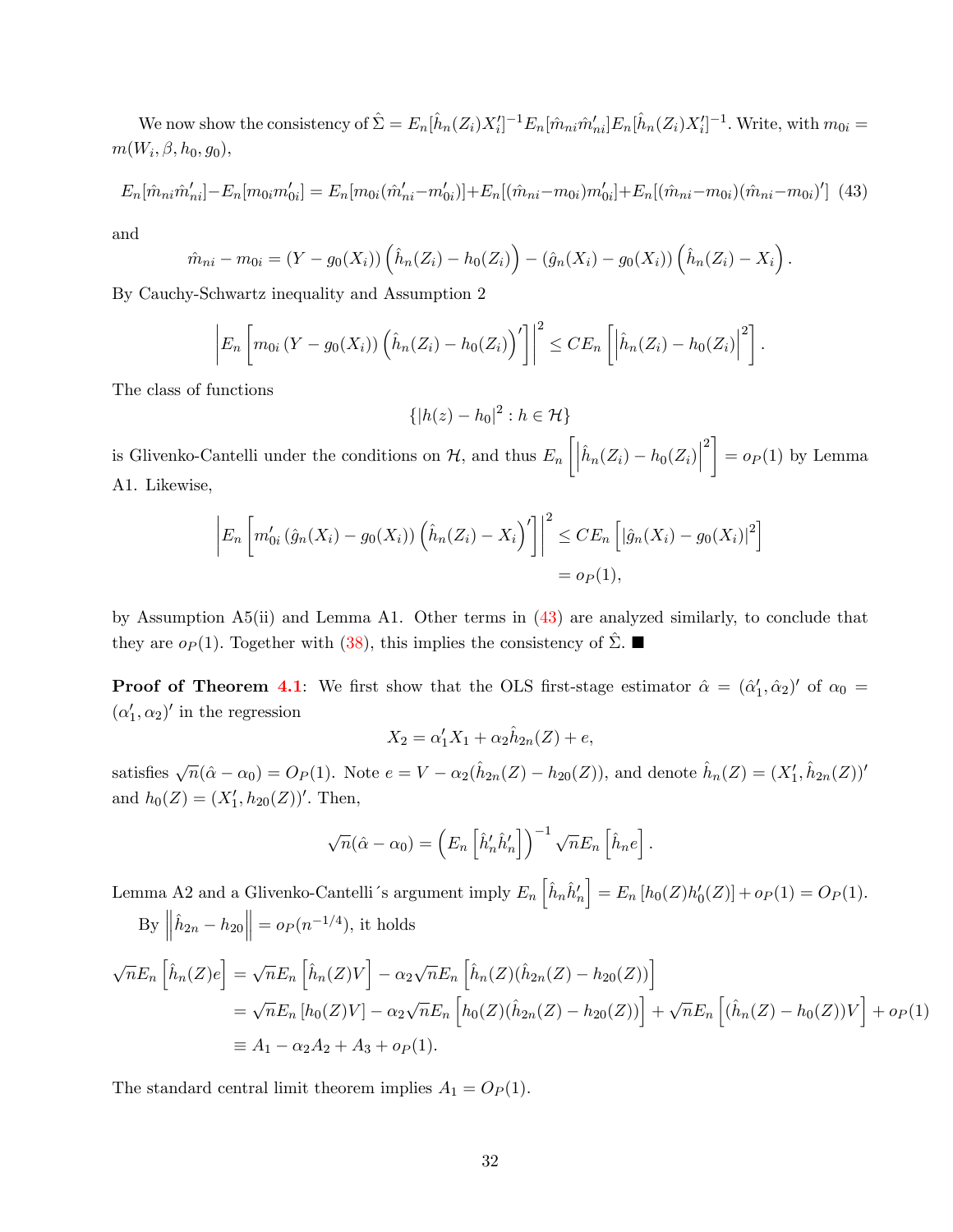We now show the consistency of $\hat{\Sigma} = E_n[\hat{h}_n(Z_i)X_i']^{-1}E_n[\hat{m}_{ni}\hat{m}_{ni}']E_n[\hat{h}_n(Z_i)X_i']^{-1}$. Write, with $m_{0i} = m(W_i, \beta, h_0, g_0)$,

$$E_n[\hat{m}_{ni}\hat{m}_{ni}'] - E_n[m_{0i}m_{0i}'] = E_n[m_{0i}(\hat{m}_{ni}' - m_{0i}')] + E_n[(\hat{m}_{ni} - m_{0i})m_{0i}'] + E_n[(\hat{m}_{ni} - m_{0i})(\hat{m}_{ni} - m_{0i})'] \quad (43)$$

and

$$\hat{m}_{ni} - m_{0i} = (Y - g_0(X_i))\left(\hat{h}_n(Z_i) - h_0(Z_i)\right) - (\hat{g}_n(X_i) - g_0(X_i))\left(\hat{h}_n(Z_i) - X_i\right).$$

By Cauchy-Schwartz inequality and Assumption 2

$$\left|E_n\left[m_{0i}\left(Y - g_0(X_i)\right)\left(\hat{h}_n(Z_i) - h_0(Z_i)\right)'\right]\right|^2 \leq C E_n\left[\left|\hat{h}_n(Z_i) - h_0(Z_i)\right|^2\right].$$

The class of functions

$$\{|h(z) - h_0|^2 : h \in \mathcal{H}\}$$

is Glivenko-Cantelli under the conditions on $\mathcal{H}$, and thus $E_n\left[\left|\hat{h}_n(Z_i) - h_0(Z_i)\right|^2\right] = o_P(1)$ by Lemma A1. Likewise,

$$\begin{aligned}\left|E_n\left[m_{0i}'\left(\hat{g}_n(X_i) - g_0(X_i)\right)\left(\hat{h}_n(Z_i) - X_i\right)'\right]\right|^2 &\leq C E_n\left[|\hat{g}_n(X_i) - g_0(X_i)|^2\right] \\ &= o_P(1),\end{aligned}$$

by Assumption A5(ii) and Lemma A1. Other terms in (43) are analyzed similarly, to conclude that they are $o_P(1)$. Together with (38), this implies the consistency of $\hat{\Sigma}$. ■

**Proof of Theorem 4.1**: We first show that the OLS first-stage estimator $\hat{\alpha} = (\hat{\alpha}_1', \hat{\alpha}_2)'$ of $\alpha_0 = (\alpha_1', \alpha_2)'$ in the regression

$$X_2 = \alpha_1' X_1 + \alpha_2 \hat{h}_{2n}(Z) + e,$$

satisfies $\sqrt{n}(\hat{\alpha} - \alpha_0) = O_P(1)$. Note $e = V - \alpha_2(\hat{h}_{2n}(Z) - h_{20}(Z))$, and denote $\hat{h}_n(Z) = (X_1', \hat{h}_{2n}(Z))'$ and $h_0(Z) = (X_1', h_{20}(Z))'$. Then,

$$\sqrt{n}(\hat{\alpha} - \alpha_0) = \left(E_n\left[\hat{h}_n'\hat{h}_n'\right]\right)^{-1}\sqrt{n}E_n\left[\hat{h}_n e\right].$$

Lemma A2 and a Glivenko-Cantelli´s argument imply $E_n\left[\hat{h}_n\hat{h}_n'\right] = E_n\left[h_0(Z)h_0'(Z)\right] + o_P(1) = O_P(1)$.

By $\left\|\hat{h}_{2n} - h_{20}\right\| = o_P(n^{-1/4})$, it holds

$$\begin{aligned}\sqrt{n}E_n\left[\hat{h}_n(Z)e\right] &= \sqrt{n}E_n\left[\hat{h}_n(Z)V\right] - \alpha_2\sqrt{n}E_n\left[\hat{h}_n(Z)(\hat{h}_{2n}(Z) - h_{20}(Z))\right] \\ &= \sqrt{n}E_n\left[h_0(Z)V\right] - \alpha_2\sqrt{n}E_n\left[h_0(Z)(\hat{h}_{2n}(Z) - h_{20}(Z))\right] + \sqrt{n}E_n\left[(\hat{h}_n(Z) - h_0(Z))V\right] + o_P(1) \\ &\equiv A_1 - \alpha_2 A_2 + A_3 + o_P(1).\end{aligned}$$

The standard central limit theorem implies $A_1 = O_P(1)$.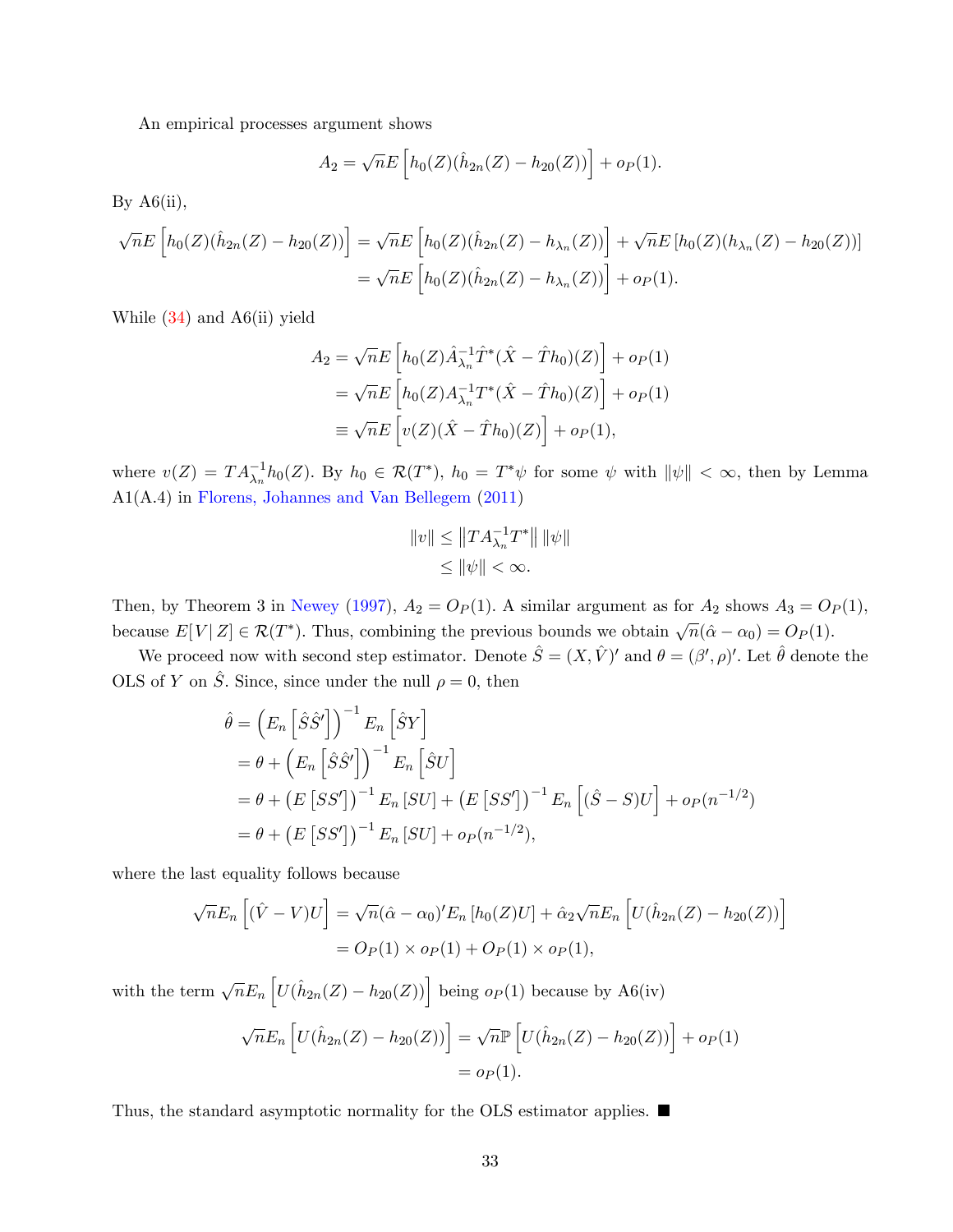An empirical processes argument shows

$$A_2 = \sqrt{n} E\left[h_0(Z)(\hat{h}_{2n}(Z) - h_{20}(Z))\right] + o_P(1).$$

By A6(ii),

$$\begin{aligned}
\sqrt{n} E\left[h_0(Z)(\hat{h}_{2n}(Z) - h_{20}(Z))\right] &= \sqrt{n} E\left[h_0(Z)(\hat{h}_{2n}(Z) - h_{\lambda_n}(Z))\right] + \sqrt{n} E\left[h_0(Z)(h_{\lambda_n}(Z) - h_{20}(Z))\right] \\
&= \sqrt{n} E\left[h_0(Z)(\hat{h}_{2n}(Z) - h_{\lambda_n}(Z))\right] + o_P(1).
\end{aligned}$$

While (34) and A6(ii) yield

$$\begin{aligned}
A_2 &= \sqrt{n} E\left[h_0(Z)\hat{A}_{\lambda_n}^{-1}\hat{T}^*(\hat{X} - \hat{T}h_0)(Z)\right] + o_P(1) \\
&= \sqrt{n} E\left[h_0(Z)A_{\lambda_n}^{-1}T^*(\hat{X} - \hat{T}h_0)(Z)\right] + o_P(1) \\
&\equiv \sqrt{n} E\left[v(Z)(\hat{X} - \hat{T}h_0)(Z)\right] + o_P(1),
\end{aligned}$$

where $v(Z) = TA_{\lambda_n}^{-1}h_0(Z)$. By $h_0 \in \mathcal{R}(T^*)$, $h_0 = T^*\psi$ for some $\psi$ with $\|\psi\| < \infty$, then by Lemma A1(A.4) in Florens, Johannes and Van Bellegem (2011)

$$\begin{aligned}
\|v\| &\leq \left\|TA_{\lambda_n}^{-1}T^*\right\| \|\psi\| \\
&\leq \|\psi\| < \infty.
\end{aligned}$$

Then, by Theorem 3 in Newey (1997), $A_2 = O_P(1)$. A similar argument as for $A_2$ shows $A_3 = O_P(1)$, because $E[V|\, Z] \in \mathcal{R}(T^*)$. Thus, combining the previous bounds we obtain $\sqrt{n}(\hat{\alpha} - \alpha_0) = O_P(1)$.

We proceed now with second step estimator. Denote $\hat{S} = (X, \hat{V})'$ and $\theta = (\beta', \rho)'$. Let $\hat{\theta}$ denote the OLS of $Y$ on $\hat{S}$. Since, since under the null $\rho = 0$, then

$$\begin{aligned}
\hat{\theta} &= \left(E_n\left[\hat{S}\hat{S}'\right]\right)^{-1} E_n\left[\hat{S}Y\right] \\
&= \theta + \left(E_n\left[\hat{S}\hat{S}'\right]\right)^{-1} E_n\left[\hat{S}U\right] \\
&= \theta + \left(E\left[SS'\right]\right)^{-1} E_n\left[SU\right] + \left(E\left[SS'\right]\right)^{-1} E_n\left[(\hat{S} - S)U\right] + o_P(n^{-1/2}) \\
&= \theta + \left(E\left[SS'\right]\right)^{-1} E_n\left[SU\right] + o_P(n^{-1/2}),
\end{aligned}$$

where the last equality follows because

$$\begin{aligned}
\sqrt{n} E_n\left[(\hat{V} - V)U\right] &= \sqrt{n}(\hat{\alpha} - \alpha_0)' E_n\left[h_0(Z)U\right] + \hat{\alpha}_2 \sqrt{n} E_n\left[U(\hat{h}_{2n}(Z) - h_{20}(Z))\right] \\
&= O_P(1) \times o_P(1) + O_P(1) \times o_P(1),
\end{aligned}$$

with the term $\sqrt{n} E_n\left[U(\hat{h}_{2n}(Z) - h_{20}(Z))\right]$ being $o_P(1)$ because by A6(iv)

$$\begin{aligned}
\sqrt{n} E_n\left[U(\hat{h}_{2n}(Z) - h_{20}(Z))\right] &= \sqrt{n} \mathbb{P}\left[U(\hat{h}_{2n}(Z) - h_{20}(Z))\right] + o_P(1) \\
&= o_P(1).
\end{aligned}$$

Thus, the standard asymptotic normality for the OLS estimator applies. ■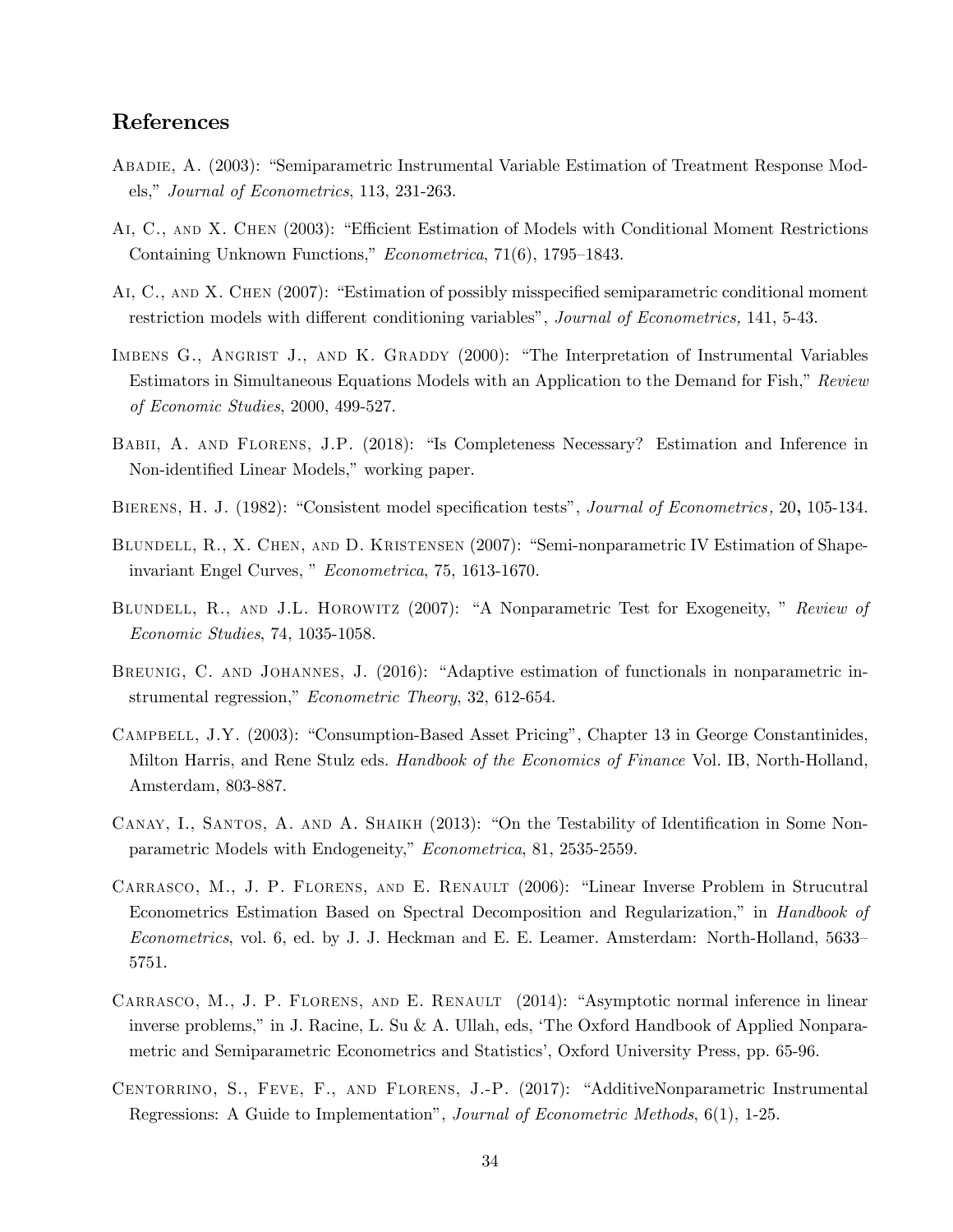## References

Abadie, A. (2003): "Semiparametric Instrumental Variable Estimation of Treatment Response Models," *Journal of Econometrics*, 113, 231-263.

Ai, C., and X. Chen (2003): "Efficient Estimation of Models with Conditional Moment Restrictions Containing Unknown Functions," *Econometrica*, 71(6), 1795–1843.

Ai, C., and X. Chen (2007): "Estimation of possibly misspecified semiparametric conditional moment restriction models with different conditioning variables", *Journal of Econometrics,* 141, 5-43.

Imbens G., Angrist J., and K. Graddy (2000): "The Interpretation of Instrumental Variables Estimators in Simultaneous Equations Models with an Application to the Demand for Fish," *Review of Economic Studies*, 2000, 499-527.

Babii, A. and Florens, J.P. (2018): "Is Completeness Necessary? Estimation and Inference in Non-identified Linear Models," working paper.

Bierens, H. J. (1982): "Consistent model specification tests", *Journal of Econometrics,* 20**,** 105-134.

Blundell, R., X. Chen, and D. Kristensen (2007): "Semi-nonparametric IV Estimation of Shape-invariant Engel Curves, " *Econometrica*, 75, 1613-1670.

Blundell, R., and J.L. Horowitz (2007): "A Nonparametric Test for Exogeneity, " *Review of Economic Studies*, 74, 1035-1058.

Breunig, C. and Johannes, J. (2016): "Adaptive estimation of functionals in nonparametric instrumental regression," *Econometric Theory,* 32, 612-654.

Campbell, J.Y. (2003): "Consumption-Based Asset Pricing", Chapter 13 in George Constantinides, Milton Harris, and Rene Stulz eds. *Handbook of the Economics of Finance* Vol. IB, North-Holland, Amsterdam, 803-887.

Canay, I., Santos, A. and A. Shaikh (2013): "On the Testability of Identification in Some Nonparametric Models with Endogeneity," *Econometrica*, 81, 2535-2559.

Carrasco, M., J. P. Florens, and E. Renault (2006): "Linear Inverse Problem in Strucutral Econometrics Estimation Based on Spectral Decomposition and Regularization," in *Handbook of Econometrics*, vol. 6, ed. by J. J. Heckman and E. E. Leamer. Amsterdam: North-Holland, 5633–5751.

Carrasco, M., J. P. Florens, and E. Renault (2014): "Asymptotic normal inference in linear inverse problems," in J. Racine, L. Su & A. Ullah, eds, 'The Oxford Handbook of Applied Nonparametric and Semiparametric Econometrics and Statistics', Oxford University Press, pp. 65-96.

Centorrino, S., Feve, F., and Florens, J.-P. (2017): "AdditiveNonparametric Instrumental Regressions: A Guide to Implementation", *Journal of Econometric Methods*, 6(1), 1-25.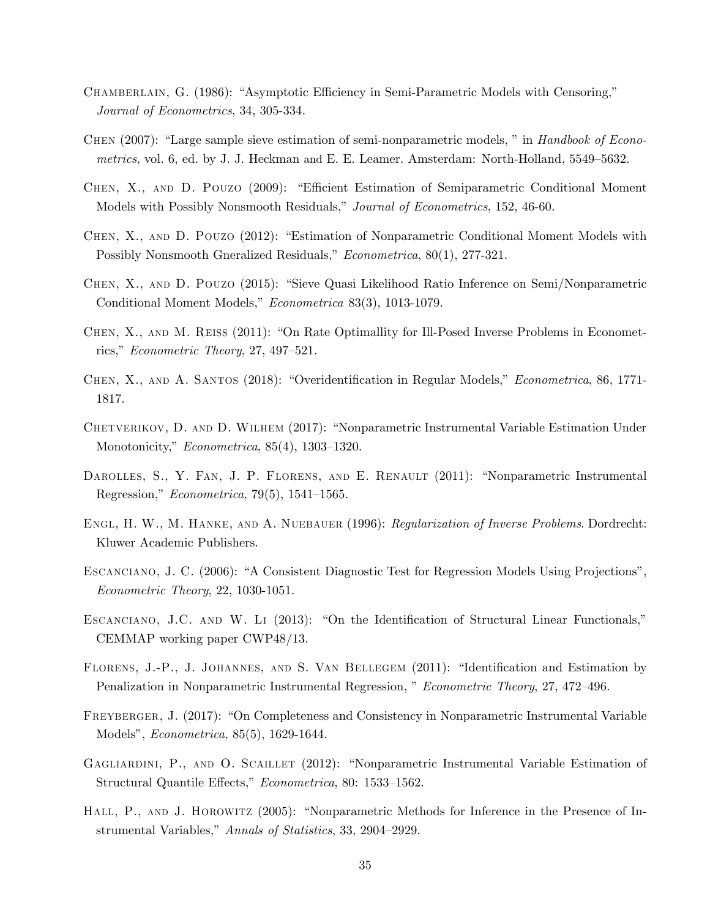Chamberlain, G. (1986): "Asymptotic Efficiency in Semi-Parametric Models with Censoring," *Journal of Econometrics*, 34, 305-334.

Chen (2007): "Large sample sieve estimation of semi-nonparametric models, " in *Handbook of Econometrics*, vol. 6, ed. by J. J. Heckman and E. E. Leamer. Amsterdam: North-Holland, 5549–5632.

Chen, X., and D. Pouzo (2009): "Efficient Estimation of Semiparametric Conditional Moment Models with Possibly Nonsmooth Residuals," *Journal of Econometrics*, 152, 46-60.

Chen, X., and D. Pouzo (2012): "Estimation of Nonparametric Conditional Moment Models with Possibly Nonsmooth Gneralized Residuals," *Econometrica*, 80(1), 277-321.

Chen, X., and D. Pouzo (2015): "Sieve Quasi Likelihood Ratio Inference on Semi/Nonparametric Conditional Moment Models," *Econometrica* 83(3), 1013-1079.

Chen, X., and M. Reiss (2011): "On Rate Optimallity for Ill-Posed Inverse Problems in Econometrics," *Econometric Theory*, 27, 497–521.

Chen, X., and A. Santos (2018): "Overidentification in Regular Models," *Econometrica*, 86, 1771-1817.

Chetverikov, D. and D. Wilhem (2017): "Nonparametric Instrumental Variable Estimation Under Monotonicity," *Econometrica*, 85(4), 1303–1320.

Darolles, S., Y. Fan, J. P. Florens, and E. Renault (2011): "Nonparametric Instrumental Regression," *Econometrica*, 79(5), 1541–1565.

Engl, H. W., M. Hanke, and A. Nuebauer (1996): *Regularization of Inverse Problems*. Dordrecht: Kluwer Academic Publishers.

Escanciano, J. C. (2006): "A Consistent Diagnostic Test for Regression Models Using Projections", *Econometric Theory*, 22, 1030-1051.

Escanciano, J.C. and W. Li (2013): "On the Identification of Structural Linear Functionals," CEMMAP working paper CWP48/13.

Florens, J.-P., J. Johannes, and S. Van Bellegem (2011): "Identification and Estimation by Penalization in Nonparametric Instrumental Regression, " *Econometric Theory*, 27, 472–496.

Freyberger, J. (2017): "On Completeness and Consistency in Nonparametric Instrumental Variable Models", *Econometrica,* 85(5), 1629-1644.

Gagliardini, P., and O. Scaillet (2012): "Nonparametric Instrumental Variable Estimation of Structural Quantile Effects," *Econometrica*, 80: 1533–1562.

Hall, P., and J. Horowitz (2005): "Nonparametric Methods for Inference in the Presence of Instrumental Variables," *Annals of Statistics*, 33, 2904–2929.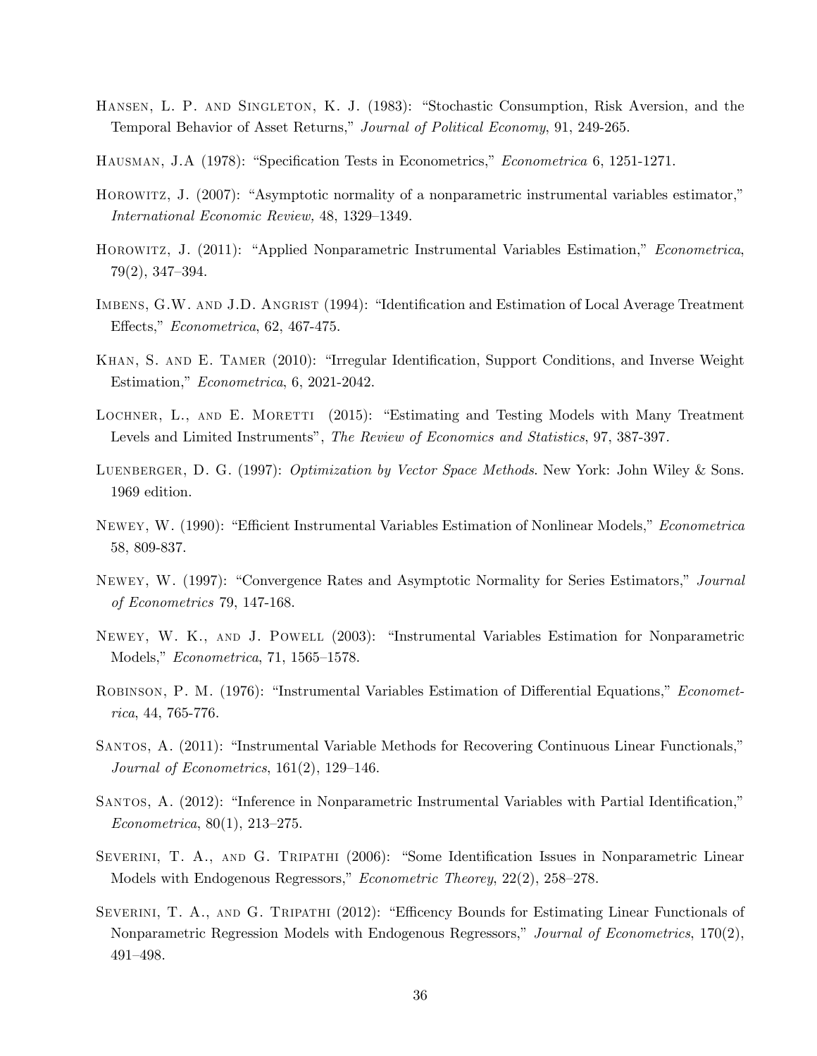Hansen, L. P. and Singleton, K. J. (1983): "Stochastic Consumption, Risk Aversion, and the Temporal Behavior of Asset Returns," *Journal of Political Economy*, 91, 249-265.

Hausman, J.A (1978): "Specification Tests in Econometrics," *Econometrica* 6, 1251-1271.

Horowitz, J. (2007): "Asymptotic normality of a nonparametric instrumental variables estimator," *International Economic Review,* 48, 1329–1349.

Horowitz, J. (2011): "Applied Nonparametric Instrumental Variables Estimation," *Econometrica*, 79(2), 347–394.

Imbens, G.W. and J.D. Angrist (1994): "Identification and Estimation of Local Average Treatment Effects," *Econometrica*, 62, 467-475.

Khan, S. and E. Tamer (2010): "Irregular Identification, Support Conditions, and Inverse Weight Estimation," *Econometrica*, 6, 2021-2042.

Lochner, L., and E. Moretti (2015): "Estimating and Testing Models with Many Treatment Levels and Limited Instruments", *The Review of Economics and Statistics*, 97, 387-397.

Luenberger, D. G. (1997): *Optimization by Vector Space Methods*. New York: John Wiley & Sons. 1969 edition.

Newey, W. (1990): "Efficient Instrumental Variables Estimation of Nonlinear Models," *Econometrica* 58, 809-837.

Newey, W. (1997): "Convergence Rates and Asymptotic Normality for Series Estimators," *Journal of Econometrics* 79, 147-168.

Newey, W. K., and J. Powell (2003): "Instrumental Variables Estimation for Nonparametric Models," *Econometrica*, 71, 1565–1578.

Robinson, P. M. (1976): "Instrumental Variables Estimation of Differential Equations," *Econometrica*, 44, 765-776.

Santos, A. (2011): "Instrumental Variable Methods for Recovering Continuous Linear Functionals," *Journal of Econometrics*, 161(2), 129–146.

Santos, A. (2012): "Inference in Nonparametric Instrumental Variables with Partial Identification," *Econometrica*, 80(1), 213–275.

Severini, T. A., and G. Tripathi (2006): "Some Identification Issues in Nonparametric Linear Models with Endogenous Regressors," *Econometric Theory*, 22(2), 258–278.

Severini, T. A., and G. Tripathi (2012): "Efficency Bounds for Estimating Linear Functionals of Nonparametric Regression Models with Endogenous Regressors," *Journal of Econometrics*, 170(2), 491–498.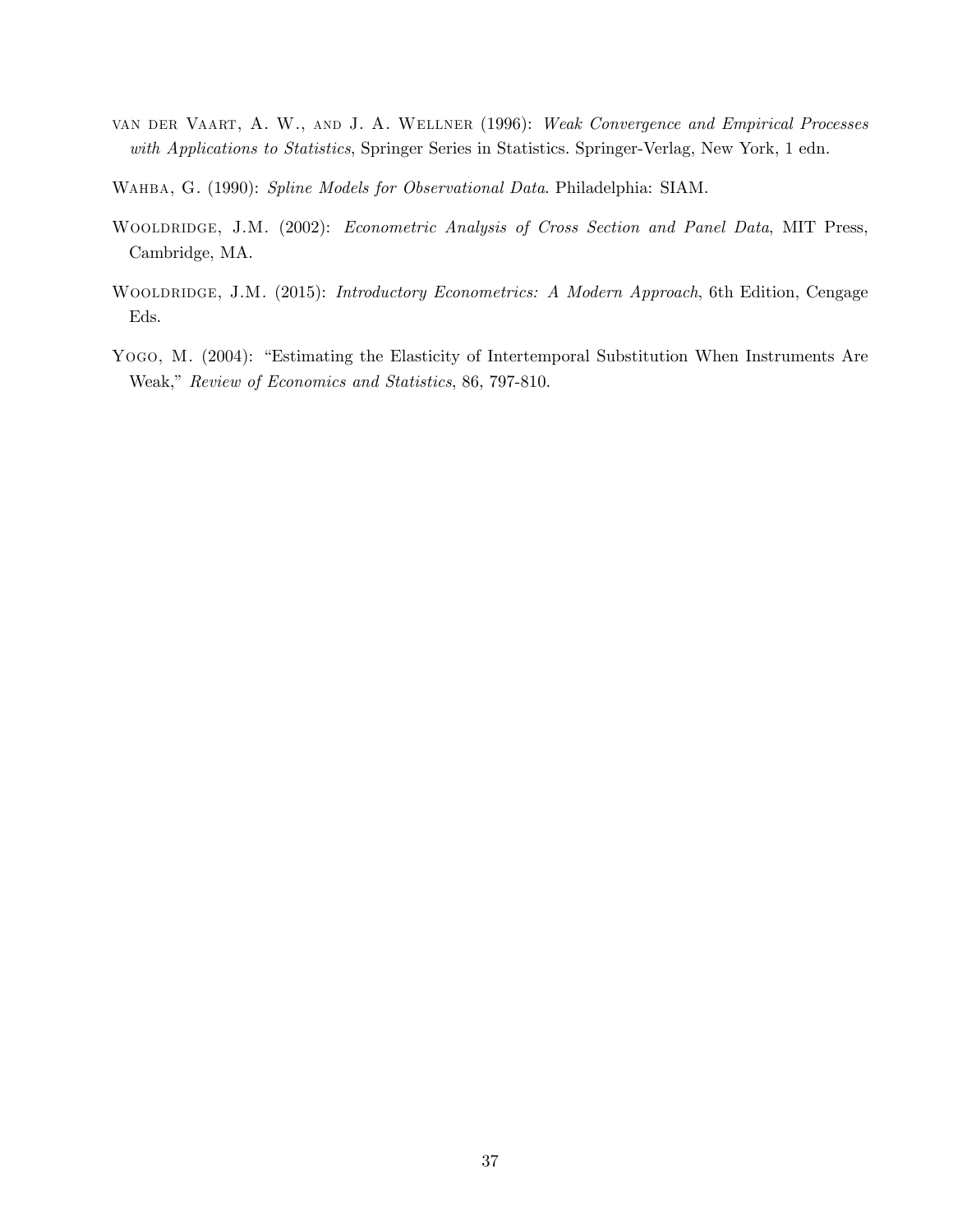van der Vaart, A. W., and J. A. Wellner (1996): *Weak Convergence and Empirical Processes with Applications to Statistics*, Springer Series in Statistics. Springer-Verlag, New York, 1 edn.

Wahba, G. (1990): *Spline Models for Observational Data*. Philadelphia: SIAM.

Wooldridge, J.M. (2002): *Econometric Analysis of Cross Section and Panel Data*, MIT Press, Cambridge, MA.

Wooldridge, J.M. (2015): *Introductory Econometrics: A Modern Approach*, 6th Edition, Cengage Eds.

Yogo, M. (2004): "Estimating the Elasticity of Intertemporal Substitution When Instruments Are Weak," *Review of Economics and Statistics*, 86, 797-810.